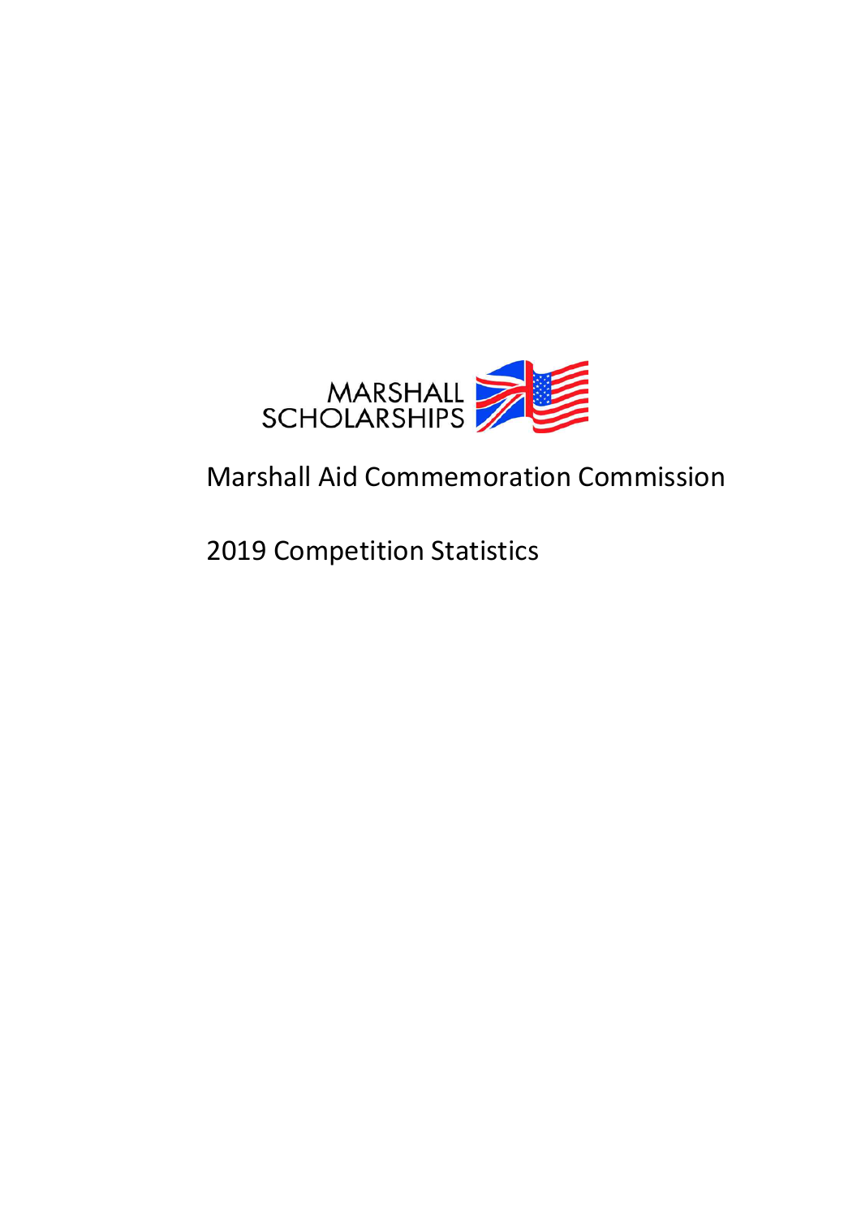MARSHALL SCHOLARSHIPS

# Marshall Aid Commemoration Commission

## 2019 Competition Statistics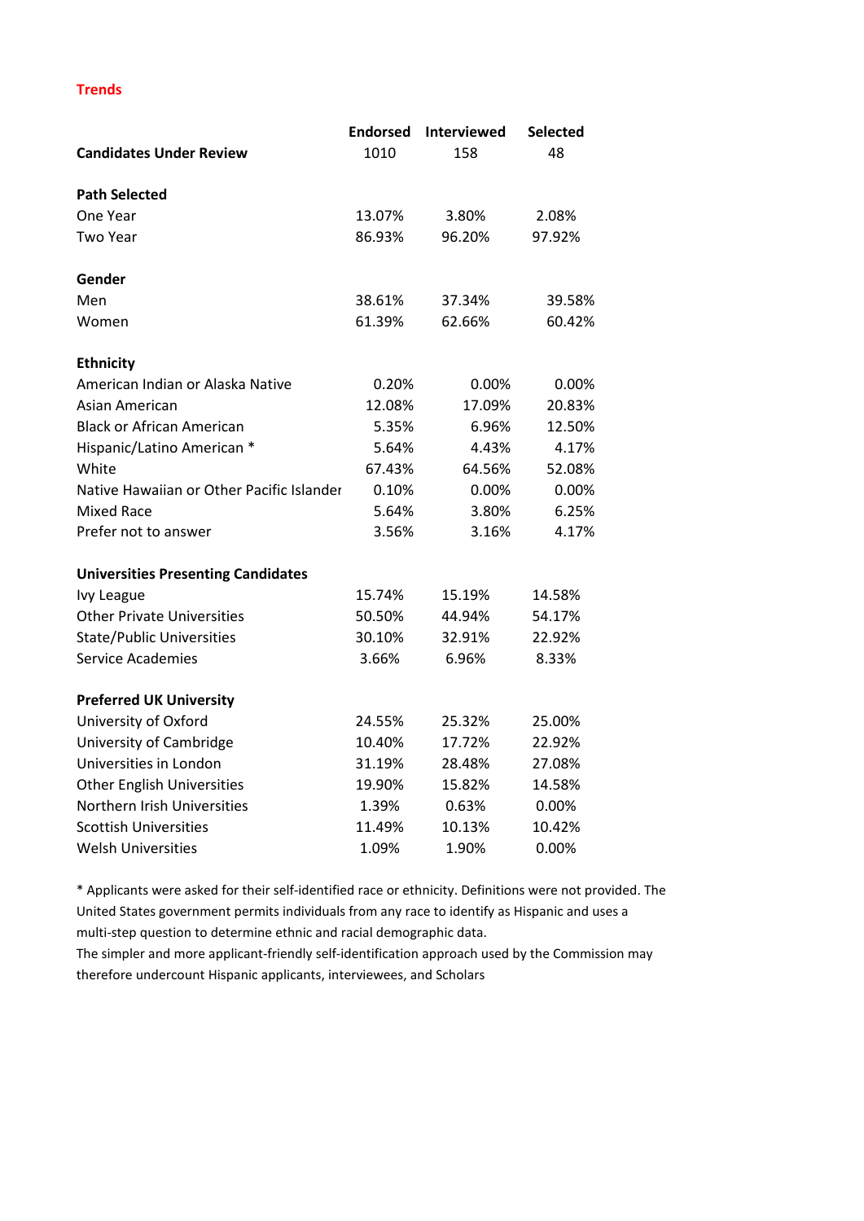## Trends

| | Endorsed | Interviewed | Selected |
|---|---|---|---|
| **Candidates Under Review** | 1010 | 158 | 48 |
| | | | |
| **Path Selected** | | | |
| One Year | 13.07% | 3.80% | 2.08% |
| Two Year | 86.93% | 96.20% | 97.92% |
| | | | |
| **Gender** | | | |
| Men | 38.61% | 37.34% | 39.58% |
| Women | 61.39% | 62.66% | 60.42% |
| | | | |
| **Ethnicity** | | | |
| American Indian or Alaska Native | 0.20% | 0.00% | 0.00% |
| Asian American | 12.08% | 17.09% | 20.83% |
| Black or African American | 5.35% | 6.96% | 12.50% |
| Hispanic/Latino American * | 5.64% | 4.43% | 4.17% |
| White | 67.43% | 64.56% | 52.08% |
| Native Hawaiian or Other Pacific Islander | 0.10% | 0.00% | 0.00% |
| Mixed Race | 5.64% | 3.80% | 6.25% |
| Prefer not to answer | 3.56% | 3.16% | 4.17% |
| | | | |
| **Universities Presenting Candidates** | | | |
| Ivy League | 15.74% | 15.19% | 14.58% |
| Other Private Universities | 50.50% | 44.94% | 54.17% |
| State/Public Universities | 30.10% | 32.91% | 22.92% |
| Service Academies | 3.66% | 6.96% | 8.33% |
| | | | |
| **Preferred UK University** | | | |
| University of Oxford | 24.55% | 25.32% | 25.00% |
| University of Cambridge | 10.40% | 17.72% | 22.92% |
| Universities in London | 31.19% | 28.48% | 27.08% |
| Other English Universities | 19.90% | 15.82% | 14.58% |
| Northern Irish Universities | 1.39% | 0.63% | 0.00% |
| Scottish Universities | 11.49% | 10.13% | 10.42% |
| Welsh Universities | 1.09% | 1.90% | 0.00% |

* Applicants were asked for their self-identified race or ethnicity. Definitions were not provided. The United States government permits individuals from any race to identify as Hispanic and uses a multi-step question to determine ethnic and racial demographic data.
The simpler and more applicant-friendly self-identification approach used by the Commission may therefore undercount Hispanic applicants, interviewees, and Scholars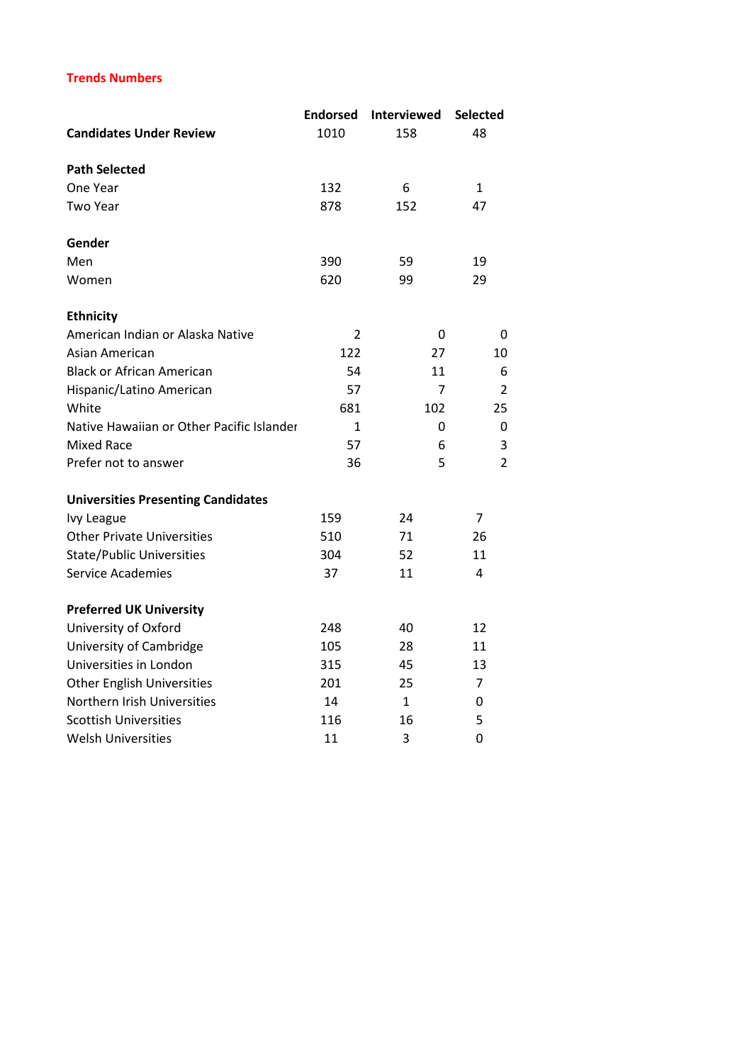**Trends Numbers**

| | Endorsed | Interviewed | Selected |
|---|---|---|---|
| **Candidates Under Review** | 1010 | 158 | 48 |
| | | | |
| **Path Selected** | | | |
| One Year | 132 | 6 | 1 |
| Two Year | 878 | 152 | 47 |
| | | | |
| **Gender** | | | |
| Men | 390 | 59 | 19 |
| Women | 620 | 99 | 29 |
| | | | |
| **Ethnicity** | | | |
| American Indian or Alaska Native | 2 | 0 | 0 |
| Asian American | 122 | 27 | 10 |
| Black or African American | 54 | 11 | 6 |
| Hispanic/Latino American | 57 | 7 | 2 |
| White | 681 | 102 | 25 |
| Native Hawaiian or Other Pacific Islander | 1 | 0 | 0 |
| Mixed Race | 57 | 6 | 3 |
| Prefer not to answer | 36 | 5 | 2 |
| | | | |
| **Universities Presenting Candidates** | | | |
| Ivy League | 159 | 24 | 7 |
| Other Private Universities | 510 | 71 | 26 |
| State/Public Universities | 304 | 52 | 11 |
| Service Academies | 37 | 11 | 4 |
| | | | |
| **Preferred UK University** | | | |
| University of Oxford | 248 | 40 | 12 |
| University of Cambridge | 105 | 28 | 11 |
| Universities in London | 315 | 45 | 13 |
| Other English Universities | 201 | 25 | 7 |
| Northern Irish Universities | 14 | 1 | 0 |
| Scottish Universities | 116 | 16 | 5 |
| Welsh Universities | 11 | 3 | 0 |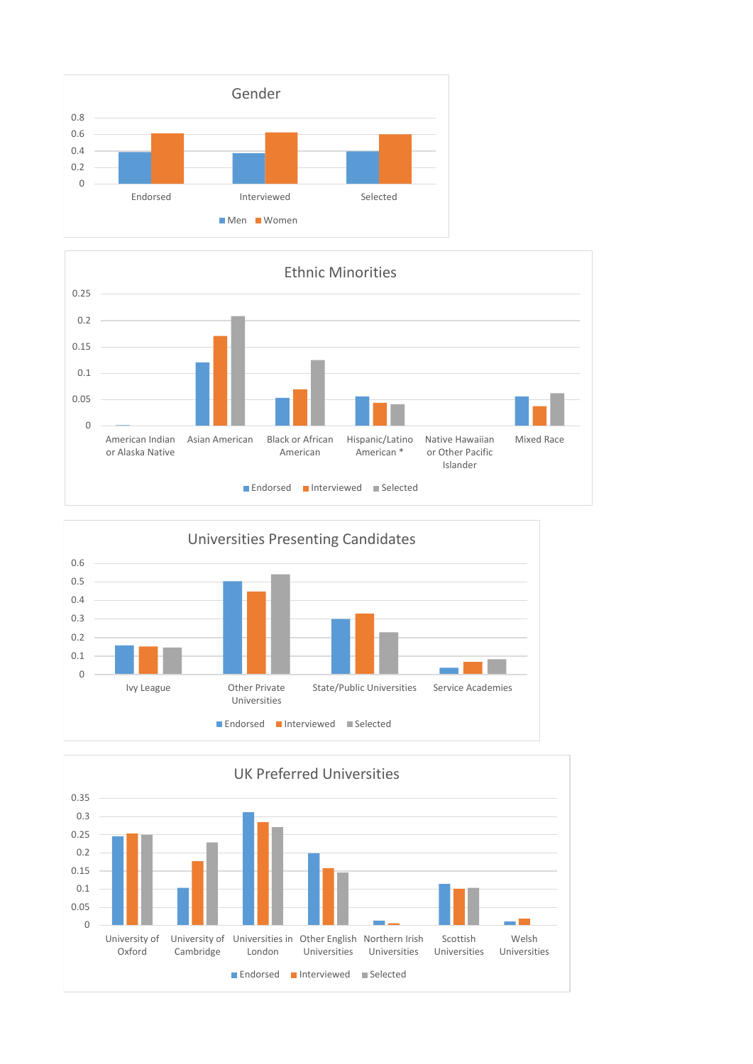Gender

0.8
0.6
0.4
0.2
0

Endorsed
Interviewed
Selected

Men
Women

Ethnic Minorities

0.25
0.2
0.15
0.1
0.05
0

American Indian or Alaska Native
Asian American
Black or African American
Hispanic/Latino American *
Native Hawaiian or Other Pacific Islander
Mixed Race

Endorsed
Interviewed
Selected

Universities Presenting Candidates

0.6
0.5
0.4
0.3
0.2
0.1
0

Ivy League
Other Private Universities
State/Public Universities
Service Academies

Endorsed
Interviewed
Selected

UK Preferred Universities

0.35
0.3
0.25
0.2
0.15
0.1
0.05
0

University of Oxford
University of Cambridge
Universities in London
Other English Universities
Northern Irish Universities
Scottish Universities
Welsh Universities

Endorsed
Interviewed
Selected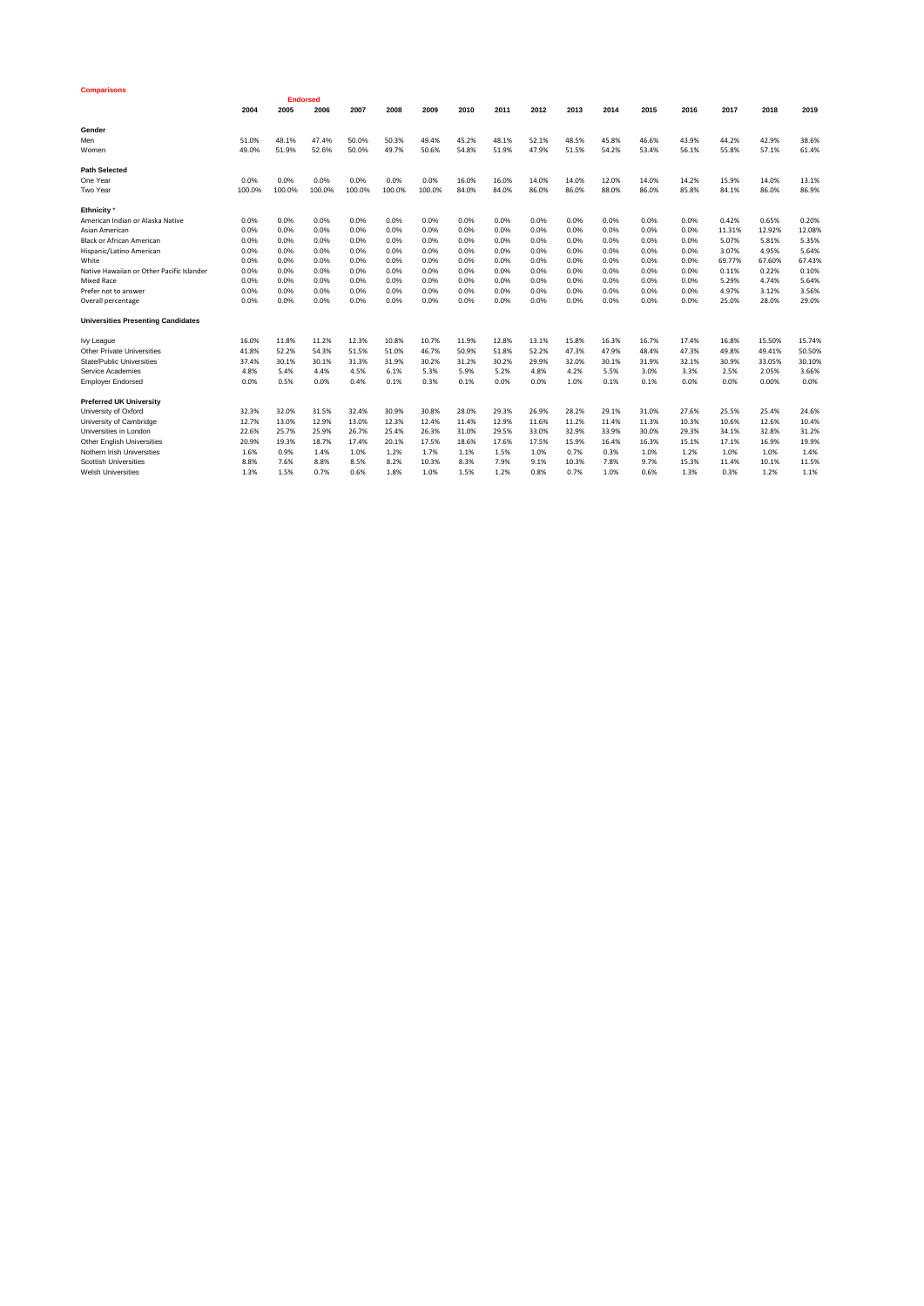**Comparisons**

| | Endorsed | | | | | | | | | | | | | | | |
|---|---|---|---|---|---|---|---|---|---|---|---|---|---|---|---|---|
| | 2004 | 2005 | 2006 | 2007 | 2008 | 2009 | 2010 | 2011 | 2012 | 2013 | 2014 | 2015 | 2016 | 2017 | 2018 | 2019 |
| **Gender** | | | | | | | | | | | | | | | | |
| Men | 51.0% | 48.1% | 47.4% | 50.0% | 50.3% | 49.4% | 45.2% | 48.1% | 52.1% | 48.5% | 45.8% | 46.6% | 43.9% | 44.2% | 42.9% | 38.6% |
| Women | 49.0% | 51.9% | 52.6% | 50.0% | 49.7% | 50.6% | 54.8% | 51.9% | 47.9% | 51.5% | 54.2% | 53.4% | 56.1% | 55.8% | 57.1% | 61.4% |
| **Path Selected** | | | | | | | | | | | | | | | | |
| One Year | 0.0% | 0.0% | 0.0% | 0.0% | 0.0% | 0.0% | 16.0% | 16.0% | 14.0% | 14.0% | 12.0% | 14.0% | 14.2% | 15.9% | 14.0% | 13.1% |
| Two Year | 100.0% | 100.0% | 100.0% | 100.0% | 100.0% | 100.0% | 84.0% | 84.0% | 86.0% | 86.0% | 88.0% | 86.0% | 85.8% | 84.1% | 86.0% | 86.9% |
| **Ethnicity** * | | | | | | | | | | | | | | | | |
| American Indian or Alaska Native | 0.0% | 0.0% | 0.0% | 0.0% | 0.0% | 0.0% | 0.0% | 0.0% | 0.0% | 0.0% | 0.0% | 0.0% | 0.0% | 0.42% | 0.65% | 0.20% |
| Asian American | 0.0% | 0.0% | 0.0% | 0.0% | 0.0% | 0.0% | 0.0% | 0.0% | 0.0% | 0.0% | 0.0% | 0.0% | 0.0% | 11.31% | 12.92% | 12.08% |
| Black or African American | 0.0% | 0.0% | 0.0% | 0.0% | 0.0% | 0.0% | 0.0% | 0.0% | 0.0% | 0.0% | 0.0% | 0.0% | 0.0% | 5.07% | 5.81% | 5.35% |
| Hispanic/Latino American | 0.0% | 0.0% | 0.0% | 0.0% | 0.0% | 0.0% | 0.0% | 0.0% | 0.0% | 0.0% | 0.0% | 0.0% | 0.0% | 3.07% | 4.95% | 5.64% |
| White | 0.0% | 0.0% | 0.0% | 0.0% | 0.0% | 0.0% | 0.0% | 0.0% | 0.0% | 0.0% | 0.0% | 0.0% | 0.0% | 69.77% | 67.60% | 67.43% |
| Native Hawaiian or Other Pacific Islander | 0.0% | 0.0% | 0.0% | 0.0% | 0.0% | 0.0% | 0.0% | 0.0% | 0.0% | 0.0% | 0.0% | 0.0% | 0.0% | 0.11% | 0.22% | 0.10% |
| Mixed Race | 0.0% | 0.0% | 0.0% | 0.0% | 0.0% | 0.0% | 0.0% | 0.0% | 0.0% | 0.0% | 0.0% | 0.0% | 0.0% | 5.29% | 4.74% | 5.64% |
| Prefer not to answer | 0.0% | 0.0% | 0.0% | 0.0% | 0.0% | 0.0% | 0.0% | 0.0% | 0.0% | 0.0% | 0.0% | 0.0% | 0.0% | 4.97% | 3.12% | 3.56% |
| Overall percentage | 0.0% | 0.0% | 0.0% | 0.0% | 0.0% | 0.0% | 0.0% | 0.0% | 0.0% | 0.0% | 0.0% | 0.0% | 0.0% | 25.0% | 28.0% | 29.0% |
| **Universities Presenting Candidates** | | | | | | | | | | | | | | | | |
| Ivy League | 16.0% | 11.8% | 11.2% | 12.3% | 10.8% | 10.7% | 11.9% | 12.8% | 13.1% | 15.8% | 16.3% | 16.7% | 17.4% | 16.8% | 15.50% | 15.74% |
| Other Private Universities | 41.8% | 52.2% | 54.3% | 51.5% | 51.0% | 46.7% | 50.9% | 51.8% | 52.2% | 47.3% | 47.9% | 48.4% | 47.3% | 49.8% | 49.41% | 50.50% |
| State/Public Universities | 37.4% | 30.1% | 30.1% | 31.3% | 31.9% | 30.2% | 31.2% | 30.2% | 29.9% | 32.0% | 30.1% | 31.9% | 32.1% | 30.9% | 33.05% | 30.10% |
| Service Academies | 4.8% | 5.4% | 4.4% | 4.5% | 6.1% | 5.3% | 5.9% | 5.2% | 4.8% | 4.2% | 5.5% | 3.0% | 3.3% | 2.5% | 2.05% | 3.66% |
| Employer Endorsed | 0.0% | 0.5% | 0.0% | 0.4% | 0.1% | 0.3% | 0.1% | 0.0% | 0.0% | 1.0% | 0.1% | 0.1% | 0.0% | 0.0% | 0.00% | 0.0% |
| **Preferred UK University** | | | | | | | | | | | | | | | | |
| University of Oxford | 32.3% | 32.0% | 31.5% | 32.4% | 30.9% | 30.8% | 28.0% | 29.3% | 26.9% | 28.2% | 29.1% | 31.0% | 27.6% | 25.5% | 25.4% | 24.6% |
| University of Cambridge | 12.7% | 13.0% | 12.9% | 13.0% | 12.3% | 12.4% | 11.4% | 12.9% | 11.6% | 11.2% | 11.4% | 11.3% | 10.3% | 10.6% | 12.6% | 10.4% |
| Universities in London | 22.6% | 25.7% | 25.9% | 26.7% | 25.4% | 26.3% | 31.0% | 29.5% | 33.0% | 32.9% | 33.9% | 30.0% | 29.3% | 34.1% | 32.8% | 31.2% |
| Other English Universities | 20.9% | 19.3% | 18.7% | 17.4% | 20.1% | 17.5% | 18.6% | 17.6% | 17.5% | 15.9% | 16.4% | 16.3% | 15.1% | 17.1% | 16.9% | 19.9% |
| Nothern Irish Universities | 1.6% | 0.9% | 1.4% | 1.0% | 1.2% | 1.7% | 1.1% | 1.5% | 1.0% | 0.7% | 0.3% | 1.0% | 1.2% | 1.0% | 1.0% | 1.4% |
| Scottish Universities | 8.8% | 7.6% | 8.8% | 8.5% | 8.2% | 10.3% | 8.3% | 7.9% | 9.1% | 10.3% | 7.8% | 9.7% | 15.3% | 11.4% | 10.1% | 11.5% |
| Welsh Universities | 1.3% | 1.5% | 0.7% | 0.6% | 1.8% | 1.0% | 1.5% | 1.2% | 0.8% | 0.7% | 1.0% | 0.6% | 1.3% | 0.3% | 1.2% | 1.1% |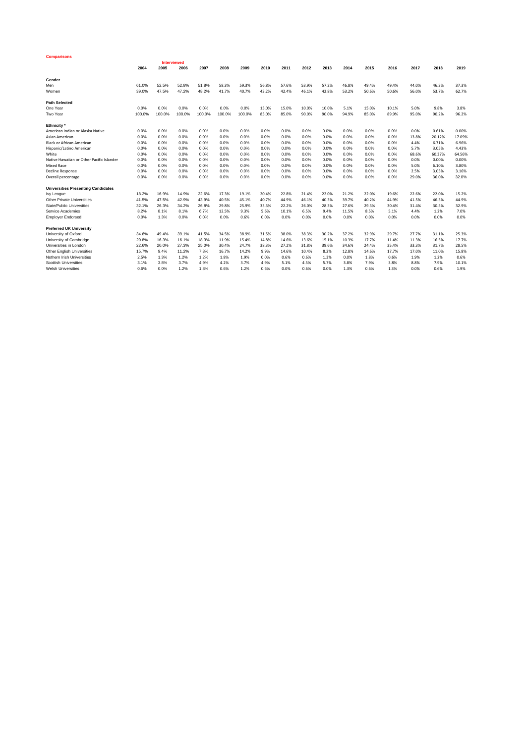**Comparisons**

| | 2004 | 2005 | 2006 | 2007 | 2008 | 2009 | 2010 | 2011 | 2012 | 2013 | 2014 | 2015 | 2016 | 2017 | 2018 | 2019 |
|---|---|---|---|---|---|---|---|---|---|---|---|---|---|---|---|---|
| | | Interviewed | | | | | | | | | | | | | | |
| **Gender** | | | | | | | | | | | | | | | | |
| Men | 61.0% | 52.5% | 52.8% | 51.8% | 58.3% | 59.3% | 56.8% | 57.6% | 53.9% | 57.2% | 46.8% | 49.4% | 49.4% | 44.0% | 46.3% | 37.3% |
| Women | 39.0% | 47.5% | 47.2% | 48.2% | 41.7% | 40.7% | 43.2% | 42.4% | 46.1% | 42.8% | 53.2% | 50.6% | 50.6% | 56.0% | 53.7% | 62.7% |
| **Path Selected** | | | | | | | | | | | | | | | | |
| One Year | 0.0% | 0.0% | 0.0% | 0.0% | 0.0% | 0.0% | 15.0% | 15.0% | 10.0% | 10.0% | 5.1% | 15.0% | 10.1% | 5.0% | 9.8% | 3.8% |
| Two Year | 100.0% | 100.0% | 100.0% | 100.0% | 100.0% | 100.0% | 85.0% | 85.0% | 90.0% | 90.0% | 94.9% | 85.0% | 89.9% | 95.0% | 90.2% | 96.2% |
| **Ethnicity \*** | | | | | | | | | | | | | | | | |
| American Indian or Alaska Native | 0.0% | 0.0% | 0.0% | 0.0% | 0.0% | 0.0% | 0.0% | 0.0% | 0.0% | 0.0% | 0.0% | 0.0% | 0.0% | 0.0% | 0.61% | 0.00% |
| Asian American | 0.0% | 0.0% | 0.0% | 0.0% | 0.0% | 0.0% | 0.0% | 0.0% | 0.0% | 0.0% | 0.0% | 0.0% | 0.0% | 13.8% | 20.12% | 17.09% |
| Black or African American | 0.0% | 0.0% | 0.0% | 0.0% | 0.0% | 0.0% | 0.0% | 0.0% | 0.0% | 0.0% | 0.0% | 0.0% | 0.0% | 4.4% | 6.71% | 6.96% |
| Hispanic/Latino American | 0.0% | 0.0% | 0.0% | 0.0% | 0.0% | 0.0% | 0.0% | 0.0% | 0.0% | 0.0% | 0.0% | 0.0% | 0.0% | 5.7% | 3.05% | 4.43% |
| White | 0.0% | 0.0% | 0.0% | 0.0% | 0.0% | 0.0% | 0.0% | 0.0% | 0.0% | 0.0% | 0.0% | 0.0% | 0.0% | 68.6% | 60.37% | 64.56% |
| Native Hawaiian or Other Pacific Islander | 0.0% | 0.0% | 0.0% | 0.0% | 0.0% | 0.0% | 0.0% | 0.0% | 0.0% | 0.0% | 0.0% | 0.0% | 0.0% | 0.0% | 0.00% | 0.00% |
| Mixed Race | 0.0% | 0.0% | 0.0% | 0.0% | 0.0% | 0.0% | 0.0% | 0.0% | 0.0% | 0.0% | 0.0% | 0.0% | 0.0% | 5.0% | 6.10% | 3.80% |
| Decline Response | 0.0% | 0.0% | 0.0% | 0.0% | 0.0% | 0.0% | 0.0% | 0.0% | 0.0% | 0.0% | 0.0% | 0.0% | 0.0% | 2.5% | 3.05% | 3.16% |
| Overall percentage | 0.0% | 0.0% | 0.0% | 0.0% | 0.0% | 0.0% | 0.0% | 0.0% | 0.0% | 0.0% | 0.0% | 0.0% | 0.0% | 29.0% | 36.0% | 32.0% |
| **Universities Presenting Candidates** | | | | | | | | | | | | | | | | |
| Ivy League | 18.2% | 16.9% | 14.9% | 22.6% | 17.3% | 19.1% | 20.4% | 22.8% | 21.4% | 22.0% | 21.2% | 22.0% | 19.6% | 22.6% | 22.0% | 15.2% |
| Other Private Universities | 41.5% | 47.5% | 42.9% | 43.9% | 40.5% | 45.1% | 40.7% | 44.9% | 46.1% | 40.3% | 39.7% | 40.2% | 44.9% | 41.5% | 46.3% | 44.9% |
| State/Public Universities | 32.1% | 26.3% | 34.2% | 26.8% | 29.8% | 25.9% | 33.3% | 22.2% | 26.0% | 28.3% | 27.6% | 29.3% | 30.4% | 31.4% | 30.5% | 32.9% |
| Service Academies | 8.2% | 8.1% | 8.1% | 6.7% | 12.5% | 9.3% | 5.6% | 10.1% | 6.5% | 9.4% | 11.5% | 8.5% | 5.1% | 4.4% | 1.2% | 7.0% |
| Employer Endorsed | 0.0% | 1.3% | 0.0% | 0.0% | 0.0% | 0.6% | 0.0% | 0.0% | 0.0% | 0.0% | 0.0% | 0.0% | 0.0% | 0.0% | 0.0% | 0.0% |
| **Preferred UK University** | | | | | | | | | | | | | | | | |
| University of Oxford | 34.6% | 49.4% | 39.1% | 41.5% | 34.5% | 38.9% | 31.5% | 38.0% | 38.3% | 30.2% | 37.2% | 32.9% | 29.7% | 27.7% | 31.1% | 25.3% |
| University of Cambridge | 20.8% | 16.3% | 16.1% | 18.3% | 11.9% | 15.4% | 14.8% | 14.6% | 13.6% | 15.1% | 10.3% | 17.7% | 11.4% | 11.3% | 16.5% | 17.7% |
| Universities in London | 22.6% | 20.0% | 27.3% | 25.0% | 30.4% | 24.7% | 38.3% | 27.2% | 31.8% | 39.6% | 34.6% | 24.4% | 35.4% | 33.3% | 31.7% | 28.5% |
| Other English Universities | 15.7% | 9.4% | 11.2% | 7.3% | 16.7% | 14.2% | 9.9% | 14.6% | 10.4% | 8.2% | 12.8% | 14.6% | 17.7% | 17.0% | 11.0% | 15.8% |
| Nothern Irish Universities | 2.5% | 1.3% | 1.2% | 1.2% | 1.8% | 1.9% | 0.0% | 0.6% | 0.6% | 1.3% | 0.0% | 1.8% | 0.6% | 1.9% | 1.2% | 0.6% |
| Scottish Universities | 3.1% | 3.8% | 3.7% | 4.9% | 4.2% | 3.7% | 4.9% | 5.1% | 4.5% | 5.7% | 3.8% | 7.9% | 3.8% | 8.8% | 7.9% | 10.1% |
| Welsh Universities | 0.6% | 0.0% | 1.2% | 1.8% | 0.6% | 1.2% | 0.6% | 0.0% | 0.6% | 0.0% | 1.3% | 0.6% | 1.3% | 0.0% | 0.6% | 1.9% |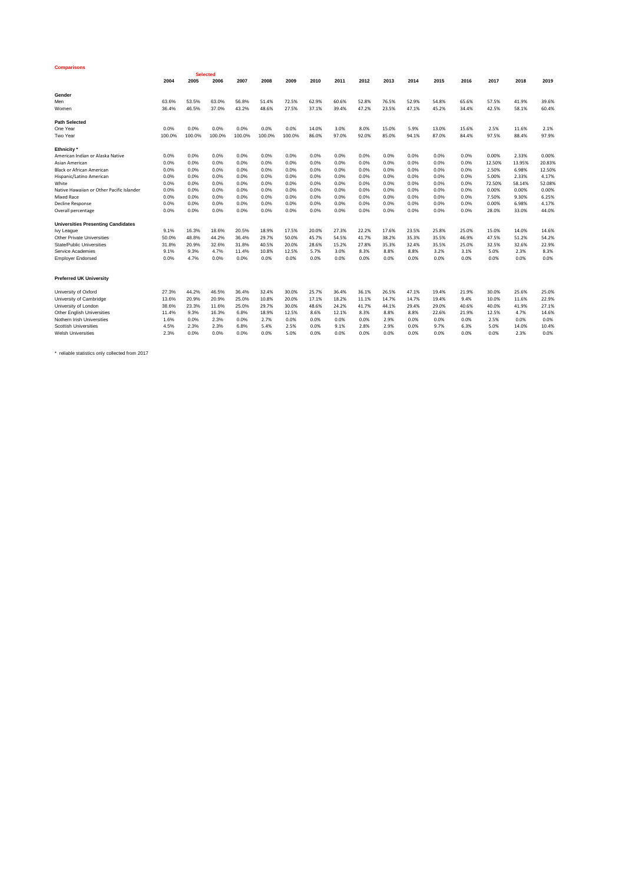**Comparisons**

| | 2004 | Selected<br>2005 | 2006 | 2007 | 2008 | 2009 | 2010 | 2011 | 2012 | 2013 | 2014 | 2015 | 2016 | 2017 | 2018 | 2019 |
|---|---|---|---|---|---|---|---|---|---|---|---|---|---|---|---|---|
| **Gender** | | | | | | | | | | | | | | | | |
| Men | 63.6% | 53.5% | 63.0% | 56.8% | 51.4% | 72.5% | 62.9% | 60.6% | 52.8% | 76.5% | 52.9% | 54.8% | 65.6% | 57.5% | 41.9% | 39.6% |
| Women | 36.4% | 46.5% | 37.0% | 43.2% | 48.6% | 27.5% | 37.1% | 39.4% | 47.2% | 23.5% | 47.1% | 45.2% | 34.4% | 42.5% | 58.1% | 60.4% |
| **Path Selected** | | | | | | | | | | | | | | | | |
| One Year | 0.0% | 0.0% | 0.0% | 0.0% | 0.0% | 0.0% | 14.0% | 3.0% | 8.0% | 15.0% | 5.9% | 13.0% | 15.6% | 2.5% | 11.6% | 2.1% |
| Two Year | 100.0% | 100.0% | 100.0% | 100.0% | 100.0% | 100.0% | 86.0% | 97.0% | 92.0% | 85.0% | 94.1% | 87.0% | 84.4% | 97.5% | 88.4% | 97.9% |
| **Ethnicity*** | | | | | | | | | | | | | | | | |
| American Indian or Alaska Native | 0.0% | 0.0% | 0.0% | 0.0% | 0.0% | 0.0% | 0.0% | 0.0% | 0.0% | 0.0% | 0.0% | 0.0% | 0.0% | 0.00% | 2.33% | 0.00% |
| Asian American | 0.0% | 0.0% | 0.0% | 0.0% | 0.0% | 0.0% | 0.0% | 0.0% | 0.0% | 0.0% | 0.0% | 0.0% | 0.0% | 12.50% | 13.95% | 20.83% |
| Black or African American | 0.0% | 0.0% | 0.0% | 0.0% | 0.0% | 0.0% | 0.0% | 0.0% | 0.0% | 0.0% | 0.0% | 0.0% | 0.0% | 2.50% | 6.98% | 12.50% |
| Hispanic/Latino American | 0.0% | 0.0% | 0.0% | 0.0% | 0.0% | 0.0% | 0.0% | 0.0% | 0.0% | 0.0% | 0.0% | 0.0% | 0.0% | 5.00% | 2.33% | 4.17% |
| White | 0.0% | 0.0% | 0.0% | 0.0% | 0.0% | 0.0% | 0.0% | 0.0% | 0.0% | 0.0% | 0.0% | 0.0% | 0.0% | 72.50% | 58.14% | 52.08% |
| Native Hawaiian or Other Pacific Islander | 0.0% | 0.0% | 0.0% | 0.0% | 0.0% | 0.0% | 0.0% | 0.0% | 0.0% | 0.0% | 0.0% | 0.0% | 0.0% | 0.00% | 0.00% | 0.00% |
| Mixed Race | 0.0% | 0.0% | 0.0% | 0.0% | 0.0% | 0.0% | 0.0% | 0.0% | 0.0% | 0.0% | 0.0% | 0.0% | 0.0% | 7.50% | 9.30% | 6.25% |
| Decline Response | 0.0% | 0.0% | 0.0% | 0.0% | 0.0% | 0.0% | 0.0% | 0.0% | 0.0% | 0.0% | 0.0% | 0.0% | 0.0% | 0.00% | 6.98% | 4.17% |
| Overall percentage | 0.0% | 0.0% | 0.0% | 0.0% | 0.0% | 0.0% | 0.0% | 0.0% | 0.0% | 0.0% | 0.0% | 0.0% | 0.0% | 28.0% | 33.0% | 44.0% |
| **Universities Presenting Candidates** | | | | | | | | | | | | | | | | |
| Ivy League | 9.1% | 16.3% | 18.6% | 20.5% | 18.9% | 17.5% | 20.0% | 27.3% | 22.2% | 17.6% | 23.5% | 25.8% | 25.0% | 15.0% | 14.0% | 14.6% |
| Other Private Universities | 50.0% | 48.8% | 44.2% | 36.4% | 29.7% | 50.0% | 45.7% | 54.5% | 41.7% | 38.2% | 35.3% | 35.5% | 46.9% | 47.5% | 51.2% | 54.2% |
| State/Public Universities | 31.8% | 20.9% | 32.6% | 31.8% | 40.5% | 20.0% | 28.6% | 15.2% | 27.8% | 35.3% | 32.4% | 35.5% | 25.0% | 32.5% | 32.6% | 22.9% |
| Service Academies | 9.1% | 9.3% | 4.7% | 11.4% | 10.8% | 12.5% | 5.7% | 3.0% | 8.3% | 8.8% | 8.8% | 3.2% | 3.1% | 5.0% | 2.3% | 8.3% |
| Employer Endorsed | 0.0% | 4.7% | 0.0% | 0.0% | 0.0% | 0.0% | 0.0% | 0.0% | 0.0% | 0.0% | 0.0% | 0.0% | 0.0% | 0.0% | 0.0% | 0.0% |
| **Preferred UK University** | | | | | | | | | | | | | | | | |
| University of Oxford | 27.3% | 44.2% | 46.5% | 36.4% | 32.4% | 30.0% | 25.7% | 36.4% | 36.1% | 26.5% | 47.1% | 19.4% | 21.9% | 30.0% | 25.6% | 25.0% |
| University of Cambridge | 13.6% | 20.9% | 20.9% | 25.0% | 10.8% | 20.0% | 17.1% | 18.2% | 11.1% | 14.7% | 14.7% | 19.4% | 9.4% | 10.0% | 11.6% | 22.9% |
| University of London | 38.6% | 23.3% | 11.6% | 25.0% | 29.7% | 30.0% | 48.6% | 24.2% | 41.7% | 44.1% | 29.4% | 29.0% | 40.6% | 40.0% | 41.9% | 27.1% |
| Other English Universities | 11.4% | 9.3% | 16.3% | 6.8% | 18.9% | 12.5% | 8.6% | 12.1% | 8.3% | 8.8% | 8.8% | 22.6% | 21.9% | 12.5% | 4.7% | 14.6% |
| Nothern Irish Universities | 1.6% | 0.0% | 2.3% | 0.0% | 2.7% | 0.0% | 0.0% | 0.0% | 0.0% | 2.9% | 0.0% | 0.0% | 0.0% | 2.5% | 0.0% | 0.0% |
| Scottish Universities | 4.5% | 2.3% | 2.3% | 6.8% | 5.4% | 2.5% | 0.0% | 9.1% | 2.8% | 2.9% | 0.0% | 9.7% | 6.3% | 5.0% | 14.0% | 10.4% |
| Welsh Universities | 2.3% | 0.0% | 0.0% | 0.0% | 0.0% | 5.0% | 0.0% | 0.0% | 0.0% | 0.0% | 0.0% | 0.0% | 0.0% | 0.0% | 2.3% | 0.0% |

* reliable statistics only collected from 2017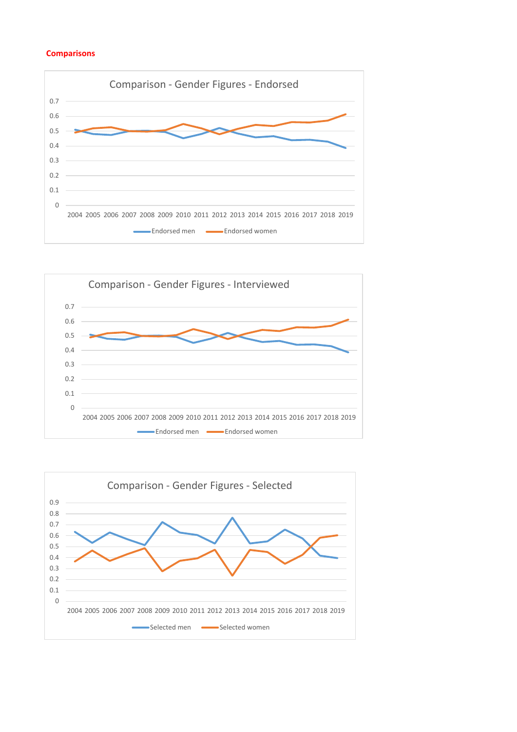**Comparisons**

Comparison - Gender Figures - Endorsed

0.7
0.6
0.5
0.4
0.3
0.2
0.1
0

2004 2005 2006 2007 2008 2009 2010 2011 2012 2013 2014 2015 2016 2017 2018 2019

Endorsed men
Endorsed women

Comparison - Gender Figures - Interviewed

0.7
0.6
0.5
0.4
0.3
0.2
0.1
0

2004 2005 2006 2007 2008 2009 2010 2011 2012 2013 2014 2015 2016 2017 2018 2019

Endorsed men
Endorsed women

Comparison - Gender Figures - Selected

0.9
0.8
0.7
0.6
0.5
0.4
0.3
0.2
0.1
0

2004 2005 2006 2007 2008 2009 2010 2011 2012 2013 2014 2015 2016 2017 2018 2019

Selected men
Selected women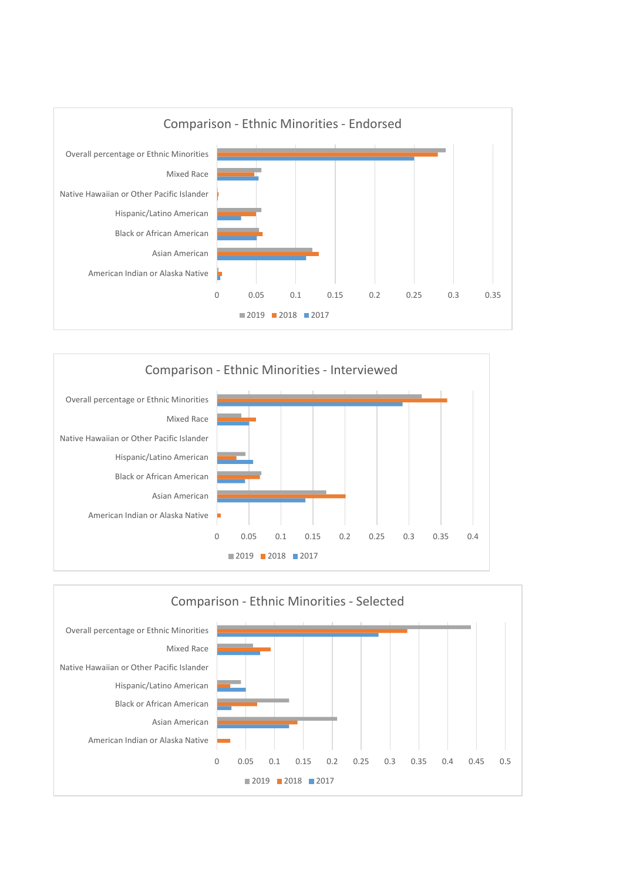Comparison - Ethnic Minorities - Endorsed

Overall percentage or Ethnic Minorities
Mixed Race
Native Hawaiian or Other Pacific Islander
Hispanic/Latino American
Black or African American
Asian American
American Indian or Alaska Native

0 0.05 0.1 0.15 0.2 0.25 0.3 0.35

2019 2018 2017

Comparison - Ethnic Minorities - Interviewed

Overall percentage or Ethnic Minorities
Mixed Race
Native Hawaiian or Other Pacific Islander
Hispanic/Latino American
Black or African American
Asian American
American Indian or Alaska Native

0 0.05 0.1 0.15 0.2 0.25 0.3 0.35 0.4

2019 2018 2017

Comparison - Ethnic Minorities - Selected

Overall percentage or Ethnic Minorities
Mixed Race
Native Hawaiian or Other Pacific Islander
Hispanic/Latino American
Black or African American
Asian American
American Indian or Alaska Native

0 0.05 0.1 0.15 0.2 0.25 0.3 0.35 0.4 0.45 0.5

2019 2018 2017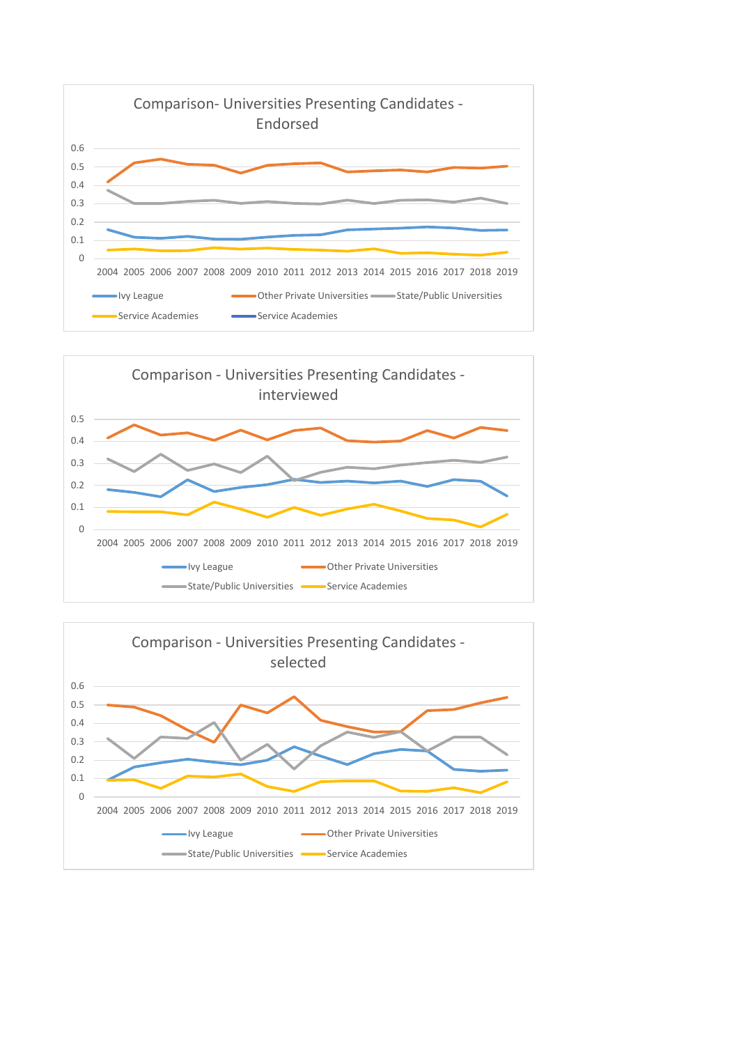Comparison- Universities Presenting Candidates - Endorsed

0.6
0.5
0.4
0.3
0.2
0.1
0

2004 2005 2006 2007 2008 2009 2010 2011 2012 2013 2014 2015 2016 2017 2018 2019

Ivy League
Other Private Universities
State/Public Universities
Service Academies
Service Academies

Comparison - Universities Presenting Candidates - interviewed

0.5
0.4
0.3
0.2
0.1
0

2004 2005 2006 2007 2008 2009 2010 2011 2012 2013 2014 2015 2016 2017 2018 2019

Ivy League
Other Private Universities
State/Public Universities
Service Academies

Comparison - Universities Presenting Candidates - selected

0.6
0.5
0.4
0.3
0.2
0.1
0

2004 2005 2006 2007 2008 2009 2010 2011 2012 2013 2014 2015 2016 2017 2018 2019

Ivy League
Other Private Universities
State/Public Universities
Service Academies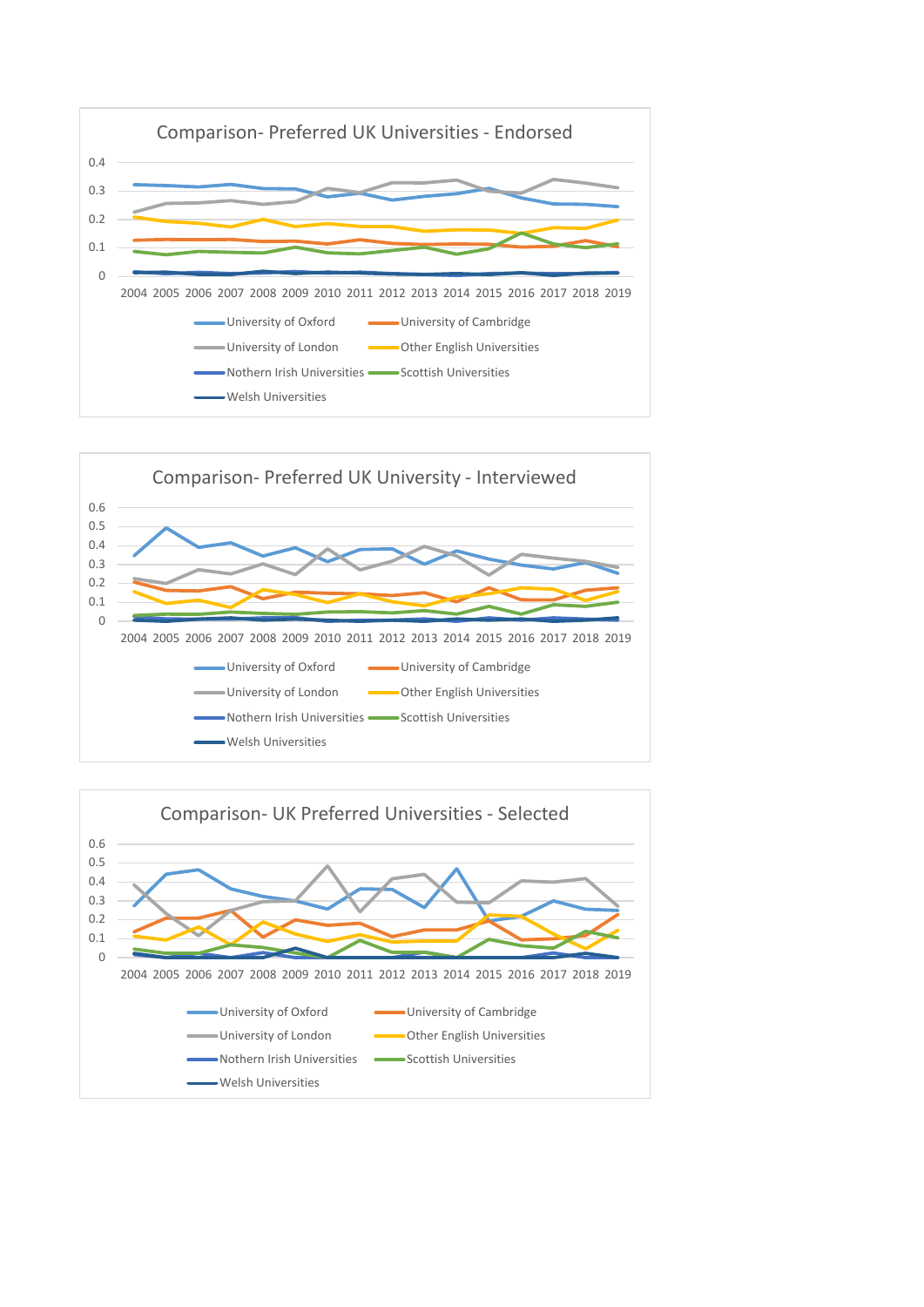Comparison- Preferred UK Universities - Endorsed

0.4
0.3
0.2
0.1
0

2004 2005 2006 2007 2008 2009 2010 2011 2012 2013 2014 2015 2016 2017 2018 2019

University of Oxford
University of Cambridge
University of London
Other English Universities
Nothern Irish Universities
Scottish Universities
Welsh Universities

Comparison- Preferred UK University - Interviewed

0.6
0.5
0.4
0.3
0.2
0.1
0

2004 2005 2006 2007 2008 2009 2010 2011 2012 2013 2014 2015 2016 2017 2018 2019

University of Oxford
University of Cambridge
University of London
Other English Universities
Nothern Irish Universities
Scottish Universities
Welsh Universities

Comparison- UK Preferred Universities - Selected

0.6
0.5
0.4
0.3
0.2
0.1
0

2004 2005 2006 2007 2008 2009 2010 2011 2012 2013 2014 2015 2016 2017 2018 2019

University of Oxford
University of Cambridge
University of London
Other English Universities
Nothern Irish Universities
Scottish Universities
Welsh Universities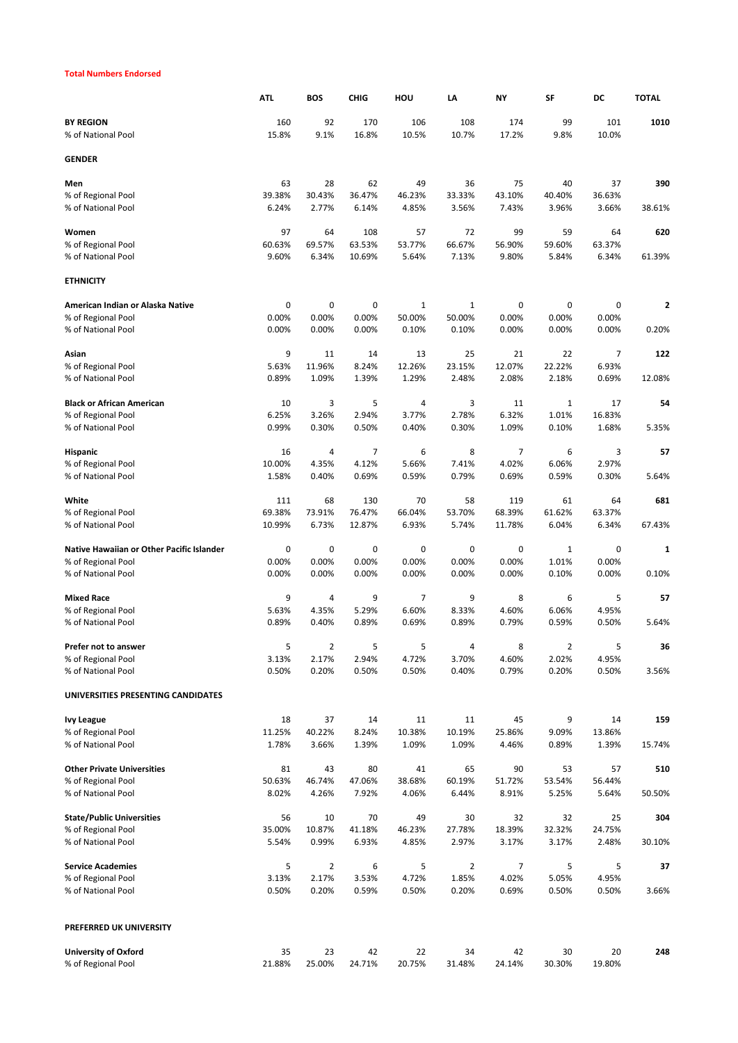**Total Numbers Endorsed**

| | ATL | BOS | CHIG | HOU | LA | NY | SF | DC | TOTAL |
|---|---|---|---|---|---|---|---|---|---|
| **BY REGION** | 160 | 92 | 170 | 106 | 108 | 174 | 99 | 101 | **1010** |
| % of National Pool | 15.8% | 9.1% | 16.8% | 10.5% | 10.7% | 17.2% | 9.8% | 10.0% | |
| **GENDER** | | | | | | | | | |
| **Men** | 63 | 28 | 62 | 49 | 36 | 75 | 40 | 37 | **390** |
| % of Regional Pool | 39.38% | 30.43% | 36.47% | 46.23% | 33.33% | 43.10% | 40.40% | 36.63% | |
| % of National Pool | 6.24% | 2.77% | 6.14% | 4.85% | 3.56% | 7.43% | 3.96% | 3.66% | 38.61% |
| **Women** | 97 | 64 | 108 | 57 | 72 | 99 | 59 | 64 | **620** |
| % of Regional Pool | 60.63% | 69.57% | 63.53% | 53.77% | 66.67% | 56.90% | 59.60% | 63.37% | |
| % of National Pool | 9.60% | 6.34% | 10.69% | 5.64% | 7.13% | 9.80% | 5.84% | 6.34% | 61.39% |
| **ETHNICITY** | | | | | | | | | |
| **American Indian or Alaska Native** | 0 | 0 | 0 | 1 | 1 | 0 | 0 | 0 | **2** |
| % of Regional Pool | 0.00% | 0.00% | 0.00% | 50.00% | 50.00% | 0.00% | 0.00% | 0.00% | |
| % of National Pool | 0.00% | 0.00% | 0.00% | 0.10% | 0.10% | 0.00% | 0.00% | 0.00% | 0.20% |
| **Asian** | 9 | 11 | 14 | 13 | 25 | 21 | 22 | 7 | **122** |
| % of Regional Pool | 5.63% | 11.96% | 8.24% | 12.26% | 23.15% | 12.07% | 22.22% | 6.93% | |
| % of National Pool | 0.89% | 1.09% | 1.39% | 1.29% | 2.48% | 2.08% | 2.18% | 0.69% | 12.08% |
| **Black or African American** | 10 | 3 | 5 | 4 | 3 | 11 | 1 | 17 | **54** |
| % of Regional Pool | 6.25% | 3.26% | 2.94% | 3.77% | 2.78% | 6.32% | 1.01% | 16.83% | |
| % of National Pool | 0.99% | 0.30% | 0.50% | 0.40% | 0.30% | 1.09% | 0.10% | 1.68% | 5.35% |
| **Hispanic** | 16 | 4 | 7 | 6 | 8 | 7 | 6 | 3 | **57** |
| % of Regional Pool | 10.00% | 4.35% | 4.12% | 5.66% | 7.41% | 4.02% | 6.06% | 2.97% | |
| % of National Pool | 1.58% | 0.40% | 0.69% | 0.59% | 0.79% | 0.69% | 0.59% | 0.30% | 5.64% |
| **White** | 111 | 68 | 130 | 70 | 58 | 119 | 61 | 64 | **681** |
| % of Regional Pool | 69.38% | 73.91% | 76.47% | 66.04% | 53.70% | 68.39% | 61.62% | 63.37% | |
| % of National Pool | 10.99% | 6.73% | 12.87% | 6.93% | 5.74% | 11.78% | 6.04% | 6.34% | 67.43% |
| **Native Hawaiian or Other Pacific Islander** | 0 | 0 | 0 | 0 | 0 | 0 | 1 | 0 | **1** |
| % of Regional Pool | 0.00% | 0.00% | 0.00% | 0.00% | 0.00% | 0.00% | 1.01% | 0.00% | |
| % of National Pool | 0.00% | 0.00% | 0.00% | 0.00% | 0.00% | 0.00% | 0.10% | 0.00% | 0.10% |
| **Mixed Race** | 9 | 4 | 9 | 7 | 9 | 8 | 6 | 5 | **57** |
| % of Regional Pool | 5.63% | 4.35% | 5.29% | 6.60% | 8.33% | 4.60% | 6.06% | 4.95% | |
| % of National Pool | 0.89% | 0.40% | 0.89% | 0.69% | 0.89% | 0.79% | 0.59% | 0.50% | 5.64% |
| **Prefer not to answer** | 5 | 2 | 5 | 5 | 4 | 8 | 2 | 5 | **36** |
| % of Regional Pool | 3.13% | 2.17% | 2.94% | 4.72% | 3.70% | 4.60% | 2.02% | 4.95% | |
| % of National Pool | 0.50% | 0.20% | 0.50% | 0.50% | 0.40% | 0.79% | 0.20% | 0.50% | 3.56% |
| **UNIVERSITIES PRESENTING CANDIDATES** | | | | | | | | | |
| **Ivy League** | 18 | 37 | 14 | 11 | 11 | 45 | 9 | 14 | **159** |
| % of Regional Pool | 11.25% | 40.22% | 8.24% | 10.38% | 10.19% | 25.86% | 9.09% | 13.86% | |
| % of National Pool | 1.78% | 3.66% | 1.39% | 1.09% | 1.09% | 4.46% | 0.89% | 1.39% | 15.74% |
| **Other Private Universities** | 81 | 43 | 80 | 41 | 65 | 90 | 53 | 57 | **510** |
| % of Regional Pool | 50.63% | 46.74% | 47.06% | 38.68% | 60.19% | 51.72% | 53.54% | 56.44% | |
| % of National Pool | 8.02% | 4.26% | 7.92% | 4.06% | 6.44% | 8.91% | 5.25% | 5.64% | 50.50% |
| **State/Public Universities** | 56 | 10 | 70 | 49 | 30 | 32 | 32 | 25 | **304** |
| % of Regional Pool | 35.00% | 10.87% | 41.18% | 46.23% | 27.78% | 18.39% | 32.32% | 24.75% | |
| % of National Pool | 5.54% | 0.99% | 6.93% | 4.85% | 2.97% | 3.17% | 3.17% | 2.48% | 30.10% |
| **Service Academies** | 5 | 2 | 6 | 5 | 2 | 7 | 5 | 5 | **37** |
| % of Regional Pool | 3.13% | 2.17% | 3.53% | 4.72% | 1.85% | 4.02% | 5.05% | 4.95% | |
| % of National Pool | 0.50% | 0.20% | 0.59% | 0.50% | 0.20% | 0.69% | 0.50% | 0.50% | 3.66% |
| **PREFERRED UK UNIVERSITY** | | | | | | | | | |
| **University of Oxford** | 35 | 23 | 42 | 22 | 34 | 42 | 30 | 20 | **248** |
| % of Regional Pool | 21.88% | 25.00% | 24.71% | 20.75% | 31.48% | 24.14% | 30.30% | 19.80% | |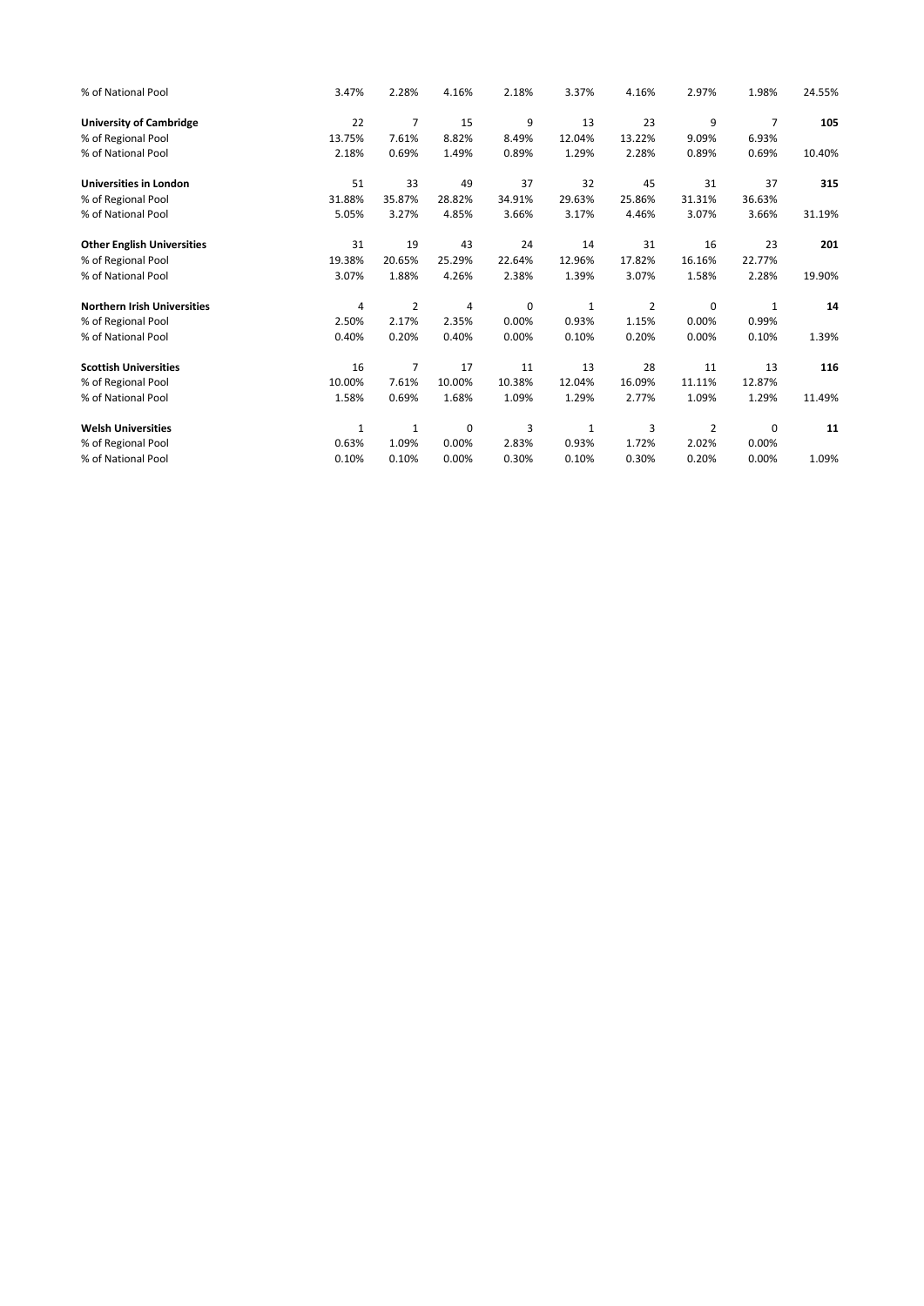| | | | | | | | | | |
|---|---|---|---|---|---|---|---|---|---|
| % of National Pool | 3.47% | 2.28% | 4.16% | 2.18% | 3.37% | 4.16% | 2.97% | 1.98% | 24.55% |
| | | | | | | | | | |
| **University of Cambridge** | 22 | 7 | 15 | 9 | 13 | 23 | 9 | 7 | **105** |
| % of Regional Pool | 13.75% | 7.61% | 8.82% | 8.49% | 12.04% | 13.22% | 9.09% | 6.93% | |
| % of National Pool | 2.18% | 0.69% | 1.49% | 0.89% | 1.29% | 2.28% | 0.89% | 0.69% | 10.40% |
| | | | | | | | | | |
| **Universities in London** | 51 | 33 | 49 | 37 | 32 | 45 | 31 | 37 | **315** |
| % of Regional Pool | 31.88% | 35.87% | 28.82% | 34.91% | 29.63% | 25.86% | 31.31% | 36.63% | |
| % of National Pool | 5.05% | 3.27% | 4.85% | 3.66% | 3.17% | 4.46% | 3.07% | 3.66% | 31.19% |
| | | | | | | | | | |
| **Other English Universities** | 31 | 19 | 43 | 24 | 14 | 31 | 16 | 23 | **201** |
| % of Regional Pool | 19.38% | 20.65% | 25.29% | 22.64% | 12.96% | 17.82% | 16.16% | 22.77% | |
| % of National Pool | 3.07% | 1.88% | 4.26% | 2.38% | 1.39% | 3.07% | 1.58% | 2.28% | 19.90% |
| | | | | | | | | | |
| **Northern Irish Universities** | 4 | 2 | 4 | 0 | 1 | 2 | 0 | 1 | **14** |
| % of Regional Pool | 2.50% | 2.17% | 2.35% | 0.00% | 0.93% | 1.15% | 0.00% | 0.99% | |
| % of National Pool | 0.40% | 0.20% | 0.40% | 0.00% | 0.10% | 0.20% | 0.00% | 0.10% | 1.39% |
| | | | | | | | | | |
| **Scottish Universities** | 16 | 7 | 17 | 11 | 13 | 28 | 11 | 13 | **116** |
| % of Regional Pool | 10.00% | 7.61% | 10.00% | 10.38% | 12.04% | 16.09% | 11.11% | 12.87% | |
| % of National Pool | 1.58% | 0.69% | 1.68% | 1.09% | 1.29% | 2.77% | 1.09% | 1.29% | 11.49% |
| | | | | | | | | | |
| **Welsh Universities** | 1 | 1 | 0 | 3 | 1 | 3 | 2 | 0 | **11** |
| % of Regional Pool | 0.63% | 1.09% | 0.00% | 2.83% | 0.93% | 1.72% | 2.02% | 0.00% | |
| % of National Pool | 0.10% | 0.10% | 0.00% | 0.30% | 0.10% | 0.30% | 0.20% | 0.00% | 1.09% |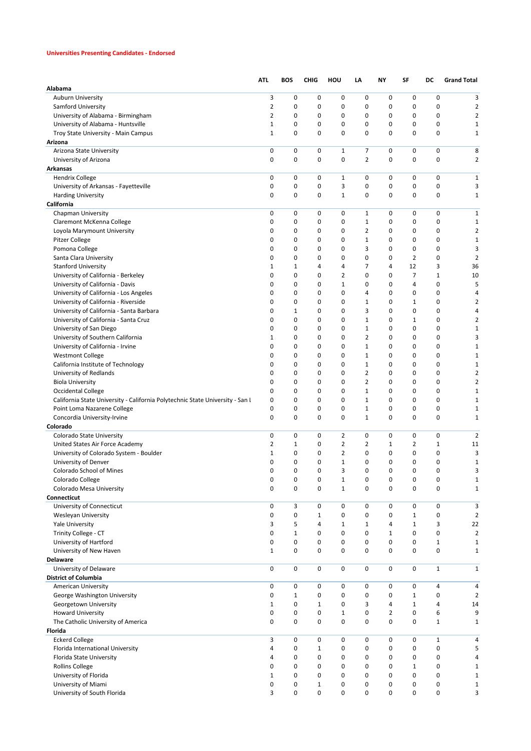**Universities Presenting Candidates - Endorsed**

| | ATL | BOS | CHIG | HOU | LA | NY | SF | DC | Grand Total |
|---|---|---|---|---|---|---|---|---|---|
| **Alabama** | | | | | | | | | |
| Auburn University | 3 | 0 | 0 | 0 | 0 | 0 | 0 | 0 | 3 |
| Samford University | 2 | 0 | 0 | 0 | 0 | 0 | 0 | 0 | 2 |
| University of Alabama - Birmingham | 2 | 0 | 0 | 0 | 0 | 0 | 0 | 0 | 2 |
| University of Alabama - Huntsville | 1 | 0 | 0 | 0 | 0 | 0 | 0 | 0 | 1 |
| Troy State University - Main Campus | 1 | 0 | 0 | 0 | 0 | 0 | 0 | 0 | 1 |
| **Arizona** | | | | | | | | | |
| Arizona State University | 0 | 0 | 0 | 1 | 7 | 0 | 0 | 0 | 8 |
| University of Arizona | 0 | 0 | 0 | 0 | 2 | 0 | 0 | 0 | 2 |
| **Arkansas** | | | | | | | | | |
| Hendrix College | 0 | 0 | 0 | 1 | 0 | 0 | 0 | 0 | 1 |
| University of Arkansas - Fayetteville | 0 | 0 | 0 | 3 | 0 | 0 | 0 | 0 | 3 |
| Harding University | 0 | 0 | 0 | 1 | 0 | 0 | 0 | 0 | 1 |
| **California** | | | | | | | | | |
| Chapman University | 0 | 0 | 0 | 0 | 1 | 0 | 0 | 0 | 1 |
| Claremont McKenna College | 0 | 0 | 0 | 0 | 1 | 0 | 0 | 0 | 1 |
| Loyola Marymount University | 0 | 0 | 0 | 0 | 2 | 0 | 0 | 0 | 2 |
| Pitzer College | 0 | 0 | 0 | 0 | 1 | 0 | 0 | 0 | 1 |
| Pomona College | 0 | 0 | 0 | 0 | 3 | 0 | 0 | 0 | 3 |
| Santa Clara University | 0 | 0 | 0 | 0 | 0 | 0 | 2 | 0 | 2 |
| Stanford University | 1 | 1 | 4 | 4 | 7 | 4 | 12 | 3 | 36 |
| University of California - Berkeley | 0 | 0 | 0 | 2 | 0 | 0 | 7 | 1 | 10 |
| University of California - Davis | 0 | 0 | 0 | 1 | 0 | 0 | 4 | 0 | 5 |
| University of California - Los Angeles | 0 | 0 | 0 | 0 | 4 | 0 | 0 | 0 | 4 |
| University of California - Riverside | 0 | 0 | 0 | 0 | 1 | 0 | 1 | 0 | 2 |
| University of California - Santa Barbara | 0 | 1 | 0 | 0 | 3 | 0 | 0 | 0 | 4 |
| University of California - Santa Cruz | 0 | 0 | 0 | 0 | 1 | 0 | 1 | 0 | 2 |
| University of San Diego | 0 | 0 | 0 | 0 | 1 | 0 | 0 | 0 | 1 |
| University of Southern California | 1 | 0 | 0 | 0 | 2 | 0 | 0 | 0 | 3 |
| University of California - Irvine | 0 | 0 | 0 | 0 | 1 | 0 | 0 | 0 | 1 |
| Westmont College | 0 | 0 | 0 | 0 | 1 | 0 | 0 | 0 | 1 |
| California Institute of Technology | 0 | 0 | 0 | 0 | 1 | 0 | 0 | 0 | 1 |
| University of Redlands | 0 | 0 | 0 | 0 | 2 | 0 | 0 | 0 | 2 |
| Biola University | 0 | 0 | 0 | 0 | 2 | 0 | 0 | 0 | 2 |
| Occidental College | 0 | 0 | 0 | 0 | 1 | 0 | 0 | 0 | 1 |
| California State University - California Polytechnic State University - San L | 0 | 0 | 0 | 0 | 1 | 0 | 0 | 0 | 1 |
| Point Loma Nazarene College | 0 | 0 | 0 | 0 | 1 | 0 | 0 | 0 | 1 |
| Concordia University-Irvine | 0 | 0 | 0 | 0 | 1 | 0 | 0 | 0 | 1 |
| **Colorado** | | | | | | | | | |
| Colorado State University | 0 | 0 | 0 | 2 | 0 | 0 | 0 | 0 | 2 |
| United States Air Force Academy | 2 | 1 | 0 | 2 | 2 | 1 | 2 | 1 | 11 |
| University of Colorado System - Boulder | 1 | 0 | 0 | 2 | 0 | 0 | 0 | 0 | 3 |
| University of Denver | 0 | 0 | 0 | 1 | 0 | 0 | 0 | 0 | 1 |
| Colorado School of Mines | 0 | 0 | 0 | 3 | 0 | 0 | 0 | 0 | 3 |
| Colorado College | 0 | 0 | 0 | 1 | 0 | 0 | 0 | 0 | 1 |
| Colorado Mesa University | 0 | 0 | 0 | 1 | 0 | 0 | 0 | 0 | 1 |
| **Connecticut** | | | | | | | | | |
| University of Connecticut | 0 | 3 | 0 | 0 | 0 | 0 | 0 | 0 | 3 |
| Wesleyan University | 0 | 0 | 1 | 0 | 0 | 0 | 1 | 0 | 2 |
| Yale University | 3 | 5 | 4 | 1 | 1 | 4 | 1 | 3 | 22 |
| Trinity College - CT | 0 | 1 | 0 | 0 | 0 | 1 | 0 | 0 | 2 |
| University of Hartford | 0 | 0 | 0 | 0 | 0 | 0 | 0 | 1 | 1 |
| University of New Haven | 1 | 0 | 0 | 0 | 0 | 0 | 0 | 0 | 1 |
| **Delaware** | | | | | | | | | |
| University of Delaware | 0 | 0 | 0 | 0 | 0 | 0 | 0 | 1 | 1 |
| **District of Columbia** | | | | | | | | | |
| American University | 0 | 0 | 0 | 0 | 0 | 0 | 0 | 4 | 4 |
| George Washington University | 0 | 1 | 0 | 0 | 0 | 0 | 1 | 0 | 2 |
| Georgetown University | 1 | 0 | 1 | 0 | 3 | 4 | 1 | 4 | 14 |
| Howard University | 0 | 0 | 0 | 1 | 0 | 2 | 0 | 6 | 9 |
| The Catholic University of America | 0 | 0 | 0 | 0 | 0 | 0 | 0 | 1 | 1 |
| **Florida** | | | | | | | | | |
| Eckerd College | 3 | 0 | 0 | 0 | 0 | 0 | 0 | 1 | 4 |
| Florida International University | 4 | 0 | 1 | 0 | 0 | 0 | 0 | 0 | 5 |
| Florida State University | 4 | 0 | 0 | 0 | 0 | 0 | 0 | 0 | 4 |
| Rollins College | 0 | 0 | 0 | 0 | 0 | 0 | 1 | 0 | 1 |
| University of Florida | 1 | 0 | 0 | 0 | 0 | 0 | 0 | 0 | 1 |
| University of Miami | 0 | 0 | 1 | 0 | 0 | 0 | 0 | 0 | 1 |
| University of South Florida | 3 | 0 | 0 | 0 | 0 | 0 | 0 | 0 | 3 |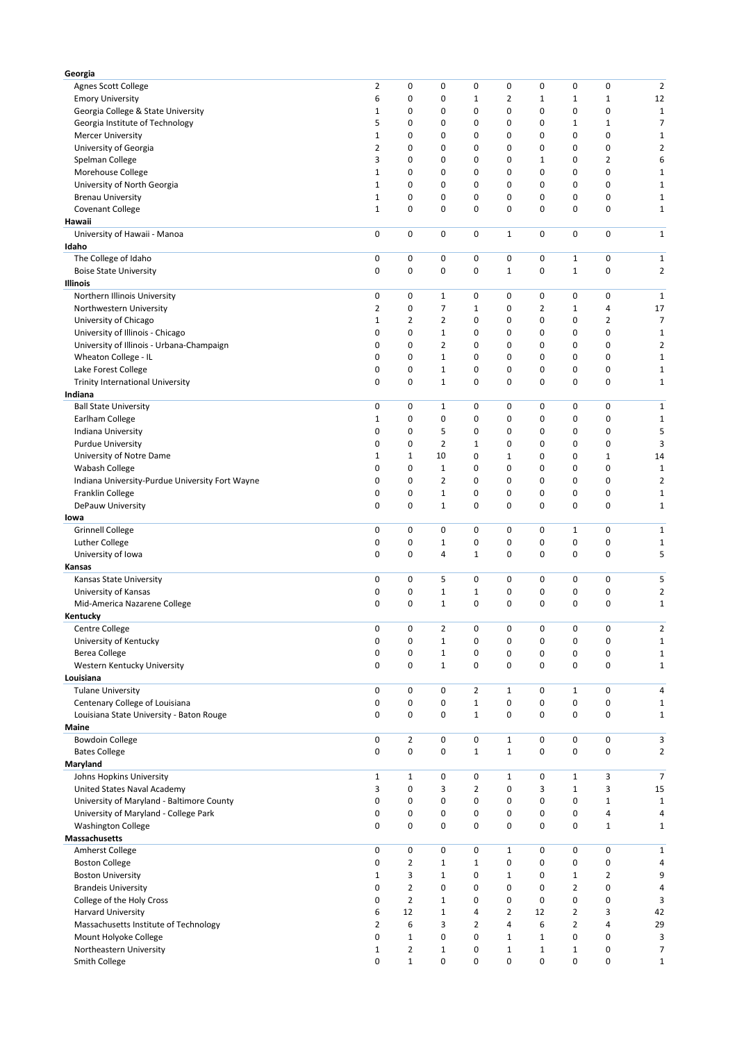| | | | | | | | | | |
|---|---|---|---|---|---|---|---|---|---|
| **Georgia** | | | | | | | | | |
| Agnes Scott College | 2 | 0 | 0 | 0 | 0 | 0 | 0 | 0 | 2 |
| Emory University | 6 | 0 | 0 | 1 | 2 | 1 | 1 | 1 | 12 |
| Georgia College & State University | 1 | 0 | 0 | 0 | 0 | 0 | 0 | 0 | 1 |
| Georgia Institute of Technology | 5 | 0 | 0 | 0 | 0 | 0 | 1 | 1 | 7 |
| Mercer University | 1 | 0 | 0 | 0 | 0 | 0 | 0 | 0 | 1 |
| University of Georgia | 2 | 0 | 0 | 0 | 0 | 0 | 0 | 0 | 2 |
| Spelman College | 3 | 0 | 0 | 0 | 0 | 1 | 0 | 2 | 6 |
| Morehouse College | 1 | 0 | 0 | 0 | 0 | 0 | 0 | 0 | 1 |
| University of North Georgia | 1 | 0 | 0 | 0 | 0 | 0 | 0 | 0 | 1 |
| Brenau University | 1 | 0 | 0 | 0 | 0 | 0 | 0 | 0 | 1 |
| Covenant College | 1 | 0 | 0 | 0 | 0 | 0 | 0 | 0 | 1 |
| **Hawaii** | | | | | | | | | |
| University of Hawaii - Manoa | 0 | 0 | 0 | 0 | 1 | 0 | 0 | 0 | 1 |
| **Idaho** | | | | | | | | | |
| The College of Idaho | 0 | 0 | 0 | 0 | 0 | 0 | 1 | 0 | 1 |
| Boise State University | 0 | 0 | 0 | 0 | 1 | 0 | 1 | 0 | 2 |
| **Illinois** | | | | | | | | | |
| Northern Illinois University | 0 | 0 | 1 | 0 | 0 | 0 | 0 | 0 | 1 |
| Northwestern University | 2 | 0 | 7 | 1 | 0 | 2 | 1 | 4 | 17 |
| University of Chicago | 1 | 2 | 2 | 0 | 0 | 0 | 0 | 2 | 7 |
| University of Illinois - Chicago | 0 | 0 | 1 | 0 | 0 | 0 | 0 | 0 | 1 |
| University of Illinois - Urbana-Champaign | 0 | 0 | 2 | 0 | 0 | 0 | 0 | 0 | 2 |
| Wheaton College - IL | 0 | 0 | 1 | 0 | 0 | 0 | 0 | 0 | 1 |
| Lake Forest College | 0 | 0 | 1 | 0 | 0 | 0 | 0 | 0 | 1 |
| Trinity International University | 0 | 0 | 1 | 0 | 0 | 0 | 0 | 0 | 1 |
| **Indiana** | | | | | | | | | |
| Ball State University | 0 | 0 | 1 | 0 | 0 | 0 | 0 | 0 | 1 |
| Earlham College | 1 | 0 | 0 | 0 | 0 | 0 | 0 | 0 | 1 |
| Indiana University | 0 | 0 | 5 | 0 | 0 | 0 | 0 | 0 | 5 |
| Purdue University | 0 | 0 | 2 | 1 | 0 | 0 | 0 | 0 | 3 |
| University of Notre Dame | 1 | 1 | 10 | 0 | 1 | 0 | 0 | 1 | 14 |
| Wabash College | 0 | 0 | 1 | 0 | 0 | 0 | 0 | 0 | 1 |
| Indiana University-Purdue University Fort Wayne | 0 | 0 | 2 | 0 | 0 | 0 | 0 | 0 | 2 |
| Franklin College | 0 | 0 | 1 | 0 | 0 | 0 | 0 | 0 | 1 |
| DePauw University | 0 | 0 | 1 | 0 | 0 | 0 | 0 | 0 | 1 |
| **Iowa** | | | | | | | | | |
| Grinnell College | 0 | 0 | 0 | 0 | 0 | 0 | 1 | 0 | 1 |
| Luther College | 0 | 0 | 1 | 0 | 0 | 0 | 0 | 0 | 1 |
| University of Iowa | 0 | 0 | 4 | 1 | 0 | 0 | 0 | 0 | 5 |
| **Kansas** | | | | | | | | | |
| Kansas State University | 0 | 0 | 5 | 0 | 0 | 0 | 0 | 0 | 5 |
| University of Kansas | 0 | 0 | 1 | 1 | 0 | 0 | 0 | 0 | 2 |
| Mid-America Nazarene College | 0 | 0 | 1 | 0 | 0 | 0 | 0 | 0 | 1 |
| **Kentucky** | | | | | | | | | |
| Centre College | 0 | 0 | 2 | 0 | 0 | 0 | 0 | 0 | 2 |
| University of Kentucky | 0 | 0 | 1 | 0 | 0 | 0 | 0 | 0 | 1 |
| Berea College | 0 | 0 | 1 | 0 | 0 | 0 | 0 | 0 | 1 |
| Western Kentucky University | 0 | 0 | 1 | 0 | 0 | 0 | 0 | 0 | 1 |
| **Louisiana** | | | | | | | | | |
| Tulane University | 0 | 0 | 0 | 2 | 1 | 0 | 1 | 0 | 4 |
| Centenary College of Louisiana | 0 | 0 | 0 | 1 | 0 | 0 | 0 | 0 | 1 |
| Louisiana State University - Baton Rouge | 0 | 0 | 0 | 1 | 0 | 0 | 0 | 0 | 1 |
| **Maine** | | | | | | | | | |
| Bowdoin College | 0 | 2 | 0 | 0 | 1 | 0 | 0 | 0 | 3 |
| Bates College | 0 | 0 | 0 | 1 | 1 | 0 | 0 | 0 | 2 |
| **Maryland** | | | | | | | | | |
| Johns Hopkins University | 1 | 1 | 0 | 0 | 1 | 0 | 1 | 3 | 7 |
| United States Naval Academy | 3 | 0 | 3 | 2 | 0 | 3 | 1 | 3 | 15 |
| University of Maryland - Baltimore County | 0 | 0 | 0 | 0 | 0 | 0 | 0 | 1 | 1 |
| University of Maryland - College Park | 0 | 0 | 0 | 0 | 0 | 0 | 0 | 4 | 4 |
| Washington College | 0 | 0 | 0 | 0 | 0 | 0 | 0 | 1 | 1 |
| **Massachusetts** | | | | | | | | | |
| Amherst College | 0 | 0 | 0 | 0 | 1 | 0 | 0 | 0 | 1 |
| Boston College | 0 | 2 | 1 | 1 | 0 | 0 | 0 | 0 | 4 |
| Boston University | 1 | 3 | 1 | 0 | 1 | 0 | 1 | 2 | 9 |
| Brandeis University | 0 | 2 | 0 | 0 | 0 | 0 | 2 | 0 | 4 |
| College of the Holy Cross | 0 | 2 | 1 | 0 | 0 | 0 | 0 | 0 | 3 |
| Harvard University | 6 | 12 | 1 | 4 | 2 | 12 | 2 | 3 | 42 |
| Massachusetts Institute of Technology | 2 | 6 | 3 | 2 | 4 | 6 | 2 | 4 | 29 |
| Mount Holyoke College | 0 | 1 | 0 | 0 | 1 | 1 | 0 | 0 | 3 |
| Northeastern University | 1 | 2 | 1 | 0 | 1 | 1 | 1 | 0 | 7 |
| Smith College | 0 | 1 | 0 | 0 | 0 | 0 | 0 | 0 | 1 |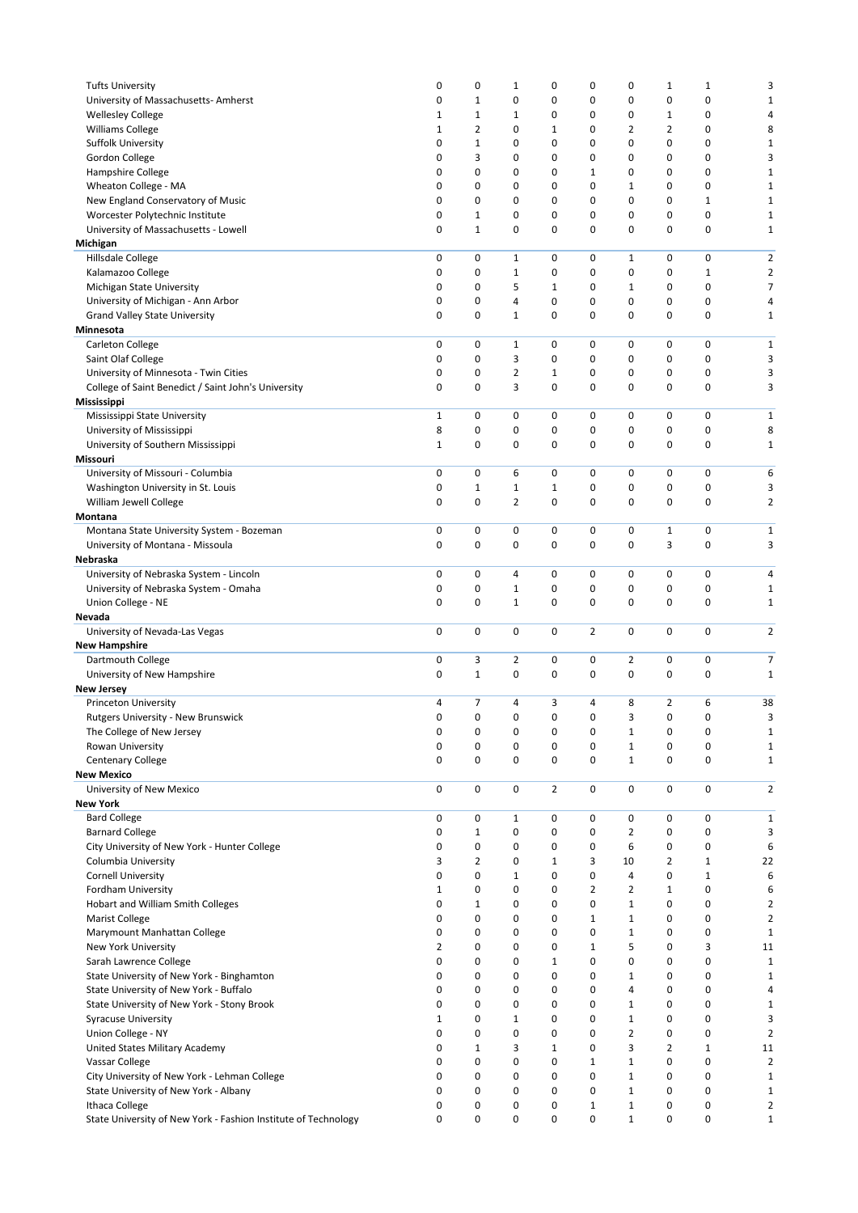| | | | | | | | | | |
|---|---|---|---|---|---|---|---|---|---|
| Tufts University | 0 | 0 | 1 | 0 | 0 | 0 | 1 | 1 | 3 |
| University of Massachusetts- Amherst | 0 | 1 | 0 | 0 | 0 | 0 | 0 | 0 | 1 |
| Wellesley College | 1 | 1 | 1 | 0 | 0 | 0 | 1 | 0 | 4 |
| Williams College | 1 | 2 | 0 | 1 | 0 | 2 | 2 | 0 | 8 |
| Suffolk University | 0 | 1 | 0 | 0 | 0 | 0 | 0 | 0 | 1 |
| Gordon College | 0 | 3 | 0 | 0 | 0 | 0 | 0 | 0 | 3 |
| Hampshire College | 0 | 0 | 0 | 0 | 1 | 0 | 0 | 0 | 1 |
| Wheaton College - MA | 0 | 0 | 0 | 0 | 0 | 1 | 0 | 0 | 1 |
| New England Conservatory of Music | 0 | 0 | 0 | 0 | 0 | 0 | 0 | 1 | 1 |
| Worcester Polytechnic Institute | 0 | 1 | 0 | 0 | 0 | 0 | 0 | 0 | 1 |
| University of Massachusetts - Lowell | 0 | 1 | 0 | 0 | 0 | 0 | 0 | 0 | 1 |
| **Michigan** | | | | | | | | | |
| Hillsdale College | 0 | 0 | 1 | 0 | 0 | 1 | 0 | 0 | 2 |
| Kalamazoo College | 0 | 0 | 1 | 0 | 0 | 0 | 0 | 1 | 2 |
| Michigan State University | 0 | 0 | 5 | 1 | 0 | 1 | 0 | 0 | 7 |
| University of Michigan - Ann Arbor | 0 | 0 | 4 | 0 | 0 | 0 | 0 | 0 | 4 |
| Grand Valley State University | 0 | 0 | 1 | 0 | 0 | 0 | 0 | 0 | 1 |
| **Minnesota** | | | | | | | | | |
| Carleton College | 0 | 0 | 1 | 0 | 0 | 0 | 0 | 0 | 1 |
| Saint Olaf College | 0 | 0 | 3 | 0 | 0 | 0 | 0 | 0 | 3 |
| University of Minnesota - Twin Cities | 0 | 0 | 2 | 1 | 0 | 0 | 0 | 0 | 3 |
| College of Saint Benedict / Saint John's University | 0 | 0 | 3 | 0 | 0 | 0 | 0 | 0 | 3 |
| **Mississippi** | | | | | | | | | |
| Mississippi State University | 1 | 0 | 0 | 0 | 0 | 0 | 0 | 0 | 1 |
| University of Mississippi | 8 | 0 | 0 | 0 | 0 | 0 | 0 | 0 | 8 |
| University of Southern Mississippi | 1 | 0 | 0 | 0 | 0 | 0 | 0 | 0 | 1 |
| **Missouri** | | | | | | | | | |
| University of Missouri - Columbia | 0 | 0 | 6 | 0 | 0 | 0 | 0 | 0 | 6 |
| Washington University in St. Louis | 0 | 1 | 1 | 1 | 0 | 0 | 0 | 0 | 3 |
| William Jewell College | 0 | 0 | 2 | 0 | 0 | 0 | 0 | 0 | 2 |
| **Montana** | | | | | | | | | |
| Montana State University System - Bozeman | 0 | 0 | 0 | 0 | 0 | 0 | 1 | 0 | 1 |
| University of Montana - Missoula | 0 | 0 | 0 | 0 | 0 | 0 | 3 | 0 | 3 |
| **Nebraska** | | | | | | | | | |
| University of Nebraska System - Lincoln | 0 | 0 | 4 | 0 | 0 | 0 | 0 | 0 | 4 |
| University of Nebraska System - Omaha | 0 | 0 | 1 | 0 | 0 | 0 | 0 | 0 | 1 |
| Union College - NE | 0 | 0 | 1 | 0 | 0 | 0 | 0 | 0 | 1 |
| **Nevada** | | | | | | | | | |
| University of Nevada-Las Vegas | 0 | 0 | 0 | 0 | 2 | 0 | 0 | 0 | 2 |
| **New Hampshire** | | | | | | | | | |
| Dartmouth College | 0 | 3 | 2 | 0 | 0 | 2 | 0 | 0 | 7 |
| University of New Hampshire | 0 | 1 | 0 | 0 | 0 | 0 | 0 | 0 | 1 |
| **New Jersey** | | | | | | | | | |
| Princeton University | 4 | 7 | 4 | 3 | 4 | 8 | 2 | 6 | 38 |
| Rutgers University - New Brunswick | 0 | 0 | 0 | 0 | 0 | 3 | 0 | 0 | 3 |
| The College of New Jersey | 0 | 0 | 0 | 0 | 0 | 1 | 0 | 0 | 1 |
| Rowan University | 0 | 0 | 0 | 0 | 0 | 1 | 0 | 0 | 1 |
| Centenary College | 0 | 0 | 0 | 0 | 0 | 1 | 0 | 0 | 1 |
| **New Mexico** | | | | | | | | | |
| University of New Mexico | 0 | 0 | 0 | 2 | 0 | 0 | 0 | 0 | 2 |
| **New York** | | | | | | | | | |
| Bard College | 0 | 0 | 1 | 0 | 0 | 0 | 0 | 0 | 1 |
| Barnard College | 0 | 1 | 0 | 0 | 0 | 2 | 0 | 0 | 3 |
| City University of New York - Hunter College | 0 | 0 | 0 | 0 | 0 | 6 | 0 | 0 | 6 |
| Columbia University | 3 | 2 | 0 | 1 | 3 | 10 | 2 | 1 | 22 |
| Cornell University | 0 | 0 | 1 | 0 | 0 | 4 | 0 | 1 | 6 |
| Fordham University | 1 | 0 | 0 | 0 | 2 | 2 | 1 | 0 | 6 |
| Hobart and William Smith Colleges | 0 | 1 | 0 | 0 | 0 | 1 | 0 | 0 | 2 |
| Marist College | 0 | 0 | 0 | 0 | 1 | 1 | 0 | 0 | 2 |
| Marymount Manhattan College | 0 | 0 | 0 | 0 | 0 | 1 | 0 | 0 | 1 |
| New York University | 2 | 0 | 0 | 0 | 1 | 5 | 0 | 3 | 11 |
| Sarah Lawrence College | 0 | 0 | 0 | 1 | 0 | 0 | 0 | 0 | 1 |
| State University of New York - Binghamton | 0 | 0 | 0 | 0 | 0 | 1 | 0 | 0 | 1 |
| State University of New York - Buffalo | 0 | 0 | 0 | 0 | 0 | 4 | 0 | 0 | 4 |
| State University of New York - Stony Brook | 0 | 0 | 0 | 0 | 0 | 1 | 0 | 0 | 1 |
| Syracuse University | 1 | 0 | 1 | 0 | 0 | 1 | 0 | 0 | 3 |
| Union College - NY | 0 | 0 | 0 | 0 | 0 | 2 | 0 | 0 | 2 |
| United States Military Academy | 0 | 1 | 3 | 1 | 0 | 3 | 2 | 1 | 11 |
| Vassar College | 0 | 0 | 0 | 0 | 1 | 1 | 0 | 0 | 2 |
| City University of New York - Lehman College | 0 | 0 | 0 | 0 | 0 | 1 | 0 | 0 | 1 |
| State University of New York - Albany | 0 | 0 | 0 | 0 | 0 | 1 | 0 | 0 | 1 |
| Ithaca College | 0 | 0 | 0 | 0 | 1 | 1 | 0 | 0 | 2 |
| State University of New York - Fashion Institute of Technology | 0 | 0 | 0 | 0 | 0 | 1 | 0 | 0 | 1 |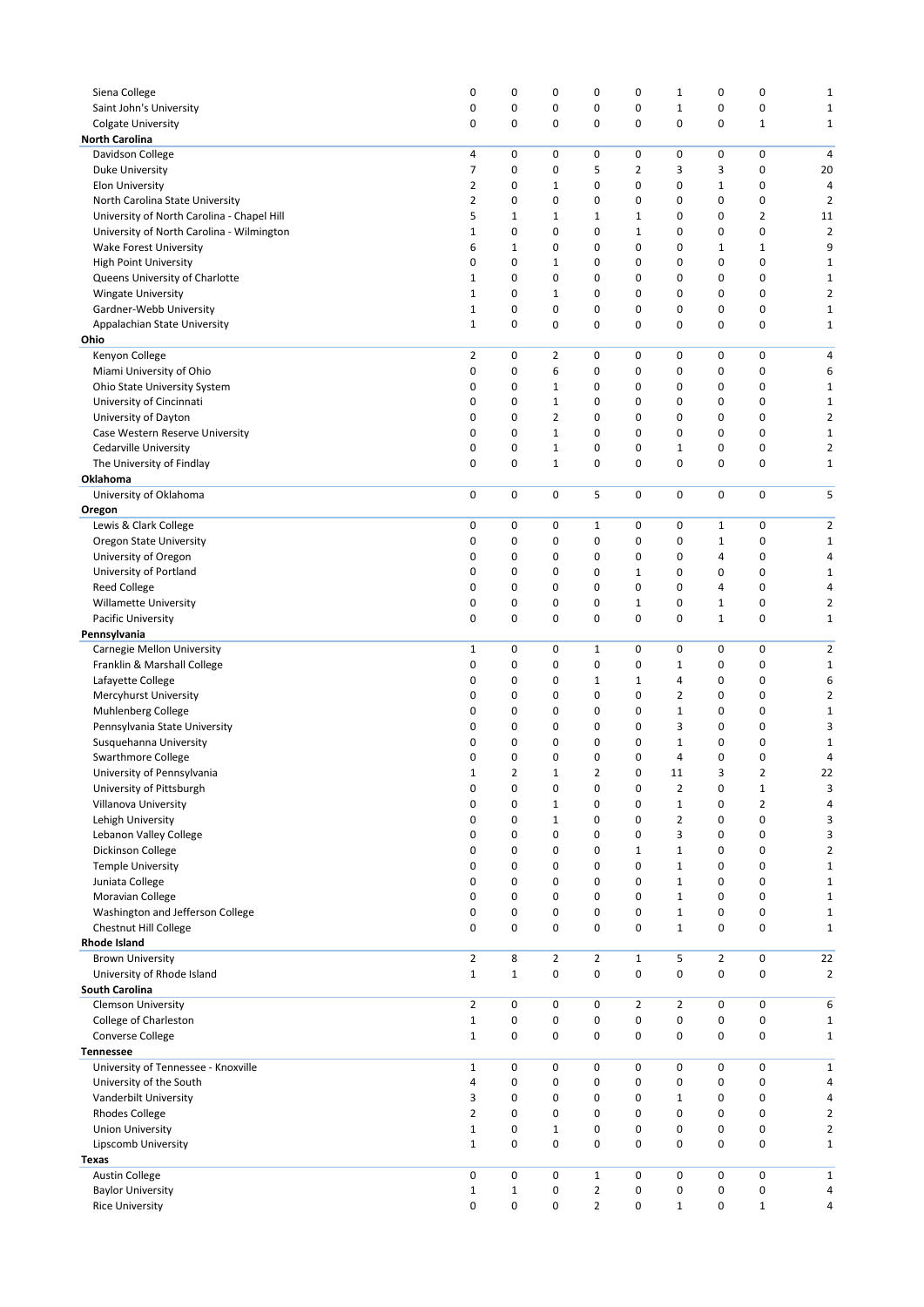| | | | | | | | | | |
|---|---|---|---|---|---|---|---|---|---|
| Siena College | 0 | 0 | 0 | 0 | 0 | 1 | 0 | 0 | 1 |
| Saint John's University | 0 | 0 | 0 | 0 | 0 | 1 | 0 | 0 | 1 |
| Colgate University | 0 | 0 | 0 | 0 | 0 | 0 | 0 | 1 | 1 |
| **North Carolina** | | | | | | | | | |
| Davidson College | 4 | 0 | 0 | 0 | 0 | 0 | 0 | 0 | 4 |
| Duke University | 7 | 0 | 0 | 5 | 2 | 3 | 3 | 0 | 20 |
| Elon University | 2 | 0 | 1 | 0 | 0 | 0 | 1 | 0 | 4 |
| North Carolina State University | 2 | 0 | 0 | 0 | 0 | 0 | 0 | 0 | 2 |
| University of North Carolina - Chapel Hill | 5 | 1 | 1 | 1 | 1 | 0 | 0 | 2 | 11 |
| University of North Carolina - Wilmington | 1 | 0 | 0 | 0 | 1 | 0 | 0 | 0 | 2 |
| Wake Forest University | 6 | 1 | 0 | 0 | 0 | 0 | 1 | 1 | 9 |
| High Point University | 0 | 0 | 1 | 0 | 0 | 0 | 0 | 0 | 1 |
| Queens University of Charlotte | 1 | 0 | 0 | 0 | 0 | 0 | 0 | 0 | 1 |
| Wingate University | 1 | 0 | 1 | 0 | 0 | 0 | 0 | 0 | 2 |
| Gardner-Webb University | 1 | 0 | 0 | 0 | 0 | 0 | 0 | 0 | 1 |
| Appalachian State University | 1 | 0 | 0 | 0 | 0 | 0 | 0 | 0 | 1 |
| **Ohio** | | | | | | | | | |
| Kenyon College | 2 | 0 | 2 | 0 | 0 | 0 | 0 | 0 | 4 |
| Miami University of Ohio | 0 | 0 | 6 | 0 | 0 | 0 | 0 | 0 | 6 |
| Ohio State University System | 0 | 0 | 1 | 0 | 0 | 0 | 0 | 0 | 1 |
| University of Cincinnati | 0 | 0 | 1 | 0 | 0 | 0 | 0 | 0 | 1 |
| University of Dayton | 0 | 0 | 2 | 0 | 0 | 0 | 0 | 0 | 2 |
| Case Western Reserve University | 0 | 0 | 1 | 0 | 0 | 0 | 0 | 0 | 1 |
| Cedarville University | 0 | 0 | 1 | 0 | 0 | 1 | 0 | 0 | 2 |
| The University of Findlay | 0 | 0 | 1 | 0 | 0 | 0 | 0 | 0 | 1 |
| **Oklahoma** | | | | | | | | | |
| University of Oklahoma | 0 | 0 | 0 | 5 | 0 | 0 | 0 | 0 | 5 |
| **Oregon** | | | | | | | | | |
| Lewis & Clark College | 0 | 0 | 0 | 1 | 0 | 0 | 1 | 0 | 2 |
| Oregon State University | 0 | 0 | 0 | 0 | 0 | 0 | 1 | 0 | 1 |
| University of Oregon | 0 | 0 | 0 | 0 | 0 | 0 | 4 | 0 | 4 |
| University of Portland | 0 | 0 | 0 | 0 | 1 | 0 | 0 | 0 | 1 |
| Reed College | 0 | 0 | 0 | 0 | 0 | 0 | 4 | 0 | 4 |
| Willamette University | 0 | 0 | 0 | 0 | 1 | 0 | 1 | 0 | 2 |
| Pacific University | 0 | 0 | 0 | 0 | 0 | 0 | 1 | 0 | 1 |
| **Pennsylvania** | | | | | | | | | |
| Carnegie Mellon University | 1 | 0 | 0 | 1 | 0 | 0 | 0 | 0 | 2 |
| Franklin & Marshall College | 0 | 0 | 0 | 0 | 0 | 1 | 0 | 0 | 1 |
| Lafayette College | 0 | 0 | 0 | 1 | 1 | 4 | 0 | 0 | 6 |
| Mercyhurst University | 0 | 0 | 0 | 0 | 0 | 2 | 0 | 0 | 2 |
| Muhlenberg College | 0 | 0 | 0 | 0 | 0 | 1 | 0 | 0 | 1 |
| Pennsylvania State University | 0 | 0 | 0 | 0 | 0 | 3 | 0 | 0 | 3 |
| Susquehanna University | 0 | 0 | 0 | 0 | 0 | 1 | 0 | 0 | 1 |
| Swarthmore College | 0 | 0 | 0 | 0 | 0 | 4 | 0 | 0 | 4 |
| University of Pennsylvania | 1 | 2 | 1 | 2 | 0 | 11 | 3 | 2 | 22 |
| University of Pittsburgh | 0 | 0 | 0 | 0 | 0 | 2 | 0 | 1 | 3 |
| Villanova University | 0 | 0 | 1 | 0 | 0 | 1 | 0 | 2 | 4 |
| Lehigh University | 0 | 0 | 1 | 0 | 0 | 2 | 0 | 0 | 3 |
| Lebanon Valley College | 0 | 0 | 0 | 0 | 0 | 3 | 0 | 0 | 3 |
| Dickinson College | 0 | 0 | 0 | 0 | 1 | 1 | 0 | 0 | 2 |
| Temple University | 0 | 0 | 0 | 0 | 0 | 1 | 0 | 0 | 1 |
| Juniata College | 0 | 0 | 0 | 0 | 0 | 1 | 0 | 0 | 1 |
| Moravian College | 0 | 0 | 0 | 0 | 0 | 1 | 0 | 0 | 1 |
| Washington and Jefferson College | 0 | 0 | 0 | 0 | 0 | 1 | 0 | 0 | 1 |
| Chestnut Hill College | 0 | 0 | 0 | 0 | 0 | 1 | 0 | 0 | 1 |
| **Rhode Island** | | | | | | | | | |
| Brown University | 2 | 8 | 2 | 2 | 1 | 5 | 2 | 0 | 22 |
| University of Rhode Island | 1 | 1 | 0 | 0 | 0 | 0 | 0 | 0 | 2 |
| **South Carolina** | | | | | | | | | |
| Clemson University | 2 | 0 | 0 | 0 | 2 | 2 | 0 | 0 | 6 |
| College of Charleston | 1 | 0 | 0 | 0 | 0 | 0 | 0 | 0 | 1 |
| Converse College | 1 | 0 | 0 | 0 | 0 | 0 | 0 | 0 | 1 |
| **Tennessee** | | | | | | | | | |
| University of Tennessee - Knoxville | 1 | 0 | 0 | 0 | 0 | 0 | 0 | 0 | 1 |
| University of the South | 4 | 0 | 0 | 0 | 0 | 0 | 0 | 0 | 4 |
| Vanderbilt University | 3 | 0 | 0 | 0 | 0 | 1 | 0 | 0 | 4 |
| Rhodes College | 2 | 0 | 0 | 0 | 0 | 0 | 0 | 0 | 2 |
| Union University | 1 | 0 | 1 | 0 | 0 | 0 | 0 | 0 | 2 |
| Lipscomb University | 1 | 0 | 0 | 0 | 0 | 0 | 0 | 0 | 1 |
| **Texas** | | | | | | | | | |
| Austin College | 0 | 0 | 0 | 1 | 0 | 0 | 0 | 0 | 1 |
| Baylor University | 1 | 1 | 0 | 2 | 0 | 0 | 0 | 0 | 4 |
| Rice University | 0 | 0 | 0 | 2 | 0 | 1 | 0 | 1 | 4 |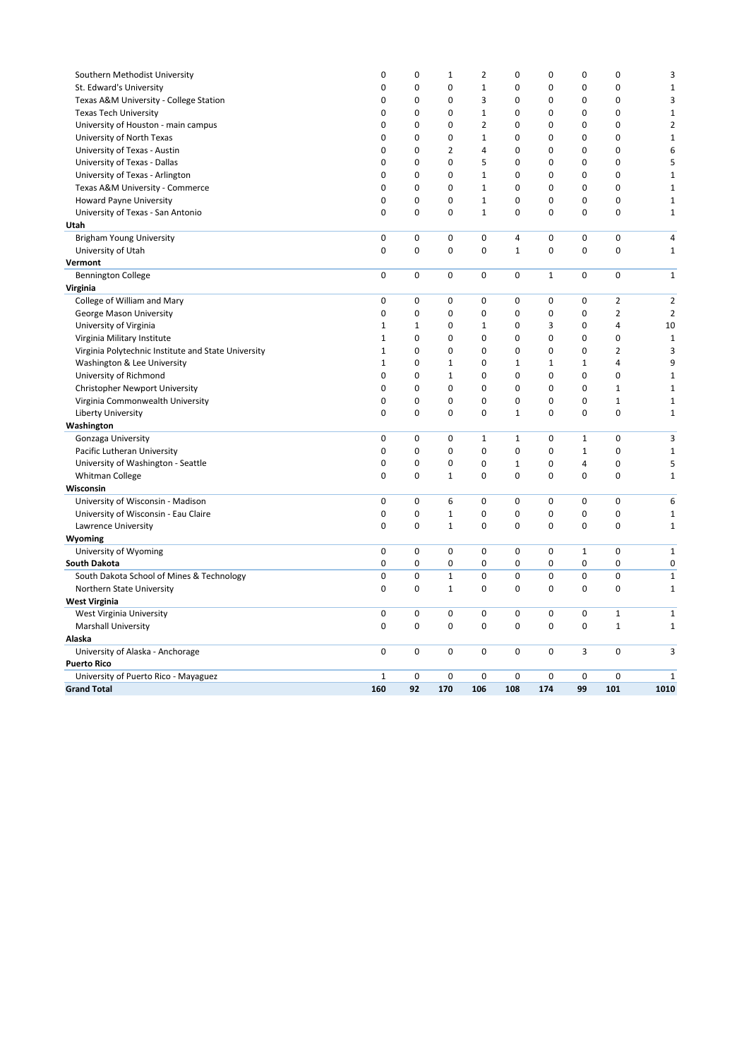| | | | | | | | | | |
|---|---|---|---|---|---|---|---|---|---|
| Southern Methodist University | 0 | 0 | 1 | 2 | 0 | 0 | 0 | 0 | 3 |
| St. Edward's University | 0 | 0 | 0 | 1 | 0 | 0 | 0 | 0 | 1 |
| Texas A&M University - College Station | 0 | 0 | 0 | 3 | 0 | 0 | 0 | 0 | 3 |
| Texas Tech University | 0 | 0 | 0 | 1 | 0 | 0 | 0 | 0 | 1 |
| University of Houston - main campus | 0 | 0 | 0 | 2 | 0 | 0 | 0 | 0 | 2 |
| University of North Texas | 0 | 0 | 0 | 1 | 0 | 0 | 0 | 0 | 1 |
| University of Texas - Austin | 0 | 0 | 2 | 4 | 0 | 0 | 0 | 0 | 6 |
| University of Texas - Dallas | 0 | 0 | 0 | 5 | 0 | 0 | 0 | 0 | 5 |
| University of Texas - Arlington | 0 | 0 | 0 | 1 | 0 | 0 | 0 | 0 | 1 |
| Texas A&M University - Commerce | 0 | 0 | 0 | 1 | 0 | 0 | 0 | 0 | 1 |
| Howard Payne University | 0 | 0 | 0 | 1 | 0 | 0 | 0 | 0 | 1 |
| University of Texas - San Antonio | 0 | 0 | 0 | 1 | 0 | 0 | 0 | 0 | 1 |
| **Utah** | | | | | | | | | |
| Brigham Young University | 0 | 0 | 0 | 0 | 4 | 0 | 0 | 0 | 4 |
| University of Utah | 0 | 0 | 0 | 0 | 1 | 0 | 0 | 0 | 1 |
| **Vermont** | | | | | | | | | |
| Bennington College | 0 | 0 | 0 | 0 | 0 | 1 | 0 | 0 | 1 |
| **Virginia** | | | | | | | | | |
| College of William and Mary | 0 | 0 | 0 | 0 | 0 | 0 | 0 | 2 | 2 |
| George Mason University | 0 | 0 | 0 | 0 | 0 | 0 | 0 | 2 | 2 |
| University of Virginia | 1 | 1 | 0 | 1 | 0 | 3 | 0 | 4 | 10 |
| Virginia Military Institute | 1 | 0 | 0 | 0 | 0 | 0 | 0 | 0 | 1 |
| Virginia Polytechnic Institute and State University | 1 | 0 | 0 | 0 | 0 | 0 | 0 | 2 | 3 |
| Washington & Lee University | 1 | 0 | 1 | 0 | 1 | 1 | 1 | 4 | 9 |
| University of Richmond | 0 | 0 | 1 | 0 | 0 | 0 | 0 | 0 | 1 |
| Christopher Newport University | 0 | 0 | 0 | 0 | 0 | 0 | 0 | 1 | 1 |
| Virginia Commonwealth University | 0 | 0 | 0 | 0 | 0 | 0 | 0 | 1 | 1 |
| Liberty University | 0 | 0 | 0 | 0 | 1 | 0 | 0 | 0 | 1 |
| **Washington** | | | | | | | | | |
| Gonzaga University | 0 | 0 | 0 | 1 | 1 | 0 | 1 | 0 | 3 |
| Pacific Lutheran University | 0 | 0 | 0 | 0 | 0 | 0 | 1 | 0 | 1 |
| University of Washington - Seattle | 0 | 0 | 0 | 0 | 1 | 0 | 4 | 0 | 5 |
| Whitman College | 0 | 0 | 1 | 0 | 0 | 0 | 0 | 0 | 1 |
| **Wisconsin** | | | | | | | | | |
| University of Wisconsin - Madison | 0 | 0 | 6 | 0 | 0 | 0 | 0 | 0 | 6 |
| University of Wisconsin - Eau Claire | 0 | 0 | 1 | 0 | 0 | 0 | 0 | 0 | 1 |
| Lawrence University | 0 | 0 | 1 | 0 | 0 | 0 | 0 | 0 | 1 |
| **Wyoming** | | | | | | | | | |
| University of Wyoming | 0 | 0 | 0 | 0 | 0 | 0 | 1 | 0 | 1 |
| **South Dakota** | 0 | 0 | 0 | 0 | 0 | 0 | 0 | 0 | 0 |
| South Dakota School of Mines & Technology | 0 | 0 | 1 | 0 | 0 | 0 | 0 | 0 | 1 |
| Northern State University | 0 | 0 | 1 | 0 | 0 | 0 | 0 | 0 | 1 |
| **West Virginia** | | | | | | | | | |
| West Virginia University | 0 | 0 | 0 | 0 | 0 | 0 | 0 | 1 | 1 |
| Marshall University | 0 | 0 | 0 | 0 | 0 | 0 | 0 | 1 | 1 |
| **Alaska** | | | | | | | | | |
| University of Alaska - Anchorage | 0 | 0 | 0 | 0 | 0 | 0 | 3 | 0 | 3 |
| **Puerto Rico** | | | | | | | | | |
| University of Puerto Rico - Mayaguez | 1 | 0 | 0 | 0 | 0 | 0 | 0 | 0 | 1 |
| **Grand Total** | **160** | **92** | **170** | **106** | **108** | **174** | **99** | **101** | **1010** |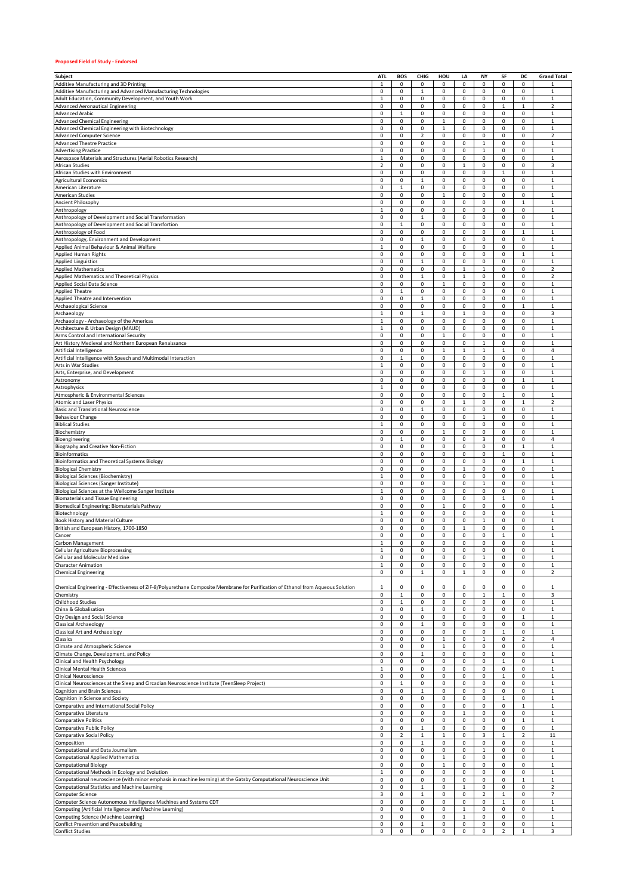**Proposed Field of Study - Endorsed**

| Subject | ATL | BOS | CHIG | HOU | LA | NY | SF | DC | Grand Total |
|---|---|---|---|---|---|---|---|---|---|
| Additive Manufacturing and 3D Printing | 1 | 0 | 0 | 0 | 0 | 0 | 0 | 0 | 1 |
| Additive Manufacturing and Advanced Manufacturing Technologies | 0 | 0 | 1 | 0 | 0 | 0 | 0 | 0 | 1 |
| Adult Education, Community Development, and Youth Work | 1 | 0 | 0 | 0 | 0 | 0 | 0 | 0 | 1 |
| Advanced Aeronautical Engineering | 0 | 0 | 0 | 0 | 0 | 0 | 1 | 1 | 2 |
| Advanced Arabic | 0 | 1 | 0 | 0 | 0 | 0 | 0 | 0 | 1 |
| Advanced Chemical Engineering | 0 | 0 | 0 | 1 | 0 | 0 | 0 | 0 | 1 |
| Advanced Chemical Engineering with Biotechnology | 0 | 0 | 0 | 1 | 0 | 0 | 0 | 0 | 1 |
| Advanced Computer Science | 0 | 0 | 2 | 0 | 0 | 0 | 0 | 0 | 2 |
| Advanced Theatre Practice | 0 | 0 | 0 | 0 | 0 | 1 | 0 | 0 | 1 |
| Advertising Practice | 0 | 0 | 0 | 0 | 0 | 1 | 0 | 0 | 1 |
| Aerospace Materials and Structures (Aerial Robotics Research) | 1 | 0 | 0 | 0 | 0 | 0 | 0 | 0 | 1 |
| African Studies | 2 | 0 | 0 | 0 | 1 | 0 | 0 | 0 | 3 |
| African Studies with Environment | 0 | 0 | 0 | 0 | 0 | 0 | 1 | 0 | 1 |
| Agricultural Economics | 0 | 0 | 1 | 0 | 0 | 0 | 0 | 0 | 1 |
| American Literature | 0 | 1 | 0 | 0 | 0 | 0 | 0 | 0 | 1 |
| American Studies | 0 | 0 | 0 | 1 | 0 | 0 | 0 | 0 | 1 |
| Ancient Philosophy | 0 | 0 | 0 | 0 | 0 | 0 | 0 | 1 | 1 |
| Anthropology | 1 | 0 | 0 | 0 | 0 | 0 | 0 | 0 | 1 |
| Anthropology of Development and Social Transformation | 0 | 0 | 1 | 0 | 0 | 0 | 0 | 0 | 1 |
| Anthropology of Development and Social Transfortion | 0 | 1 | 0 | 0 | 0 | 0 | 0 | 0 | 1 |
| Anthropology of Food | 0 | 0 | 0 | 0 | 0 | 0 | 0 | 1 | 1 |
| Anthropology, Environment and Development | 0 | 0 | 1 | 0 | 0 | 0 | 0 | 0 | 1 |
| Applied Animal Behaviour & Animal Welfare | 1 | 0 | 0 | 0 | 0 | 0 | 0 | 0 | 1 |
| Applied Human Rights | 0 | 0 | 0 | 0 | 0 | 0 | 0 | 1 | 1 |
| Applied Linguistics | 0 | 0 | 1 | 0 | 0 | 0 | 0 | 0 | 1 |
| Applied Mathematics | 0 | 0 | 0 | 0 | 1 | 1 | 0 | 0 | 2 |
| Applied Mathematics and Theoretical Physics | 0 | 0 | 1 | 0 | 1 | 0 | 0 | 0 | 2 |
| Applied Social Data Science | 0 | 0 | 0 | 1 | 0 | 0 | 0 | 0 | 1 |
| Applied Theatre | 0 | 1 | 0 | 0 | 0 | 0 | 0 | 0 | 1 |
| Applied Theatre and Intervention | 0 | 0 | 1 | 0 | 0 | 0 | 0 | 0 | 1 |
| Archaeological Science | 0 | 0 | 0 | 0 | 0 | 0 | 0 | 1 | 1 |
| Archaeology | 1 | 0 | 1 | 0 | 1 | 0 | 0 | 0 | 3 |
| Archaeology - Archaeology of the Americas | 1 | 0 | 0 | 0 | 0 | 0 | 0 | 0 | 1 |
| Architecture & Urban Design (MAUD) | 1 | 0 | 0 | 0 | 0 | 0 | 0 | 0 | 1 |
| Arms Control and International Security | 0 | 0 | 0 | 1 | 0 | 0 | 0 | 0 | 1 |
| Art History Medieval and Northern European Renaissance | 0 | 0 | 0 | 0 | 0 | 1 | 0 | 0 | 1 |
| Artificial Intelligence | 0 | 0 | 0 | 1 | 1 | 1 | 1 | 0 | 4 |
| Artificial Intelligence with Speech and Multimodal Interaction | 0 | 1 | 0 | 0 | 0 | 0 | 0 | 0 | 1 |
| Arts in War Studies | 1 | 0 | 0 | 0 | 0 | 0 | 0 | 0 | 1 |
| Arts, Enterprise, and Development | 0 | 0 | 0 | 0 | 0 | 1 | 0 | 0 | 1 |
| Astronomy | 0 | 0 | 0 | 0 | 0 | 0 | 0 | 1 | 1 |
| Astrophysics | 1 | 0 | 0 | 0 | 0 | 0 | 0 | 0 | 1 |
| Atmospheric & Environmental Sciences | 0 | 0 | 0 | 0 | 0 | 0 | 1 | 0 | 1 |
| Atomic and Laser Physics | 0 | 0 | 0 | 0 | 1 | 0 | 0 | 1 | 2 |
| Basic and Translational Neuroscience | 0 | 0 | 1 | 0 | 0 | 0 | 0 | 0 | 1 |
| Behaviour Change | 0 | 0 | 0 | 0 | 0 | 1 | 0 | 0 | 1 |
| Biblical Studies | 1 | 0 | 0 | 0 | 0 | 0 | 0 | 0 | 1 |
| Biochemistry | 0 | 0 | 0 | 1 | 0 | 0 | 0 | 0 | 1 |
| Bioengineering | 0 | 1 | 0 | 0 | 0 | 3 | 0 | 0 | 4 |
| Biography and Creative Non-Fiction | 0 | 0 | 0 | 0 | 0 | 0 | 0 | 1 | 1 |
| Bioinformatics | 0 | 0 | 0 | 0 | 0 | 0 | 1 | 0 | 1 |
| Bioinformatics and Theoretical Systems Biology | 0 | 0 | 0 | 0 | 0 | 0 | 0 | 1 | 1 |
| Biological Chemistry | 0 | 0 | 0 | 0 | 1 | 0 | 0 | 0 | 1 |
| Biological Sciences (Biochemistry) | 1 | 0 | 0 | 0 | 0 | 0 | 0 | 0 | 1 |
| Biological Sciences (Sanger Institute) | 0 | 0 | 0 | 0 | 0 | 1 | 0 | 0 | 1 |
| Biological Sciences at the Wellcome Sanger Institute | 1 | 0 | 0 | 0 | 0 | 0 | 0 | 0 | 1 |
| Biomaterials and Tissue Engineering | 0 | 0 | 0 | 0 | 0 | 0 | 1 | 0 | 1 |
| Biomedical Engineering: Biomaterials Pathway | 0 | 0 | 0 | 1 | 0 | 0 | 0 | 0 | 1 |
| Biotechnology | 1 | 0 | 0 | 0 | 0 | 0 | 0 | 0 | 1 |
| Book History and Material Culture | 0 | 0 | 0 | 0 | 0 | 1 | 0 | 0 | 1 |
| British and European History, 1700-1850 | 0 | 0 | 0 | 0 | 1 | 0 | 0 | 0 | 1 |
| Cancer | 0 | 0 | 0 | 0 | 0 | 0 | 1 | 0 | 1 |
| Carbon Management | 1 | 0 | 0 | 0 | 0 | 0 | 0 | 0 | 1 |
| Cellular Agriculture Bioprocessing | 1 | 0 | 0 | 0 | 0 | 0 | 0 | 0 | 1 |
| Cellular and Molecular Medicine | 0 | 0 | 0 | 0 | 0 | 1 | 0 | 0 | 1 |
| Character Animation | 1 | 0 | 0 | 0 | 0 | 0 | 0 | 0 | 1 |
| Chemical Engineering | 0 | 0 | 1 | 0 | 1 | 0 | 0 | 0 | 2 |
| Chemical Engineering - Effectiveness of ZIF-8/Polyurethane Composite Membrane for Purification of Ethanol from Aqueous Solution | 1 | 0 | 0 | 0 | 0 | 0 | 0 | 0 | 1 |
| Chemistry | 0 | 1 | 0 | 0 | 0 | 1 | 1 | 0 | 3 |
| Childhood Studies | 0 | 1 | 0 | 0 | 0 | 0 | 0 | 0 | 1 |
| China & Globalisation | 0 | 0 | 1 | 0 | 0 | 0 | 0 | 0 | 1 |
| City Design and Social Science | 0 | 0 | 0 | 0 | 0 | 0 | 0 | 1 | 1 |
| Classical Archaeology | 0 | 0 | 1 | 0 | 0 | 0 | 0 | 0 | 1 |
| Classical Art and Archaeology | 0 | 0 | 0 | 0 | 0 | 0 | 1 | 0 | 1 |
| Classics | 0 | 0 | 0 | 1 | 0 | 1 | 0 | 2 | 4 |
| Climate and Atmospheric Science | 0 | 0 | 0 | 1 | 0 | 0 | 0 | 0 | 1 |
| Climate Change, Development, and Policy | 0 | 0 | 1 | 0 | 0 | 0 | 0 | 0 | 1 |
| Clinical and Health Psychology | 0 | 0 | 0 | 0 | 0 | 0 | 1 | 0 | 1 |
| Clinical Mental Health Sciences | 1 | 0 | 0 | 0 | 0 | 0 | 0 | 0 | 1 |
| Clinical Neuroscience | 0 | 0 | 0 | 0 | 0 | 0 | 1 | 0 | 1 |
| Clinical Neurosciences at the Sleep and Circadian Neuroscience Institute (TeenSleep Project) | 0 | 1 | 0 | 0 | 0 | 0 | 0 | 0 | 1 |
| Cognition and Brain Sciences | 0 | 0 | 1 | 0 | 0 | 0 | 0 | 0 | 1 |
| Cognition in Science and Society | 0 | 0 | 0 | 0 | 0 | 0 | 1 | 0 | 1 |
| Comparative and International Social Policy | 0 | 0 | 0 | 0 | 0 | 0 | 0 | 1 | 1 |
| Comparative Literature | 0 | 0 | 0 | 0 | 1 | 0 | 0 | 0 | 1 |
| Comparative Politics | 0 | 0 | 0 | 0 | 0 | 0 | 0 | 1 | 1 |
| Comparative Public Policy | 0 | 0 | 1 | 0 | 0 | 0 | 0 | 0 | 1 |
| Comparative Social Policy | 0 | 2 | 1 | 1 | 0 | 3 | 1 | 2 | 11 |
| Composition | 0 | 0 | 1 | 0 | 0 | 0 | 0 | 0 | 1 |
| Computational and Data Journalism | 0 | 0 | 0 | 0 | 0 | 1 | 0 | 0 | 1 |
| Computational Applied Mathematics | 0 | 0 | 0 | 1 | 0 | 0 | 0 | 0 | 1 |
| Computational Biology | 0 | 0 | 0 | 1 | 0 | 0 | 0 | 0 | 1 |
| Computational Methods in Ecology and Evolution | 1 | 0 | 0 | 0 | 0 | 0 | 0 | 0 | 1 |
| Computational neuroscience (with minor emphasis in machine learning) at the Gatsby Computational Neuroscience Unit | 0 | 0 | 0 | 0 | 0 | 0 | 0 | 1 | 1 |
| Computational Statistics and Machine Learning | 0 | 0 | 1 | 0 | 1 | 0 | 0 | 0 | 2 |
| Computer Science | 3 | 0 | 1 | 0 | 0 | 2 | 1 | 0 | 7 |
| Computer Science Autonomous Intelligence Machines and Systems CDT | 0 | 0 | 0 | 0 | 0 | 0 | 1 | 0 | 1 |
| Computing (Artificial Intelligence and Machine Learning) | 0 | 0 | 0 | 0 | 1 | 0 | 0 | 0 | 1 |
| Computing Science (Machine Learning) | 0 | 0 | 0 | 0 | 1 | 0 | 0 | 0 | 1 |
| Conflict Prevention and Peacebuilding | 0 | 0 | 1 | 0 | 0 | 0 | 0 | 0 | 1 |
| Conflict Studies | 0 | 0 | 0 | 0 | 0 | 0 | 2 | 1 | 3 |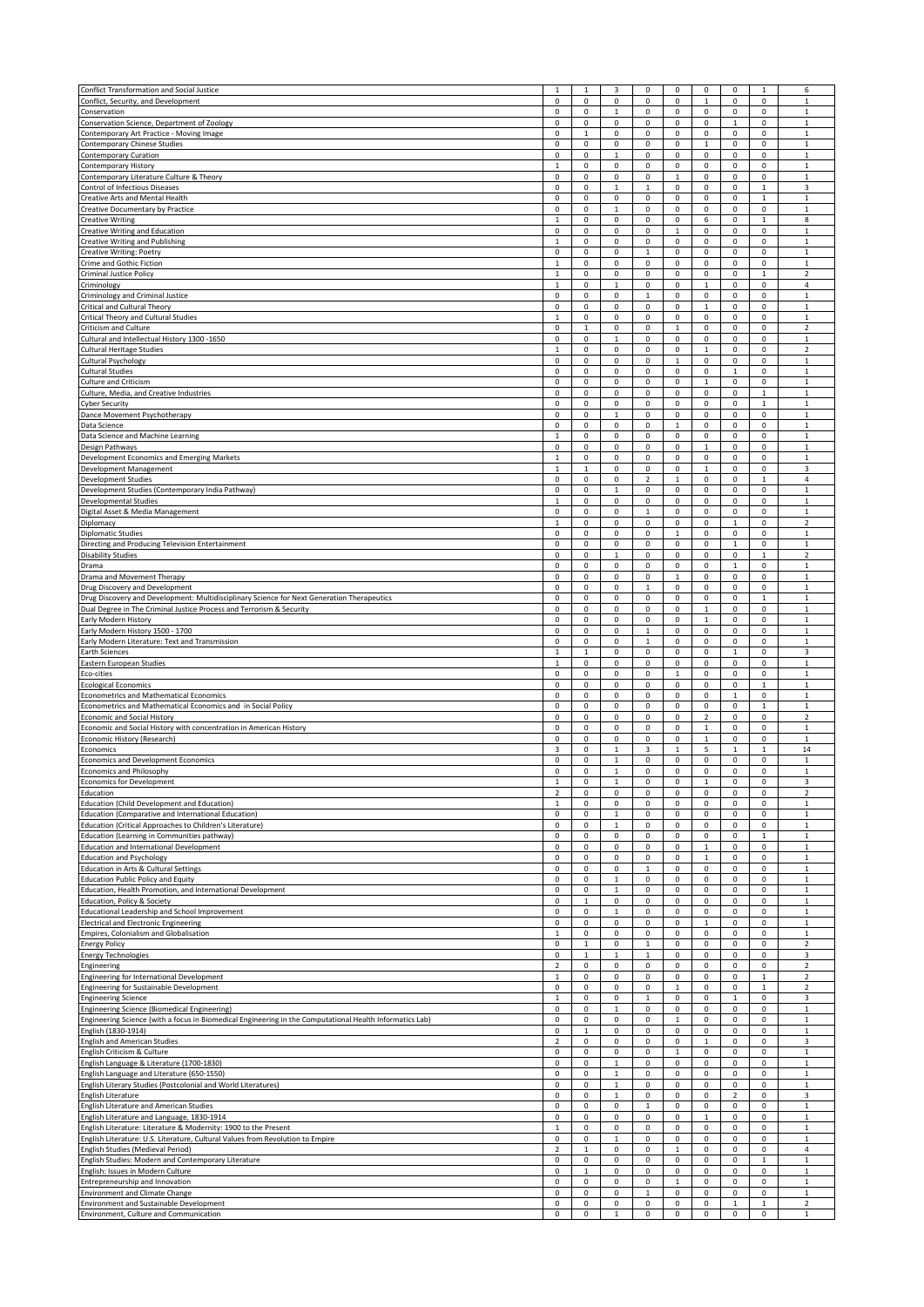| | | | | | | | | | |
|---|---|---|---|---|---|---|---|---|---|
| Conflict Transformation and Social Justice | 1 | 1 | 3 | 0 | 0 | 0 | 0 | 1 | 6 |
| Conflict, Security, and Development | 0 | 0 | 0 | 0 | 0 | 1 | 0 | 0 | 1 |
| Conservation | 0 | 0 | 1 | 0 | 0 | 0 | 0 | 0 | 1 |
| Conservation Science, Department of Zoology | 0 | 0 | 0 | 0 | 0 | 0 | 1 | 0 | 1 |
| Contemporary Art Practice - Moving Image | 0 | 1 | 0 | 0 | 0 | 0 | 0 | 0 | 1 |
| Contemporary Chinese Studies | 0 | 0 | 0 | 0 | 0 | 1 | 0 | 0 | 1 |
| Contemporary Curation | 0 | 0 | 1 | 0 | 0 | 0 | 0 | 0 | 1 |
| Contemporary History | 1 | 0 | 0 | 0 | 0 | 0 | 0 | 0 | 1 |
| Contemporary Literature Culture & Theory | 0 | 0 | 0 | 0 | 1 | 0 | 0 | 0 | 1 |
| Control of Infectious Diseases | 0 | 0 | 1 | 1 | 0 | 0 | 0 | 1 | 3 |
| Creative Arts and Mental Health | 0 | 0 | 0 | 0 | 0 | 0 | 0 | 1 | 1 |
| Creative Documentary by Practice | 0 | 0 | 1 | 0 | 0 | 0 | 0 | 0 | 1 |
| Creative Writing | 1 | 0 | 0 | 0 | 0 | 6 | 0 | 1 | 8 |
| Creative Writing and Education | 0 | 0 | 0 | 0 | 1 | 0 | 0 | 0 | 1 |
| Creative Writing and Publishing | 1 | 0 | 0 | 0 | 0 | 0 | 0 | 0 | 1 |
| Creative Writing: Poetry | 0 | 0 | 0 | 1 | 0 | 0 | 0 | 0 | 1 |
| Crime and Gothic Fiction | 1 | 0 | 0 | 0 | 0 | 0 | 0 | 0 | 1 |
| Criminal Justice Policy | 1 | 0 | 0 | 0 | 0 | 0 | 0 | 1 | 2 |
| Criminology | 1 | 0 | 1 | 0 | 0 | 1 | 0 | 0 | 4 |
| Criminology and Criminal Justice | 0 | 0 | 0 | 1 | 0 | 0 | 0 | 0 | 1 |
| Critical and Cultural Theory | 0 | 0 | 0 | 0 | 0 | 1 | 0 | 0 | 1 |
| Critical Theory and Cultural Studies | 1 | 0 | 0 | 0 | 0 | 0 | 0 | 0 | 1 |
| Criticism and Culture | 0 | 1 | 0 | 0 | 1 | 0 | 0 | 0 | 2 |
| Cultural and Intellectual History 1300 -1650 | 0 | 0 | 1 | 0 | 0 | 0 | 0 | 0 | 1 |
| Cultural Heritage Studies | 1 | 0 | 0 | 0 | 0 | 1 | 0 | 0 | 2 |
| Cultural Psychology | 0 | 0 | 0 | 0 | 1 | 0 | 0 | 0 | 1 |
| Cultural Studies | 0 | 0 | 0 | 0 | 0 | 0 | 1 | 0 | 1 |
| Culture and Criticism | 0 | 0 | 0 | 0 | 0 | 1 | 0 | 0 | 1 |
| Culture, Media, and Creative Industries | 0 | 0 | 0 | 0 | 0 | 0 | 0 | 1 | 1 |
| Cyber Security | 0 | 0 | 0 | 0 | 0 | 0 | 0 | 1 | 1 |
| Dance Movement Psychotherapy | 0 | 0 | 1 | 0 | 0 | 0 | 0 | 0 | 1 |
| Data Science | 0 | 0 | 0 | 0 | 1 | 0 | 0 | 0 | 1 |
| Data Science and Machine Learning | 1 | 0 | 0 | 0 | 0 | 0 | 0 | 0 | 1 |
| Design Pathways | 0 | 0 | 0 | 0 | 0 | 1 | 0 | 0 | 1 |
| Development Economics and Emerging Markets | 1 | 0 | 0 | 0 | 0 | 0 | 0 | 0 | 1 |
| Development Management | 1 | 1 | 0 | 0 | 0 | 1 | 0 | 0 | 3 |
| Development Studies | 0 | 0 | 0 | 2 | 1 | 0 | 0 | 1 | 4 |
| Development Studies (Contemporary India Pathway) | 0 | 0 | 1 | 0 | 0 | 0 | 0 | 0 | 1 |
| Developmental Studies | 1 | 0 | 0 | 0 | 0 | 0 | 0 | 0 | 1 |
| Digital Asset & Media Management | 0 | 0 | 0 | 1 | 0 | 0 | 0 | 0 | 1 |
| Diplomacy | 1 | 0 | 0 | 0 | 0 | 0 | 1 | 0 | 2 |
| Diplomatic Studies | 0 | 0 | 0 | 0 | 1 | 0 | 0 | 0 | 1 |
| Directing and Producing Television Entertainment | 0 | 0 | 0 | 0 | 0 | 0 | 1 | 0 | 1 |
| Disability Studies | 0 | 0 | 1 | 0 | 0 | 0 | 0 | 1 | 2 |
| Drama | 0 | 0 | 0 | 0 | 0 | 0 | 1 | 0 | 1 |
| Drama and Movement Therapy | 0 | 0 | 0 | 0 | 1 | 0 | 0 | 0 | 1 |
| Drug Discovery and Development | 0 | 0 | 0 | 1 | 0 | 0 | 0 | 0 | 1 |
| Drug Discovery and Development: Multidisciplinary Science for Next Generation Therapeutics | 0 | 0 | 0 | 0 | 0 | 0 | 0 | 1 | 1 |
| Dual Degree in The Criminal Justice Process and Terrorism & Security | 0 | 0 | 0 | 0 | 0 | 1 | 0 | 0 | 1 |
| Early Modern History | 0 | 0 | 0 | 0 | 0 | 1 | 0 | 0 | 1 |
| Early Modern History 1500 - 1700 | 0 | 0 | 0 | 1 | 0 | 0 | 0 | 0 | 1 |
| Early Modern Literature: Text and Transmission | 0 | 0 | 0 | 1 | 0 | 0 | 0 | 0 | 1 |
| Earth Sciences | 1 | 1 | 0 | 0 | 0 | 0 | 1 | 0 | 3 |
| Eastern European Studies | 1 | 0 | 0 | 0 | 0 | 0 | 0 | 0 | 1 |
| Eco-cities | 0 | 0 | 0 | 0 | 1 | 0 | 0 | 0 | 1 |
| Ecological Economics | 0 | 0 | 0 | 0 | 0 | 0 | 0 | 1 | 1 |
| Econometrics and Mathematical Economics | 0 | 0 | 0 | 0 | 0 | 0 | 1 | 0 | 1 |
| Econometrics and Mathematical Economics and in Social Policy | 0 | 0 | 0 | 0 | 0 | 0 | 0 | 1 | 1 |
| Economic and Social History | 0 | 0 | 0 | 0 | 0 | 2 | 0 | 0 | 2 |
| Economic and Social History with concentration in American History | 0 | 0 | 0 | 0 | 0 | 1 | 0 | 0 | 1 |
| Economic History (Research) | 0 | 0 | 0 | 0 | 0 | 1 | 0 | 0 | 1 |
| Economics | 3 | 0 | 1 | 3 | 1 | 5 | 1 | 1 | 14 |
| Economics and Development Economics | 0 | 0 | 1 | 0 | 0 | 0 | 0 | 0 | 1 |
| Economics and Philosophy | 0 | 0 | 1 | 0 | 0 | 0 | 0 | 0 | 1 |
| Economics for Development | 1 | 0 | 1 | 0 | 0 | 1 | 0 | 0 | 3 |
| Education | 2 | 0 | 0 | 0 | 0 | 0 | 0 | 0 | 2 |
| Education (Child Development and Education) | 1 | 0 | 0 | 0 | 0 | 0 | 0 | 0 | 1 |
| Education (Comparative and International Education) | 0 | 0 | 1 | 0 | 0 | 0 | 0 | 0 | 1 |
| Education (Critical Approaches to Children's Literature) | 0 | 0 | 1 | 0 | 0 | 0 | 0 | 0 | 1 |
| Education (Learning in Communities pathway) | 0 | 0 | 0 | 0 | 0 | 0 | 0 | 1 | 1 |
| Education and International Development | 0 | 0 | 0 | 0 | 0 | 1 | 0 | 0 | 1 |
| Education and Psychology | 0 | 0 | 0 | 0 | 0 | 1 | 0 | 0 | 1 |
| Education in Arts & Cultural Settings | 0 | 0 | 0 | 1 | 0 | 0 | 0 | 0 | 1 |
| Education Public Policy and Equity | 0 | 0 | 1 | 0 | 0 | 0 | 0 | 0 | 1 |
| Education, Health Promotion, and International Development | 0 | 0 | 1 | 0 | 0 | 0 | 0 | 0 | 1 |
| Education, Policy & Society | 0 | 1 | 0 | 0 | 0 | 0 | 0 | 0 | 1 |
| Educational Leadership and School Improvement | 0 | 0 | 1 | 0 | 0 | 0 | 0 | 0 | 1 |
| Electrical and Electronic Engineering | 0 | 0 | 0 | 0 | 0 | 1 | 0 | 0 | 1 |
| Empires, Colonialism and Globalisation | 1 | 0 | 0 | 0 | 0 | 0 | 0 | 0 | 1 |
| Energy Policy | 0 | 1 | 0 | 1 | 0 | 0 | 0 | 0 | 2 |
| Energy Technologies | 0 | 1 | 1 | 1 | 0 | 0 | 0 | 0 | 3 |
| Engineering | 2 | 0 | 0 | 0 | 0 | 0 | 0 | 0 | 2 |
| Engineering for International Development | 1 | 0 | 0 | 0 | 0 | 0 | 0 | 1 | 2 |
| Engineering for Sustainable Development | 0 | 0 | 0 | 0 | 1 | 0 | 0 | 1 | 2 |
| Engineering Science | 1 | 0 | 0 | 1 | 0 | 0 | 1 | 0 | 3 |
| Engineering Science (Biomedical Engineering) | 0 | 0 | 1 | 0 | 0 | 0 | 0 | 0 | 1 |
| Engineering Science (with a focus in Biomedical Engineering in the Computational Health Informatics Lab) | 0 | 0 | 0 | 0 | 1 | 0 | 0 | 0 | 1 |
| English (1830-1914) | 0 | 1 | 0 | 0 | 0 | 0 | 0 | 0 | 1 |
| English and American Studies | 2 | 0 | 0 | 0 | 0 | 1 | 0 | 0 | 3 |
| English Criticism & Culture | 0 | 0 | 0 | 0 | 1 | 0 | 0 | 0 | 1 |
| English Language & Literature (1700-1830) | 0 | 0 | 1 | 0 | 0 | 0 | 0 | 0 | 1 |
| English Language and Literature (650-1550) | 0 | 0 | 1 | 0 | 0 | 0 | 0 | 0 | 1 |
| English Literary Studies (Postcolonial and World Literatures) | 0 | 0 | 1 | 0 | 0 | 0 | 0 | 0 | 1 |
| English Literature | 0 | 0 | 1 | 0 | 0 | 0 | 2 | 0 | 3 |
| English Literature and American Studies | 0 | 0 | 0 | 1 | 0 | 0 | 0 | 0 | 1 |
| English Literature and Language, 1830-1914 | 0 | 0 | 0 | 0 | 0 | 1 | 0 | 0 | 1 |
| English Literature: Literature & Modernity: 1900 to the Present | 1 | 0 | 0 | 0 | 0 | 0 | 0 | 0 | 1 |
| English Literature: U.S. Literature, Cultural Values from Revolution to Empire | 0 | 0 | 1 | 0 | 0 | 0 | 0 | 0 | 1 |
| English Studies (Medieval Period) | 2 | 1 | 0 | 0 | 1 | 0 | 0 | 0 | 4 |
| English Studies: Modern and Contemporary Literature | 0 | 0 | 0 | 0 | 0 | 0 | 0 | 1 | 1 |
| English: Issues in Modern Culture | 0 | 1 | 0 | 0 | 0 | 0 | 0 | 0 | 1 |
| Entrepreneurship and Innovation | 0 | 0 | 0 | 0 | 1 | 0 | 0 | 0 | 1 |
| Environment and Climate Change | 0 | 0 | 0 | 1 | 0 | 0 | 0 | 0 | 1 |
| Environment and Sustainable Development | 0 | 0 | 0 | 0 | 0 | 0 | 1 | 1 | 2 |
| Environment, Culture and Communication | 0 | 0 | 1 | 0 | 0 | 0 | 0 | 0 | 1 |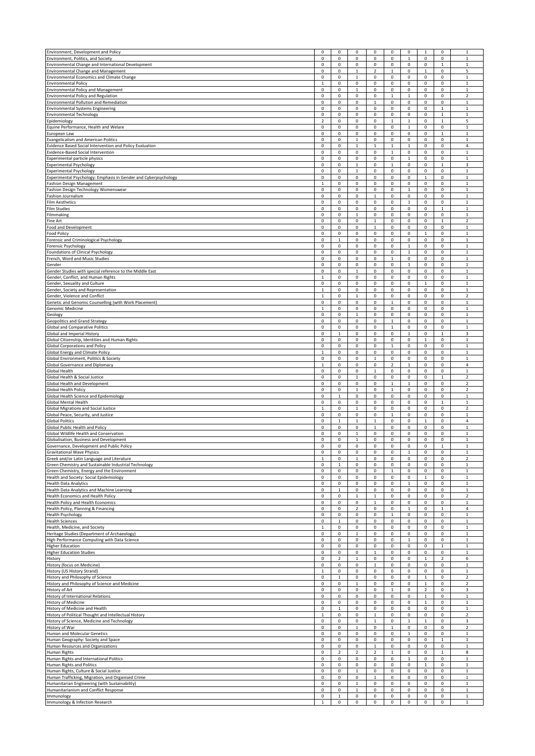| | | | | | | | | | |
|---|---|---|---|---|---|---|---|---|---|
| Environment, Development and Policy | 0 | 0 | 0 | 0 | 0 | 0 | 1 | 0 | 1 |
| Environment, Politics, and Society | 0 | 0 | 0 | 0 | 0 | 1 | 0 | 0 | 1 |
| Environmental Change and International Development | 0 | 0 | 0 | 0 | 0 | 0 | 0 | 1 | 1 |
| Environmental Change and Management | 0 | 0 | 1 | 2 | 1 | 0 | 1 | 0 | 5 |
| Environmental Economics and Climate Change | 0 | 0 | 1 | 0 | 0 | 0 | 0 | 0 | 1 |
| Environmental Policy | 1 | 0 | 0 | 0 | 0 | 0 | 0 | 0 | 1 |
| Environmental Policy and Management | 0 | 0 | 1 | 0 | 0 | 0 | 0 | 0 | 1 |
| Environmental Policy and Regulation | 0 | 0 | 0 | 0 | 1 | 1 | 0 | 0 | 2 |
| Environmental Pollution and Remediation | 0 | 0 | 0 | 1 | 0 | 0 | 0 | 0 | 1 |
| Environmental Systems Engineering | 0 | 0 | 0 | 0 | 0 | 0 | 0 | 1 | 1 |
| Environmental Technology | 0 | 0 | 0 | 0 | 0 | 0 | 0 | 1 | 1 |
| Epidemiology | 2 | 0 | 0 | 0 | 1 | 1 | 0 | 1 | 5 |
| Equine Performance, Health and Welare | 0 | 0 | 0 | 0 | 0 | 1 | 0 | 0 | 1 |
| European Law | 0 | 0 | 0 | 0 | 0 | 0 | 0 | 1 | 1 |
| Evangelicalism and American Politics | 0 | 0 | 1 | 0 | 0 | 0 | 0 | 0 | 1 |
| Evidence Based Social Intervention and Policy Evaluation | 0 | 0 | 1 | 1 | 1 | 1 | 0 | 0 | 4 |
| Evidence-Based Social Intervention | 0 | 0 | 0 | 0 | 1 | 0 | 0 | 0 | 1 |
| Experimental particle physics | 0 | 0 | 0 | 0 | 0 | 1 | 0 | 0 | 1 |
| Experimental Psychology | 0 | 0 | 1 | 0 | 1 | 0 | 0 | 1 | 3 |
| Experimental Psychology | 0 | 0 | 1 | 0 | 0 | 0 | 0 | 0 | 1 |
| Experimental Psychology: Emphasis in Gender and Cyberpsychology | 0 | 0 | 0 | 0 | 0 | 0 | 1 | 0 | 1 |
| Fashion Design Management | 1 | 0 | 0 | 0 | 0 | 0 | 0 | 0 | 1 |
| Fashion Design Technology Womenswear | 0 | 0 | 0 | 0 | 0 | 1 | 0 | 0 | 1 |
| Fashion Journalism | 0 | 0 | 0 | 1 | 0 | 0 | 0 | 0 | 1 |
| Film Aesthetics | 0 | 0 | 0 | 0 | 0 | 1 | 0 | 0 | 1 |
| Film Studies | 0 | 0 | 0 | 0 | 0 | 0 | 0 | 1 | 1 |
| Filmmaking | 0 | 0 | 1 | 0 | 0 | 0 | 0 | 0 | 1 |
| Fine Art | 0 | 0 | 0 | 1 | 0 | 0 | 0 | 1 | 2 |
| Food and Development | 0 | 0 | 0 | 1 | 0 | 0 | 0 | 0 | 1 |
| Food Policy | 0 | 0 | 0 | 0 | 0 | 0 | 1 | 0 | 1 |
| Forensic and Criminological Psychology | 0 | 1 | 0 | 0 | 0 | 0 | 0 | 0 | 1 |
| Forensic Psychology | 0 | 0 | 0 | 0 | 0 | 1 | 0 | 0 | 1 |
| Foundations of Clinical Psychology | 0 | 0 | 0 | 0 | 0 | 1 | 0 | 0 | 1 |
| French, Word and Music Studies | 0 | 0 | 0 | 0 | 1 | 0 | 0 | 0 | 1 |
| Gender | 0 | 0 | 0 | 0 | 0 | 1 | 0 | 0 | 1 |
| Gender Studies with special reference to the Middle East | 0 | 0 | 1 | 0 | 0 | 0 | 0 | 0 | 1 |
| Gender, Conflict, and Human Rights | 1 | 0 | 0 | 0 | 0 | 0 | 0 | 0 | 1 |
| Gender, Sexuality and Culture | 0 | 0 | 0 | 0 | 0 | 0 | 1 | 0 | 1 |
| Gender, Society and Representation | 1 | 0 | 0 | 0 | 0 | 0 | 0 | 0 | 1 |
| Gender, Violence and Conflict | 1 | 0 | 1 | 0 | 0 | 0 | 0 | 0 | 2 |
| Genetic and Genomic Counselling (with Work Placement) | 0 | 0 | 0 | 0 | 1 | 0 | 0 | 0 | 1 |
| Genomic Medicine | 1 | 0 | 0 | 0 | 0 | 0 | 0 | 0 | 1 |
| Geology | 0 | 0 | 1 | 0 | 0 | 0 | 0 | 0 | 1 |
| Geopolitics and Grand Strategy | 0 | 0 | 0 | 0 | 1 | 0 | 0 | 0 | 1 |
| Global and Comparative Politics | 0 | 0 | 0 | 0 | 1 | 0 | 0 | 0 | 1 |
| Global and Imperial History | 0 | 1 | 0 | 0 | 0 | 1 | 0 | 1 | 3 |
| Global Citizenship, Identities and Human Rights | 0 | 0 | 0 | 0 | 0 | 0 | 1 | 0 | 1 |
| Global Corporations and Policy | 0 | 0 | 0 | 0 | 1 | 0 | 0 | 0 | 1 |
| Global Energy and Climate Policy | 1 | 0 | 0 | 0 | 0 | 0 | 0 | 0 | 1 |
| Global Environment, Politics & Society | 0 | 0 | 0 | 1 | 0 | 0 | 0 | 0 | 1 |
| Global Governance and Diplomacy | 1 | 0 | 0 | 0 | 2 | 1 | 0 | 0 | 4 |
| Global Health | 0 | 0 | 0 | 1 | 0 | 0 | 0 | 0 | 1 |
| Global Health & Social Justice | 0 | 0 | 1 | 0 | 0 | 0 | 0 | 1 | 2 |
| Global Health and Development | 0 | 0 | 0 | 0 | 1 | 1 | 0 | 0 | 2 |
| Global Health Policy | 0 | 0 | 1 | 0 | 1 | 0 | 0 | 0 | 2 |
| Global Health Science and Epidemiology | 0 | 1 | 0 | 0 | 0 | 0 | 0 | 0 | 1 |
| Global Mental Health | 0 | 0 | 0 | 0 | 0 | 0 | 0 | 1 | 1 |
| Global Migrations and Social Justice | 1 | 0 | 1 | 0 | 0 | 0 | 0 | 0 | 2 |
| Global Peace, Security, and Justice | 0 | 0 | 0 | 0 | 1 | 0 | 0 | 0 | 1 |
| Global Politics | 0 | 1 | 1 | 1 | 0 | 0 | 1 | 0 | 4 |
| Global Public Health and Policy | 0 | 0 | 0 | 1 | 0 | 0 | 0 | 0 | 1 |
| Global Wildlife Health and Conservation | 0 | 0 | 1 | 0 | 0 | 0 | 0 | 0 | 1 |
| Globalisation, Business and Development | 0 | 0 | 1 | 0 | 0 | 0 | 0 | 0 | 1 |
| Governance, Development and Public Policy | 0 | 0 | 0 | 0 | 0 | 0 | 0 | 1 | 1 |
| Gravitational Wave Physics | 0 | 0 | 0 | 0 | 0 | 1 | 0 | 0 | 1 |
| Greek and/or Latin Language and Literature | 1 | 0 | 1 | 0 | 0 | 0 | 0 | 0 | 2 |
| Green Chemistry and Sustainable Industrial Technology | 0 | 1 | 0 | 0 | 0 | 0 | 0 | 0 | 1 |
| Green Chemistry, Energy and the Environment | 0 | 0 | 0 | 0 | 1 | 0 | 0 | 0 | 1 |
| Health and Society: Social Epidemiology | 0 | 0 | 0 | 0 | 0 | 0 | 1 | 0 | 1 |
| Health Data Analytics | 0 | 0 | 0 | 0 | 0 | 1 | 0 | 0 | 1 |
| Health Data Analytics and Machine Learning | 0 | 1 | 0 | 0 | 0 | 0 | 0 | 0 | 1 |
| Health Economics and Health Policy | 0 | 0 | 1 | 1 | 0 | 0 | 0 | 0 | 2 |
| Health Policy and Health Economics | 0 | 0 | 0 | 1 | 0 | 0 | 0 | 0 | 1 |
| Health Policy, Planning & Financing | 0 | 0 | 2 | 0 | 0 | 1 | 0 | 1 | 4 |
| Health Psychology | 0 | 0 | 0 | 0 | 1 | 0 | 0 | 0 | 1 |
| Health Sciences | 0 | 1 | 0 | 0 | 0 | 0 | 0 | 0 | 1 |
| Health, Medicine, and Society | 1 | 0 | 0 | 0 | 0 | 0 | 0 | 0 | 1 |
| Heritage Studies (Department of Archaeology) | 0 | 0 | 1 | 0 | 0 | 0 | 0 | 0 | 1 |
| High Performance Computing with Data Science | 0 | 0 | 0 | 0 | 0 | 1 | 0 | 0 | 1 |
| Higher Education | 0 | 0 | 0 | 0 | 0 | 0 | 0 | 1 | 1 |
| Higher Education Studies | 0 | 0 | 0 | 1 | 0 | 0 | 0 | 0 | 1 |
| History | 0 | 2 | 1 | 0 | 0 | 0 | 1 | 2 | 6 |
| History (focus on Medicine) | 0 | 0 | 0 | 1 | 0 | 0 | 0 | 0 | 1 |
| History (US History Strand) | 1 | 0 | 0 | 0 | 0 | 0 | 0 | 0 | 1 |
| History and Philosophy of Science | 0 | 1 | 0 | 0 | 0 | 0 | 1 | 0 | 2 |
| History and Philosophy of Science and Medicine | 0 | 0 | 1 | 0 | 0 | 0 | 1 | 0 | 2 |
| History of Art | 0 | 0 | 0 | 0 | 1 | 0 | 2 | 0 | 3 |
| History of International Relations | 0 | 0 | 0 | 0 | 0 | 0 | 1 | 0 | 1 |
| History of Medicine | 0 | 0 | 0 | 0 | 0 | 0 | 1 | 0 | 1 |
| History of Medicine and Health | 0 | 1 | 0 | 0 | 0 | 0 | 0 | 0 | 1 |
| History of Political Thought and Intellectual History | 1 | 0 | 0 | 1 | 0 | 0 | 0 | 0 | 2 |
| History of Science, Medicine and Technology | 0 | 0 | 0 | 1 | 0 | 1 | 1 | 0 | 3 |
| History of War | 0 | 0 | 1 | 0 | 1 | 0 | 0 | 0 | 2 |
| Human and Molecular Genetics | 0 | 0 | 0 | 0 | 0 | 1 | 0 | 0 | 1 |
| Human Geography: Society and Space | 0 | 0 | 0 | 0 | 0 | 0 | 0 | 1 | 1 |
| Human Resources and Organizations | 0 | 0 | 0 | 1 | 0 | 0 | 0 | 0 | 1 |
| Human Rights | 0 | 2 | 2 | 2 | 1 | 0 | 0 | 1 | 8 |
| Human Rights and International Politics | 0 | 0 | 0 | 0 | 0 | 1 | 0 | 0 | 1 |
| Human Rights and Politics | 0 | 0 | 0 | 0 | 0 | 0 | 1 | 0 | 1 |
| Human Rights, Culture & Social Justice | 0 | 0 | 1 | 0 | 0 | 0 | 0 | 0 | 1 |
| Human Trafficking, Migration, and Organised Crime | 0 | 0 | 0 | 1 | 0 | 0 | 0 | 0 | 1 |
| Humanitarian Engineering (with Sustainability) | 0 | 0 | 1 | 0 | 0 | 0 | 0 | 0 | 1 |
| Humanitarianism and Conflict Response | 0 | 0 | 1 | 0 | 0 | 0 | 0 | 0 | 1 |
| Immunology | 0 | 1 | 0 | 0 | 0 | 0 | 0 | 0 | 1 |
| Immunology & Infection Research | 1 | 0 | 0 | 0 | 0 | 0 | 0 | 0 | 1 |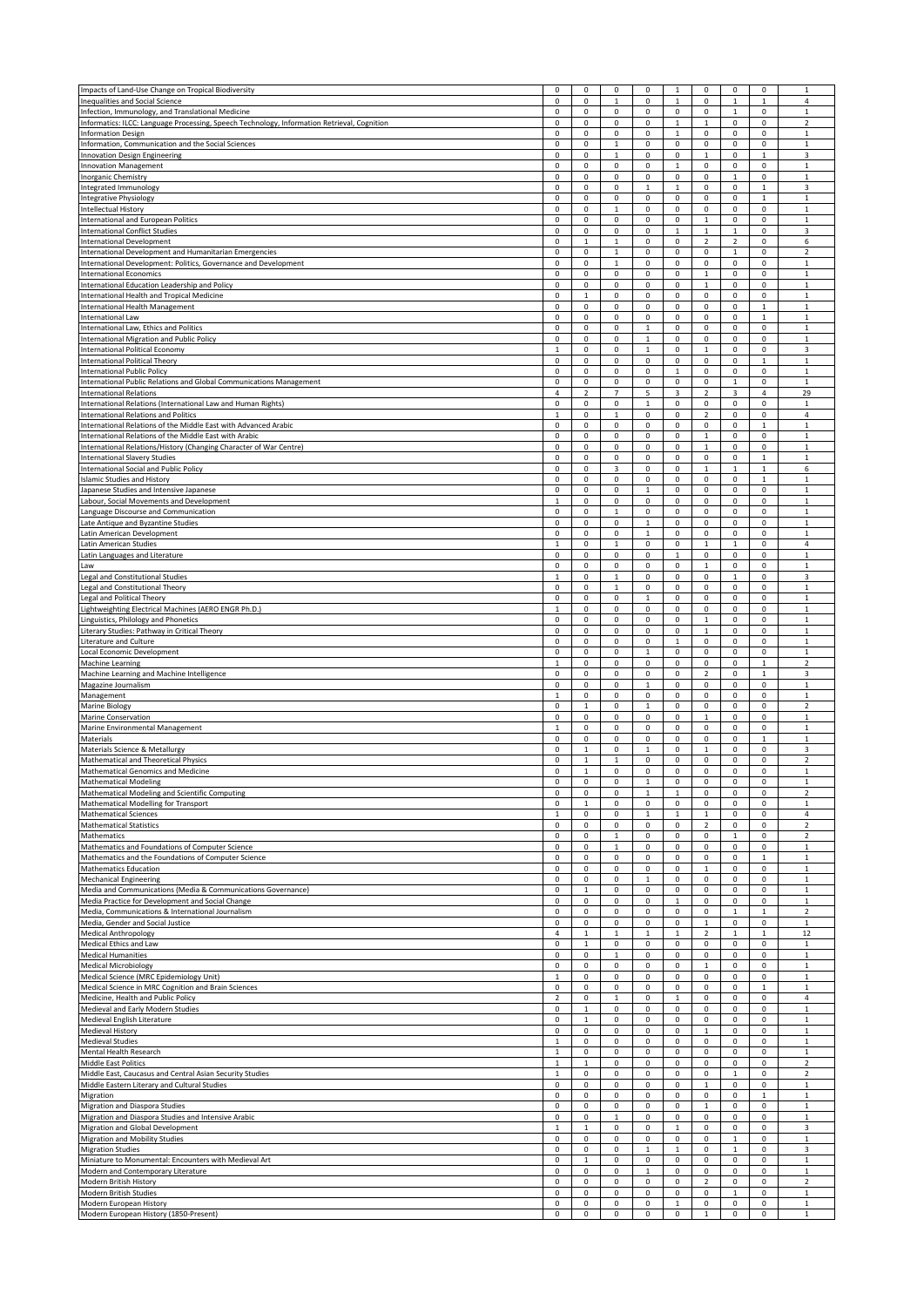| | | | | | | | | | |
|---|---|---|---|---|---|---|---|---|---|
| Impacts of Land-Use Change on Tropical Biodiversity | 0 | 0 | 0 | 0 | 1 | 0 | 0 | 0 | 1 |
| Inequalities and Social Science | 0 | 0 | 1 | 0 | 1 | 0 | 1 | 1 | 4 |
| Infection, Immunology, and Translational Medicine | 0 | 0 | 0 | 0 | 0 | 0 | 1 | 0 | 1 |
| Informatics: ILCC: Language Processing, Speech Technology, Information Retrieval, Cognition | 0 | 0 | 0 | 0 | 1 | 1 | 0 | 0 | 2 |
| Information Design | 0 | 0 | 0 | 0 | 1 | 0 | 0 | 0 | 1 |
| Information, Communication and the Social Sciences | 0 | 0 | 1 | 0 | 0 | 0 | 0 | 0 | 1 |
| Innovation Design Engineering | 0 | 0 | 1 | 0 | 0 | 1 | 0 | 1 | 3 |
| Innovation Management | 0 | 0 | 0 | 0 | 1 | 0 | 0 | 0 | 1 |
| Inorganic Chemistry | 0 | 0 | 0 | 0 | 0 | 0 | 1 | 0 | 1 |
| Integrated Immunology | 0 | 0 | 0 | 1 | 1 | 0 | 0 | 1 | 3 |
| Integrative Physiology | 0 | 0 | 0 | 0 | 0 | 0 | 0 | 1 | 1 |
| Intellectual History | 0 | 0 | 1 | 0 | 0 | 0 | 0 | 0 | 1 |
| International and European Politics | 0 | 0 | 0 | 0 | 0 | 1 | 0 | 0 | 1 |
| International Conflict Studies | 0 | 0 | 0 | 0 | 1 | 1 | 1 | 0 | 3 |
| International Development | 0 | 1 | 1 | 0 | 0 | 2 | 2 | 0 | 6 |
| International Development and Humanitarian Emergencies | 0 | 0 | 1 | 0 | 0 | 0 | 1 | 0 | 2 |
| International Development: Politics, Governance and Development | 0 | 0 | 1 | 0 | 0 | 0 | 0 | 0 | 1 |
| International Economics | 0 | 0 | 0 | 0 | 0 | 1 | 0 | 0 | 1 |
| International Education Leadership and Policy | 0 | 0 | 0 | 0 | 0 | 1 | 0 | 0 | 1 |
| International Health and Tropical Medicine | 0 | 1 | 0 | 0 | 0 | 0 | 0 | 0 | 1 |
| International Health Management | 0 | 0 | 0 | 0 | 0 | 0 | 0 | 1 | 1 |
| International Law | 0 | 0 | 0 | 0 | 0 | 0 | 0 | 1 | 1 |
| International Law, Ethics and Politics | 0 | 0 | 0 | 1 | 0 | 0 | 0 | 0 | 1 |
| International Migration and Public Policy | 0 | 0 | 0 | 1 | 0 | 0 | 0 | 0 | 1 |
| International Political Economy | 1 | 0 | 0 | 1 | 0 | 1 | 0 | 0 | 3 |
| International Political Theory | 0 | 0 | 0 | 0 | 0 | 0 | 0 | 1 | 1 |
| International Public Policy | 0 | 0 | 0 | 0 | 1 | 0 | 0 | 0 | 1 |
| International Public Relations and Global Communications Management | 0 | 0 | 0 | 0 | 0 | 0 | 1 | 0 | 1 |
| International Relations | 4 | 2 | 7 | 5 | 3 | 2 | 3 | 4 | 29 |
| International Relations (International Law and Human Rights) | 0 | 0 | 0 | 1 | 0 | 0 | 0 | 0 | 1 |
| International Relations and Politics | 1 | 0 | 1 | 0 | 0 | 2 | 0 | 0 | 4 |
| International Relations of the Middle East with Advanced Arabic | 0 | 0 | 0 | 0 | 0 | 0 | 0 | 1 | 1 |
| International Relations of the Middle East with Arabic | 0 | 0 | 0 | 0 | 0 | 1 | 0 | 0 | 1 |
| International Relations/History (Changing Character of War Centre) | 0 | 0 | 0 | 0 | 0 | 1 | 0 | 0 | 1 |
| International Slavery Studies | 0 | 0 | 0 | 0 | 0 | 0 | 0 | 1 | 1 |
| International Social and Public Policy | 0 | 0 | 3 | 0 | 0 | 1 | 1 | 1 | 6 |
| Islamic Studies and History | 0 | 0 | 0 | 0 | 0 | 0 | 0 | 1 | 1 |
| Japanese Studies and Intensive Japanese | 0 | 0 | 0 | 1 | 0 | 0 | 0 | 0 | 1 |
| Labour, Social Movements and Development | 1 | 0 | 0 | 0 | 0 | 0 | 0 | 0 | 1 |
| Language Discourse and Communication | 0 | 0 | 1 | 0 | 0 | 0 | 0 | 0 | 1 |
| Late Antique and Byzantine Studies | 0 | 0 | 0 | 1 | 0 | 0 | 0 | 0 | 1 |
| Latin American Development | 0 | 0 | 0 | 1 | 0 | 0 | 0 | 0 | 1 |
| Latin American Studies | 1 | 0 | 1 | 0 | 0 | 1 | 1 | 0 | 4 |
| Latin Languages and Literature | 0 | 0 | 0 | 0 | 1 | 0 | 0 | 0 | 1 |
| Law | 0 | 0 | 0 | 0 | 0 | 1 | 0 | 0 | 1 |
| Legal and Constitutional Studies | 1 | 0 | 1 | 0 | 0 | 0 | 1 | 0 | 3 |
| Legal and Constitutional Theory | 0 | 0 | 1 | 0 | 0 | 0 | 0 | 0 | 1 |
| Legal and Political Theory | 0 | 0 | 0 | 1 | 0 | 0 | 0 | 0 | 1 |
| Lightweighting Electrical Machines (AERO ENGR Ph.D.) | 1 | 0 | 0 | 0 | 0 | 0 | 0 | 0 | 1 |
| Linguistics, Philology and Phonetics | 0 | 0 | 0 | 0 | 0 | 1 | 0 | 0 | 1 |
| Literary Studies: Pathway in Critical Theory | 0 | 0 | 0 | 0 | 0 | 1 | 0 | 0 | 1 |
| Literature and Culture | 0 | 0 | 0 | 0 | 1 | 0 | 0 | 0 | 1 |
| Local Economic Development | 0 | 0 | 0 | 1 | 0 | 0 | 0 | 0 | 1 |
| Machine Learning | 1 | 0 | 0 | 0 | 0 | 0 | 0 | 1 | 2 |
| Machine Learning and Machine Intelligence | 0 | 0 | 0 | 0 | 0 | 2 | 0 | 1 | 3 |
| Magazine Journalism | 0 | 0 | 0 | 1 | 0 | 0 | 0 | 0 | 1 |
| Management | 1 | 0 | 0 | 0 | 0 | 0 | 0 | 0 | 1 |
| Marine Biology | 0 | 1 | 0 | 1 | 0 | 0 | 0 | 0 | 2 |
| Marine Conservation | 0 | 0 | 0 | 0 | 0 | 1 | 0 | 0 | 1 |
| Marine Environmental Management | 1 | 0 | 0 | 0 | 0 | 0 | 0 | 0 | 1 |
| Materials | 0 | 0 | 0 | 0 | 0 | 0 | 0 | 1 | 1 |
| Materials Science & Metallurgy | 0 | 1 | 0 | 1 | 0 | 1 | 0 | 0 | 3 |
| Mathematical and Theoretical Physics | 0 | 1 | 1 | 0 | 0 | 0 | 0 | 0 | 2 |
| Mathematical Genomics and Medicine | 0 | 1 | 0 | 0 | 0 | 0 | 0 | 0 | 1 |
| Mathematical Modeling | 0 | 0 | 0 | 1 | 0 | 0 | 0 | 0 | 1 |
| Mathematical Modeling and Scientific Computing | 0 | 0 | 0 | 1 | 1 | 0 | 0 | 0 | 2 |
| Mathematical Modelling for Transport | 0 | 1 | 0 | 0 | 0 | 0 | 0 | 0 | 1 |
| Mathematical Sciences | 1 | 0 | 0 | 1 | 1 | 1 | 0 | 0 | 4 |
| Mathematical Statistics | 0 | 0 | 0 | 0 | 0 | 2 | 0 | 0 | 2 |
| Mathematics | 0 | 0 | 1 | 0 | 0 | 0 | 1 | 0 | 2 |
| Mathematics and Foundations of Computer Science | 0 | 0 | 1 | 0 | 0 | 0 | 0 | 0 | 1 |
| Mathematics and the Foundations of Computer Science | 0 | 0 | 0 | 0 | 0 | 0 | 0 | 1 | 1 |
| Mathematics Education | 0 | 0 | 0 | 0 | 0 | 1 | 0 | 0 | 1 |
| Mechanical Engineering | 0 | 0 | 0 | 1 | 0 | 0 | 0 | 0 | 1 |
| Media and Communications (Media & Communications Governance) | 0 | 1 | 0 | 0 | 0 | 0 | 0 | 0 | 1 |
| Media Practice for Development and Social Change | 0 | 0 | 0 | 0 | 1 | 0 | 0 | 0 | 1 |
| Media, Communications & International Journalism | 0 | 0 | 0 | 0 | 0 | 0 | 1 | 1 | 2 |
| Media, Gender and Social Justice | 0 | 0 | 0 | 0 | 0 | 1 | 0 | 0 | 1 |
| Medical Anthropology | 4 | 1 | 1 | 1 | 1 | 2 | 1 | 1 | 12 |
| Medical Ethics and Law | 0 | 1 | 0 | 0 | 0 | 0 | 0 | 0 | 1 |
| Medical Humanities | 0 | 0 | 1 | 0 | 0 | 0 | 0 | 0 | 1 |
| Medical Microbiology | 0 | 0 | 0 | 0 | 0 | 1 | 0 | 0 | 1 |
| Medical Science (MRC Epidemiology Unit) | 1 | 0 | 0 | 0 | 0 | 0 | 0 | 0 | 1 |
| Medical Science in MRC Cognition and Brain Sciences | 0 | 0 | 0 | 0 | 0 | 0 | 0 | 1 | 1 |
| Medicine, Health and Public Policy | 2 | 0 | 1 | 0 | 1 | 0 | 0 | 0 | 4 |
| Medieval and Early Modern Studies | 0 | 1 | 0 | 0 | 0 | 0 | 0 | 0 | 1 |
| Medieval English Literature | 0 | 1 | 0 | 0 | 0 | 0 | 0 | 0 | 1 |
| Medieval History | 0 | 0 | 0 | 0 | 0 | 1 | 0 | 0 | 1 |
| Medieval Studies | 1 | 0 | 0 | 0 | 0 | 0 | 0 | 0 | 1 |
| Mental Health Research | 1 | 0 | 0 | 0 | 0 | 0 | 0 | 0 | 1 |
| Middle East Politics | 1 | 1 | 0 | 0 | 0 | 0 | 0 | 0 | 2 |
| Middle East, Caucasus and Central Asian Security Studies | 1 | 0 | 0 | 0 | 0 | 0 | 1 | 0 | 2 |
| Middle Eastern Literary and Cultural Studies | 0 | 0 | 0 | 0 | 0 | 1 | 0 | 0 | 1 |
| Migration | 0 | 0 | 0 | 0 | 0 | 0 | 0 | 1 | 1 |
| Migration and Diaspora Studies | 0 | 0 | 0 | 0 | 0 | 1 | 0 | 0 | 1 |
| Migration and Diaspora Studies and Intensive Arabic | 0 | 0 | 1 | 0 | 0 | 0 | 0 | 0 | 1 |
| Migration and Global Development | 1 | 1 | 0 | 0 | 1 | 0 | 0 | 0 | 3 |
| Migration and Mobility Studies | 0 | 0 | 0 | 0 | 0 | 0 | 1 | 0 | 1 |
| Migration Studies | 0 | 0 | 0 | 1 | 1 | 0 | 1 | 0 | 3 |
| Miniature to Monumental: Encounters with Medieval Art | 0 | 1 | 0 | 0 | 0 | 0 | 0 | 0 | 1 |
| Modern and Contemporary Literature | 0 | 0 | 0 | 1 | 0 | 0 | 0 | 0 | 1 |
| Modern British History | 0 | 0 | 0 | 0 | 0 | 2 | 0 | 0 | 2 |
| Modern British Studies | 0 | 0 | 0 | 0 | 0 | 0 | 1 | 0 | 1 |
| Modern European History | 0 | 0 | 0 | 0 | 1 | 0 | 0 | 0 | 1 |
| Modern European History (1850-Present) | 0 | 0 | 0 | 0 | 0 | 1 | 0 | 0 | 1 |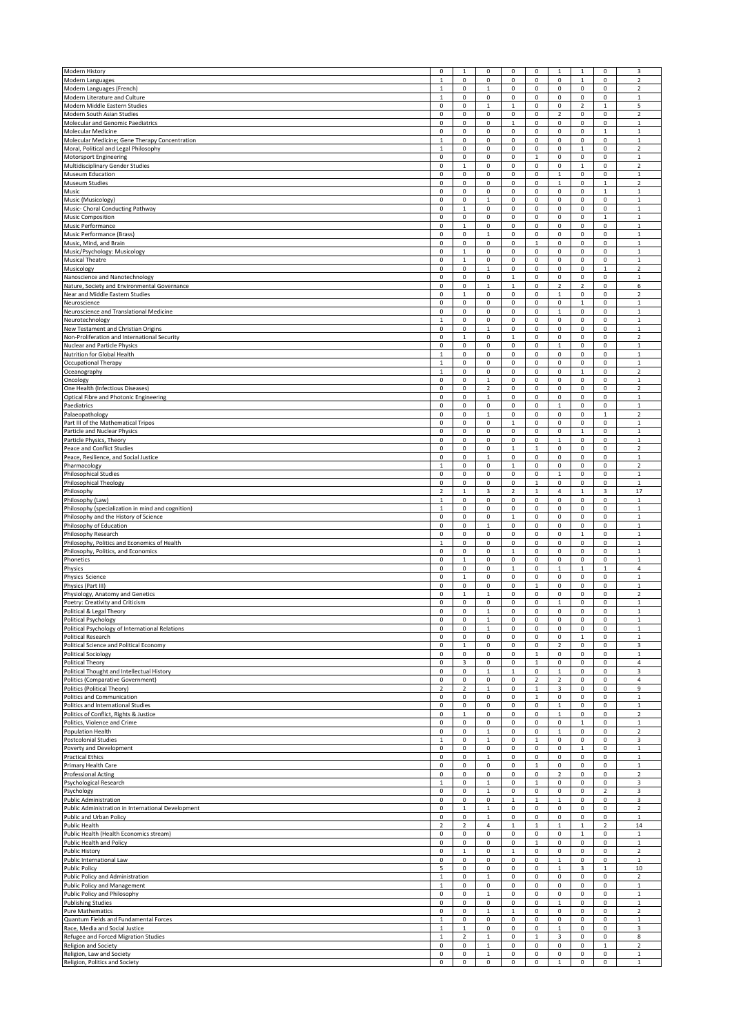| | | | | | | | | | |
|---|---|---|---|---|---|---|---|---|---|
| Modern History | 0 | 1 | 0 | 0 | 0 | 1 | 1 | 0 | 3 |
| Modern Languages | 1 | 0 | 0 | 0 | 0 | 0 | 1 | 0 | 2 |
| Modern Languages (French) | 1 | 0 | 1 | 0 | 0 | 0 | 0 | 0 | 2 |
| Modern Literature and Culture | 1 | 0 | 0 | 0 | 0 | 0 | 0 | 0 | 1 |
| Modern Middle Eastern Studies | 0 | 0 | 1 | 1 | 0 | 0 | 2 | 1 | 5 |
| Modern South Asian Studies | 0 | 0 | 0 | 0 | 0 | 2 | 0 | 0 | 2 |
| Molecular and Genomic Paediatrics | 0 | 0 | 0 | 1 | 0 | 0 | 0 | 0 | 1 |
| Molecular Medicine | 0 | 0 | 0 | 0 | 0 | 0 | 0 | 1 | 1 |
| Molecular Medicine; Gene Therapy Concentration | 1 | 0 | 0 | 0 | 0 | 0 | 0 | 0 | 1 |
| Moral, Political and Legal Philosophy | 1 | 0 | 0 | 0 | 0 | 0 | 1 | 0 | 2 |
| Motorsport Engineering | 0 | 0 | 0 | 0 | 1 | 0 | 0 | 0 | 1 |
| Multidisciplinary Gender Studies | 0 | 1 | 0 | 0 | 0 | 0 | 1 | 0 | 2 |
| Museum Education | 0 | 0 | 0 | 0 | 0 | 1 | 0 | 0 | 1 |
| Museum Studies | 0 | 0 | 0 | 0 | 0 | 1 | 0 | 1 | 2 |
| Music | 0 | 0 | 0 | 0 | 0 | 0 | 0 | 1 | 1 |
| Music (Musicology) | 0 | 0 | 1 | 0 | 0 | 0 | 0 | 0 | 1 |
| Music- Choral Conducting Pathway | 0 | 1 | 0 | 0 | 0 | 0 | 0 | 0 | 1 |
| Music Composition | 0 | 0 | 0 | 0 | 0 | 0 | 0 | 1 | 1 |
| Music Performance | 0 | 1 | 0 | 0 | 0 | 0 | 0 | 0 | 1 |
| Music Performance (Brass) | 0 | 0 | 1 | 0 | 0 | 0 | 0 | 0 | 1 |
| Music, Mind, and Brain | 0 | 0 | 0 | 0 | 1 | 0 | 0 | 0 | 1 |
| Music/Psychology: Musicology | 0 | 1 | 0 | 0 | 0 | 0 | 0 | 0 | 1 |
| Musical Theatre | 0 | 1 | 0 | 0 | 0 | 0 | 0 | 0 | 1 |
| Musicology | 0 | 0 | 1 | 0 | 0 | 0 | 0 | 1 | 2 |
| Nanoscience and Nanotechnology | 0 | 0 | 0 | 1 | 0 | 0 | 0 | 0 | 1 |
| Nature, Society and Environmental Governance | 0 | 0 | 1 | 1 | 0 | 2 | 2 | 0 | 6 |
| Near and Middle Eastern Studies | 0 | 1 | 0 | 0 | 0 | 1 | 0 | 0 | 2 |
| Neuroscience | 0 | 0 | 0 | 0 | 0 | 0 | 1 | 0 | 1 |
| Neuroscience and Translational Medicine | 0 | 0 | 0 | 0 | 0 | 1 | 0 | 0 | 1 |
| Neurotechnology | 1 | 0 | 0 | 0 | 0 | 0 | 0 | 0 | 1 |
| New Testament and Christian Origins | 0 | 0 | 1 | 0 | 0 | 0 | 0 | 0 | 1 |
| Non-Proliferation and International Security | 0 | 1 | 0 | 1 | 0 | 0 | 0 | 0 | 2 |
| Nuclear and Particle Physics | 0 | 0 | 0 | 0 | 0 | 1 | 0 | 0 | 1 |
| Nutrition for Global Health | 1 | 0 | 0 | 0 | 0 | 0 | 0 | 0 | 1 |
| Occupational Therapy | 1 | 0 | 0 | 0 | 0 | 0 | 0 | 0 | 1 |
| Oceanography | 1 | 0 | 0 | 0 | 0 | 0 | 1 | 0 | 2 |
| Oncology | 0 | 0 | 1 | 0 | 0 | 0 | 0 | 0 | 1 |
| One Health (Infectious Diseases) | 0 | 0 | 2 | 0 | 0 | 0 | 0 | 0 | 2 |
| Optical Fibre and Photonic Engineering | 0 | 0 | 1 | 0 | 0 | 0 | 0 | 0 | 1 |
| Paediatrics | 0 | 0 | 0 | 0 | 0 | 1 | 0 | 0 | 1 |
| Palaeopathology | 0 | 0 | 1 | 0 | 0 | 0 | 0 | 1 | 2 |
| Part III of the Mathematical Tripos | 0 | 0 | 0 | 1 | 0 | 0 | 0 | 0 | 1 |
| Particle and Nuclear Physics | 0 | 0 | 0 | 0 | 0 | 0 | 1 | 0 | 1 |
| Particle Physics, Theory | 0 | 0 | 0 | 0 | 0 | 1 | 0 | 0 | 1 |
| Peace and Conflict Studies | 0 | 0 | 0 | 1 | 1 | 0 | 0 | 0 | 2 |
| Peace, Resilience, and Social Justice | 0 | 0 | 1 | 0 | 0 | 0 | 0 | 0 | 1 |
| Pharmacology | 1 | 0 | 0 | 1 | 0 | 0 | 0 | 0 | 2 |
| Philosophical Studies | 0 | 0 | 0 | 0 | 0 | 1 | 0 | 0 | 1 |
| Philosophical Theology | 0 | 0 | 0 | 0 | 1 | 0 | 0 | 0 | 1 |
| Philosophy | 2 | 1 | 3 | 2 | 1 | 4 | 1 | 3 | 17 |
| Philosophy (Law) | 1 | 0 | 0 | 0 | 0 | 0 | 0 | 0 | 1 |
| Philosophy (specialization in mind and cognition) | 1 | 0 | 0 | 0 | 0 | 0 | 0 | 0 | 1 |
| Philosophy and the History of Science | 0 | 0 | 0 | 1 | 0 | 0 | 0 | 0 | 1 |
| Philosophy of Education | 0 | 0 | 1 | 0 | 0 | 0 | 0 | 0 | 1 |
| Philosophy Research | 0 | 0 | 0 | 0 | 0 | 0 | 1 | 0 | 1 |
| Philosophy, Politics and Economics of Health | 1 | 0 | 0 | 0 | 0 | 0 | 0 | 0 | 1 |
| Philosophy, Politics, and Economics | 0 | 0 | 0 | 1 | 0 | 0 | 0 | 0 | 1 |
| Phonetics | 0 | 1 | 0 | 0 | 0 | 0 | 0 | 0 | 1 |
| Physics | 0 | 0 | 0 | 1 | 0 | 1 | 1 | 1 | 4 |
| Physics Science | 0 | 1 | 0 | 0 | 0 | 0 | 0 | 0 | 1 |
| Physics (Part III) | 0 | 0 | 0 | 0 | 1 | 0 | 0 | 0 | 1 |
| Physiology, Anatomy and Genetics | 0 | 1 | 1 | 0 | 0 | 0 | 0 | 0 | 2 |
| Poetry: Creativity and Criticism | 0 | 0 | 0 | 0 | 0 | 1 | 0 | 0 | 1 |
| Political & Legal Theory | 0 | 0 | 1 | 0 | 0 | 0 | 0 | 0 | 1 |
| Political Psychology | 0 | 0 | 1 | 0 | 0 | 0 | 0 | 0 | 1 |
| Political Psychology of International Relations | 0 | 0 | 1 | 0 | 0 | 0 | 0 | 0 | 1 |
| Political Research | 0 | 0 | 0 | 0 | 0 | 0 | 1 | 0 | 1 |
| Political Science and Political Economy | 0 | 1 | 0 | 0 | 0 | 2 | 0 | 0 | 3 |
| Political Sociology | 0 | 0 | 0 | 0 | 1 | 0 | 0 | 0 | 1 |
| Political Theory | 0 | 3 | 0 | 0 | 1 | 0 | 0 | 0 | 4 |
| Political Thought and Intellectual History | 0 | 0 | 1 | 1 | 0 | 1 | 0 | 0 | 3 |
| Politics (Comparative Government) | 0 | 0 | 0 | 0 | 2 | 2 | 0 | 0 | 4 |
| Politics (Political Theory) | 2 | 2 | 1 | 0 | 1 | 3 | 0 | 0 | 9 |
| Politics and Communication | 0 | 0 | 0 | 0 | 1 | 0 | 0 | 0 | 1 |
| Politics and International Studies | 0 | 0 | 0 | 0 | 0 | 1 | 0 | 0 | 1 |
| Politics of Conflict, Rights & Justice | 0 | 1 | 0 | 0 | 0 | 1 | 0 | 0 | 2 |
| Politics, Violence and Crime | 0 | 0 | 0 | 0 | 0 | 0 | 1 | 0 | 1 |
| Population Health | 0 | 0 | 1 | 0 | 0 | 1 | 0 | 0 | 2 |
| Postcolonial Studies | 1 | 0 | 1 | 0 | 1 | 0 | 0 | 0 | 3 |
| Poverty and Development | 0 | 0 | 0 | 0 | 0 | 0 | 1 | 0 | 1 |
| Practical Ethics | 0 | 0 | 1 | 0 | 0 | 0 | 0 | 0 | 1 |
| Primary Health Care | 0 | 0 | 0 | 0 | 1 | 0 | 0 | 0 | 1 |
| Professional Acting | 0 | 0 | 0 | 0 | 0 | 2 | 0 | 0 | 2 |
| Psychological Research | 1 | 0 | 1 | 0 | 1 | 0 | 0 | 0 | 3 |
| Psychology | 0 | 0 | 1 | 0 | 0 | 0 | 0 | 2 | 3 |
| Public Administration | 0 | 0 | 0 | 1 | 1 | 1 | 0 | 0 | 3 |
| Public Administration in International Development | 0 | 1 | 1 | 0 | 0 | 0 | 0 | 0 | 2 |
| Public and Urban Policy | 0 | 0 | 1 | 0 | 0 | 0 | 0 | 0 | 1 |
| Public Health | 2 | 2 | 4 | 1 | 1 | 1 | 1 | 2 | 14 |
| Public Health (Health Economics stream) | 0 | 0 | 0 | 0 | 0 | 0 | 1 | 0 | 1 |
| Public Health and Policy | 0 | 0 | 0 | 0 | 1 | 0 | 0 | 0 | 1 |
| Public History | 0 | 1 | 0 | 1 | 0 | 0 | 0 | 0 | 2 |
| Public International Law | 0 | 0 | 0 | 0 | 0 | 1 | 0 | 0 | 1 |
| Public Policy | 5 | 0 | 0 | 0 | 0 | 1 | 3 | 1 | 10 |
| Public Policy and Administration | 1 | 0 | 1 | 0 | 0 | 0 | 0 | 0 | 2 |
| Public Policy and Management | 1 | 0 | 0 | 0 | 0 | 0 | 0 | 0 | 1 |
| Public Policy and Philosophy | 0 | 0 | 1 | 0 | 0 | 0 | 0 | 0 | 1 |
| Publishing Studies | 0 | 0 | 0 | 0 | 0 | 1 | 0 | 0 | 1 |
| Pure Mathematics | 0 | 0 | 1 | 1 | 0 | 0 | 0 | 0 | 2 |
| Quantum Fields and Fundamental Forces | 1 | 0 | 0 | 0 | 0 | 0 | 0 | 0 | 1 |
| Race, Media and Social Justice | 1 | 1 | 0 | 0 | 0 | 1 | 0 | 0 | 3 |
| Refugee and Forced Migration Studies | 1 | 2 | 1 | 0 | 1 | 3 | 0 | 0 | 8 |
| Religion and Society | 0 | 0 | 1 | 0 | 0 | 0 | 0 | 1 | 2 |
| Religion, Law and Society | 0 | 0 | 1 | 0 | 0 | 0 | 0 | 0 | 1 |
| Religion, Politics and Society | 0 | 0 | 0 | 0 | 0 | 1 | 0 | 0 | 1 |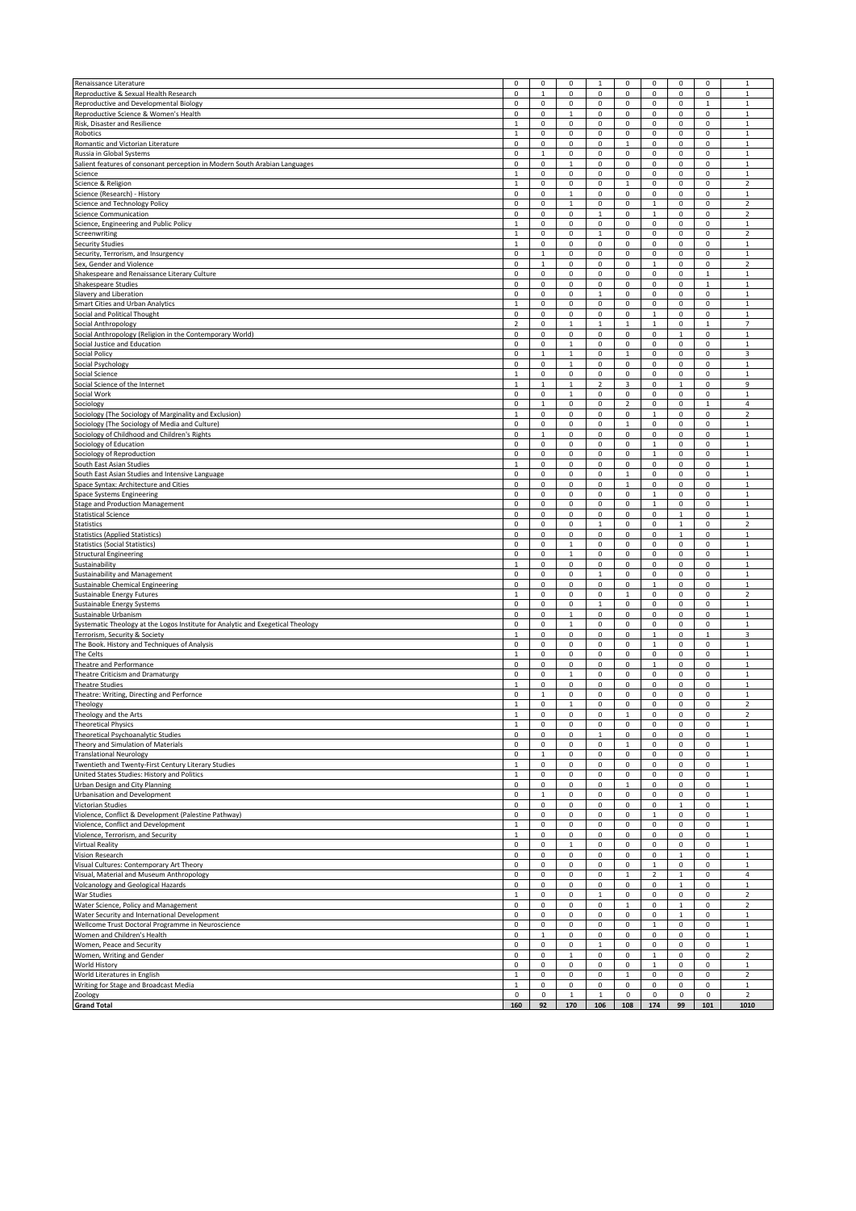| | | | | | | | | | |
|---|---|---|---|---|---|---|---|---|---|
| Renaissance Literature | 0 | 0 | 0 | 1 | 0 | 0 | 0 | 0 | 1 |
| Reproductive & Sexual Health Research | 0 | 1 | 0 | 0 | 0 | 0 | 0 | 0 | 1 |
| Reproductive and Developmental Biology | 0 | 0 | 0 | 0 | 0 | 0 | 0 | 1 | 1 |
| Reproductive Science & Women's Health | 0 | 0 | 1 | 0 | 0 | 0 | 0 | 0 | 1 |
| Risk, Disaster and Resilience | 1 | 0 | 0 | 0 | 0 | 0 | 0 | 0 | 1 |
| Robotics | 1 | 0 | 0 | 0 | 0 | 0 | 0 | 0 | 1 |
| Romantic and Victorian Literature | 0 | 0 | 0 | 0 | 1 | 0 | 0 | 0 | 1 |
| Russia in Global Systems | 0 | 1 | 0 | 0 | 0 | 0 | 0 | 0 | 1 |
| Salient features of consonant perception in Modern South Arabian Languages | 0 | 0 | 1 | 0 | 0 | 0 | 0 | 0 | 1 |
| Science | 1 | 0 | 0 | 0 | 0 | 0 | 0 | 0 | 1 |
| Science & Religion | 1 | 0 | 0 | 0 | 1 | 0 | 0 | 0 | 2 |
| Science (Research) - History | 0 | 0 | 1 | 0 | 0 | 0 | 0 | 0 | 1 |
| Science and Technology Policy | 0 | 0 | 1 | 0 | 0 | 1 | 0 | 0 | 2 |
| Science Communication | 0 | 0 | 0 | 1 | 0 | 1 | 0 | 0 | 2 |
| Science, Engineering and Public Policy | 1 | 0 | 0 | 0 | 0 | 0 | 0 | 0 | 1 |
| Screenwriting | 1 | 0 | 0 | 1 | 0 | 0 | 0 | 0 | 2 |
| Security Studies | 1 | 0 | 0 | 0 | 0 | 0 | 0 | 0 | 1 |
| Security, Terrorism, and Insurgency | 0 | 1 | 0 | 0 | 0 | 0 | 0 | 0 | 1 |
| Sex, Gender and Violence | 0 | 1 | 0 | 0 | 0 | 1 | 0 | 0 | 2 |
| Shakespeare and Renaissance Literary Culture | 0 | 0 | 0 | 0 | 0 | 0 | 0 | 1 | 1 |
| Shakespeare Studies | 0 | 0 | 0 | 0 | 0 | 0 | 0 | 1 | 1 |
| Slavery and Liberation | 0 | 0 | 0 | 1 | 0 | 0 | 0 | 0 | 1 |
| Smart Cities and Urban Analytics | 1 | 0 | 0 | 0 | 0 | 0 | 0 | 0 | 1 |
| Social and Political Thought | 0 | 0 | 0 | 0 | 0 | 1 | 0 | 0 | 1 |
| Social Anthropology | 2 | 0 | 1 | 1 | 1 | 1 | 0 | 1 | 7 |
| Social Anthropology (Religion in the Contemporary World) | 0 | 0 | 0 | 0 | 0 | 0 | 1 | 0 | 1 |
| Social Justice and Education | 0 | 0 | 1 | 0 | 0 | 0 | 0 | 0 | 1 |
| Social Policy | 0 | 1 | 1 | 0 | 1 | 0 | 0 | 0 | 3 |
| Social Psychology | 0 | 0 | 1 | 0 | 0 | 0 | 0 | 0 | 1 |
| Social Science | 1 | 0 | 0 | 0 | 0 | 0 | 0 | 0 | 1 |
| Social Science of the Internet | 1 | 1 | 1 | 2 | 3 | 0 | 1 | 0 | 9 |
| Social Work | 0 | 0 | 1 | 0 | 0 | 0 | 0 | 0 | 1 |
| Sociology | 0 | 1 | 0 | 0 | 2 | 0 | 0 | 1 | 4 |
| Sociology (The Sociology of Marginality and Exclusion) | 1 | 0 | 0 | 0 | 0 | 1 | 0 | 0 | 2 |
| Sociology (The Sociology of Media and Culture) | 0 | 0 | 0 | 0 | 1 | 0 | 0 | 0 | 1 |
| Sociology of Childhood and Children's Rights | 0 | 1 | 0 | 0 | 0 | 0 | 0 | 0 | 1 |
| Sociology of Education | 0 | 0 | 0 | 0 | 0 | 1 | 0 | 0 | 1 |
| Sociology of Reproduction | 0 | 0 | 0 | 0 | 0 | 1 | 0 | 0 | 1 |
| South East Asian Studies | 1 | 0 | 0 | 0 | 0 | 0 | 0 | 0 | 1 |
| South East Asian Studies and Intensive Language | 0 | 0 | 0 | 0 | 1 | 0 | 0 | 0 | 1 |
| Space Syntax: Architecture and Cities | 0 | 0 | 0 | 0 | 1 | 0 | 0 | 0 | 1 |
| Space Systems Engineering | 0 | 0 | 0 | 0 | 0 | 1 | 0 | 0 | 1 |
| Stage and Production Management | 0 | 0 | 0 | 0 | 0 | 1 | 0 | 0 | 1 |
| Statistical Science | 0 | 0 | 0 | 0 | 0 | 0 | 1 | 0 | 1 |
| Statistics | 0 | 0 | 0 | 1 | 0 | 0 | 1 | 0 | 2 |
| Statistics (Applied Statistics) | 0 | 0 | 0 | 0 | 0 | 0 | 1 | 0 | 1 |
| Statistics (Social Statistics) | 0 | 0 | 1 | 0 | 0 | 0 | 0 | 0 | 1 |
| Structural Engineering | 0 | 0 | 1 | 0 | 0 | 0 | 0 | 0 | 1 |
| Sustainability | 1 | 0 | 0 | 0 | 0 | 0 | 0 | 0 | 1 |
| Sustainability and Management | 0 | 0 | 0 | 1 | 0 | 0 | 0 | 0 | 1 |
| Sustainable Chemical Engineering | 0 | 0 | 0 | 0 | 0 | 1 | 0 | 0 | 1 |
| Sustainable Energy Futures | 1 | 0 | 0 | 0 | 1 | 0 | 0 | 0 | 2 |
| Sustainable Energy Systems | 0 | 0 | 0 | 1 | 0 | 0 | 0 | 0 | 1 |
| Sustainable Urbanism | 0 | 0 | 1 | 0 | 0 | 0 | 0 | 0 | 1 |
| Systematic Theology at the Logos Institute for Analytic and Exegetical Theology | 0 | 0 | 1 | 0 | 0 | 0 | 0 | 0 | 1 |
| Terrorism, Security & Society | 1 | 0 | 0 | 0 | 0 | 1 | 0 | 1 | 3 |
| The Book. History and Techniques of Analysis | 0 | 0 | 0 | 0 | 0 | 1 | 0 | 0 | 1 |
| The Celts | 1 | 0 | 0 | 0 | 0 | 0 | 0 | 0 | 1 |
| Theatre and Performance | 0 | 0 | 0 | 0 | 0 | 1 | 0 | 0 | 1 |
| Theatre Criticism and Dramaturgy | 0 | 0 | 1 | 0 | 0 | 0 | 0 | 0 | 1 |
| Theatre Studies | 1 | 0 | 0 | 0 | 0 | 0 | 0 | 0 | 1 |
| Theatre: Writing, Directing and Perfornce | 0 | 1 | 0 | 0 | 0 | 0 | 0 | 0 | 1 |
| Theology | 1 | 0 | 1 | 0 | 0 | 0 | 0 | 0 | 2 |
| Theology and the Arts | 1 | 0 | 0 | 0 | 1 | 0 | 0 | 0 | 2 |
| Theoretical Physics | 1 | 0 | 0 | 0 | 0 | 0 | 0 | 0 | 1 |
| Theoretical Psychoanalytic Studies | 0 | 0 | 0 | 1 | 0 | 0 | 0 | 0 | 1 |
| Theory and Simulation of Materials | 0 | 0 | 0 | 0 | 1 | 0 | 0 | 0 | 1 |
| Translational Neurology | 0 | 1 | 0 | 0 | 0 | 0 | 0 | 0 | 1 |
| Twentieth and Twenty-First Century Literary Studies | 1 | 0 | 0 | 0 | 0 | 0 | 0 | 0 | 1 |
| United States Studies: History and Politics | 1 | 0 | 0 | 0 | 0 | 0 | 0 | 0 | 1 |
| Urban Design and City Planning | 0 | 0 | 0 | 0 | 1 | 0 | 0 | 0 | 1 |
| Urbanisation and Development | 0 | 1 | 0 | 0 | 0 | 0 | 0 | 0 | 1 |
| Victorian Studies | 0 | 0 | 0 | 0 | 0 | 0 | 1 | 0 | 1 |
| Violence, Conflict & Development (Palestine Pathway) | 0 | 0 | 0 | 0 | 0 | 1 | 0 | 0 | 1 |
| Violence, Conflict and Development | 1 | 0 | 0 | 0 | 0 | 0 | 0 | 0 | 1 |
| Violence, Terrorism, and Security | 1 | 0 | 0 | 0 | 0 | 0 | 0 | 0 | 1 |
| Virtual Reality | 0 | 0 | 1 | 0 | 0 | 0 | 0 | 0 | 1 |
| Vision Research | 0 | 0 | 0 | 0 | 0 | 0 | 1 | 0 | 1 |
| Visual Cultures: Contemporary Art Theory | 0 | 0 | 0 | 0 | 0 | 1 | 0 | 0 | 1 |
| Visual, Material and Museum Anthropology | 0 | 0 | 0 | 0 | 1 | 2 | 1 | 0 | 4 |
| Volcanology and Geological Hazards | 0 | 0 | 0 | 0 | 0 | 0 | 1 | 0 | 1 |
| War Studies | 1 | 0 | 0 | 1 | 0 | 0 | 0 | 0 | 2 |
| Water Science, Policy and Management | 0 | 0 | 0 | 0 | 1 | 0 | 1 | 0 | 2 |
| Water Security and International Development | 0 | 0 | 0 | 0 | 0 | 0 | 1 | 0 | 1 |
| Wellcome Trust Doctoral Programme in Neuroscience | 0 | 0 | 0 | 0 | 0 | 1 | 0 | 0 | 1 |
| Women and Children's Health | 0 | 1 | 0 | 0 | 0 | 0 | 0 | 0 | 1 |
| Women, Peace and Security | 0 | 0 | 0 | 1 | 0 | 0 | 0 | 0 | 1 |
| Women, Writing and Gender | 0 | 0 | 1 | 0 | 0 | 1 | 0 | 0 | 2 |
| World History | 0 | 0 | 0 | 0 | 0 | 1 | 0 | 0 | 1 |
| World Literatures in English | 1 | 0 | 0 | 0 | 1 | 0 | 0 | 0 | 2 |
| Writing for Stage and Broadcast Media | 1 | 0 | 0 | 0 | 0 | 0 | 0 | 0 | 1 |
| Zoology | 0 | 0 | 1 | 1 | 0 | 0 | 0 | 0 | 2 |
| **Grand Total** | **160** | **92** | **170** | **106** | **108** | **174** | **99** | **101** | **1010** |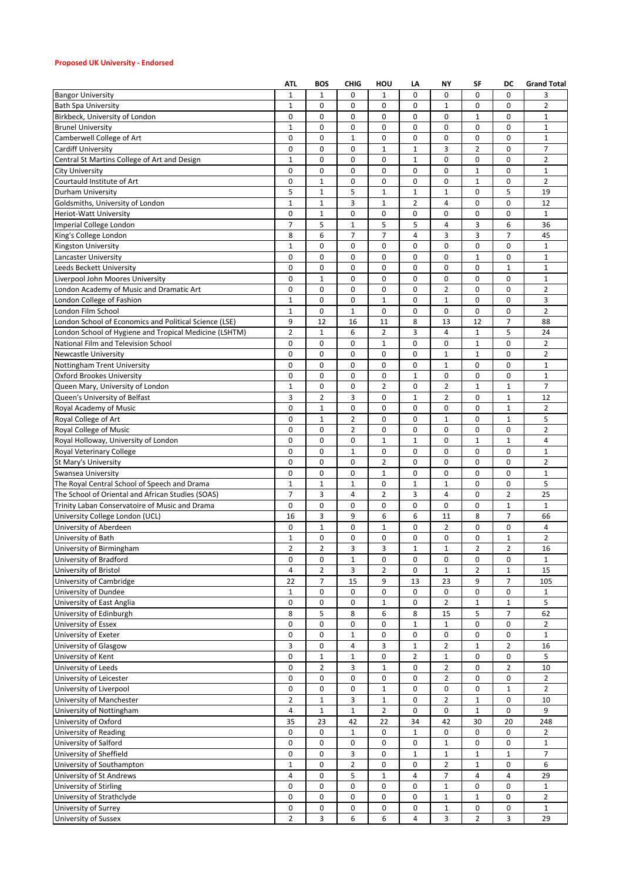**Proposed UK University - Endorsed**

| | ATL | BOS | CHIG | HOU | LA | NY | SF | DC | Grand Total |
|---|---|---|---|---|---|---|---|---|---|
| Bangor University | 1 | 1 | 0 | 1 | 0 | 0 | 0 | 0 | 3 |
| Bath Spa University | 1 | 0 | 0 | 0 | 0 | 1 | 0 | 0 | 2 |
| Birkbeck, University of London | 0 | 0 | 0 | 0 | 0 | 0 | 1 | 0 | 1 |
| Brunel University | 1 | 0 | 0 | 0 | 0 | 0 | 0 | 0 | 1 |
| Camberwell College of Art | 0 | 0 | 1 | 0 | 0 | 0 | 0 | 0 | 1 |
| Cardiff University | 0 | 0 | 0 | 1 | 1 | 3 | 2 | 0 | 7 |
| Central St Martins College of Art and Design | 1 | 0 | 0 | 0 | 1 | 0 | 0 | 0 | 2 |
| City University | 0 | 0 | 0 | 0 | 0 | 0 | 1 | 0 | 1 |
| Courtauld Institute of Art | 0 | 1 | 0 | 0 | 0 | 0 | 1 | 0 | 2 |
| Durham University | 5 | 1 | 5 | 1 | 1 | 1 | 0 | 5 | 19 |
| Goldsmiths, University of London | 1 | 1 | 3 | 1 | 2 | 4 | 0 | 0 | 12 |
| Heriot-Watt University | 0 | 1 | 0 | 0 | 0 | 0 | 0 | 0 | 1 |
| Imperial College London | 7 | 5 | 1 | 5 | 5 | 4 | 3 | 6 | 36 |
| King's College London | 8 | 6 | 7 | 7 | 4 | 3 | 3 | 7 | 45 |
| Kingston University | 1 | 0 | 0 | 0 | 0 | 0 | 0 | 0 | 1 |
| Lancaster University | 0 | 0 | 0 | 0 | 0 | 0 | 1 | 0 | 1 |
| Leeds Beckett University | 0 | 0 | 0 | 0 | 0 | 0 | 0 | 1 | 1 |
| Liverpool John Moores University | 0 | 1 | 0 | 0 | 0 | 0 | 0 | 0 | 1 |
| London Academy of Music and Dramatic Art | 0 | 0 | 0 | 0 | 0 | 2 | 0 | 0 | 2 |
| London College of Fashion | 1 | 0 | 0 | 1 | 0 | 1 | 0 | 0 | 3 |
| London Film School | 1 | 0 | 1 | 0 | 0 | 0 | 0 | 0 | 2 |
| London School of Economics and Political Science (LSE) | 9 | 12 | 16 | 11 | 8 | 13 | 12 | 7 | 88 |
| London School of Hygiene and Tropical Medicine (LSHTM) | 2 | 1 | 6 | 2 | 3 | 4 | 1 | 5 | 24 |
| National Film and Television School | 0 | 0 | 0 | 1 | 0 | 0 | 1 | 0 | 2 |
| Newcastle University | 0 | 0 | 0 | 0 | 0 | 1 | 1 | 0 | 2 |
| Nottingham Trent University | 0 | 0 | 0 | 0 | 0 | 1 | 0 | 0 | 1 |
| Oxford Brookes University | 0 | 0 | 0 | 0 | 1 | 0 | 0 | 0 | 1 |
| Queen Mary, University of London | 1 | 0 | 0 | 2 | 0 | 2 | 1 | 1 | 7 |
| Queen's University of Belfast | 3 | 2 | 3 | 0 | 1 | 2 | 0 | 1 | 12 |
| Royal Academy of Music | 0 | 1 | 0 | 0 | 0 | 0 | 0 | 1 | 2 |
| Royal College of Art | 0 | 1 | 2 | 0 | 0 | 1 | 0 | 1 | 5 |
| Royal College of Music | 0 | 0 | 2 | 0 | 0 | 0 | 0 | 0 | 2 |
| Royal Holloway, University of London | 0 | 0 | 0 | 1 | 1 | 0 | 1 | 1 | 4 |
| Royal Veterinary College | 0 | 0 | 1 | 0 | 0 | 0 | 0 | 0 | 1 |
| St Mary's University | 0 | 0 | 0 | 2 | 0 | 0 | 0 | 0 | 2 |
| Swansea University | 0 | 0 | 0 | 1 | 0 | 0 | 0 | 0 | 1 |
| The Royal Central School of Speech and Drama | 1 | 1 | 1 | 0 | 1 | 1 | 0 | 0 | 5 |
| The School of Oriental and African Studies (SOAS) | 7 | 3 | 4 | 2 | 3 | 4 | 0 | 2 | 25 |
| Trinity Laban Conservatoire of Music and Drama | 0 | 0 | 0 | 0 | 0 | 0 | 0 | 1 | 1 |
| University College London (UCL) | 16 | 3 | 9 | 6 | 6 | 11 | 8 | 7 | 66 |
| University of Aberdeen | 0 | 1 | 0 | 1 | 0 | 2 | 0 | 0 | 4 |
| University of Bath | 1 | 0 | 0 | 0 | 0 | 0 | 0 | 1 | 2 |
| University of Birmingham | 2 | 2 | 3 | 3 | 1 | 1 | 2 | 2 | 16 |
| University of Bradford | 0 | 0 | 1 | 0 | 0 | 0 | 0 | 0 | 1 |
| University of Bristol | 4 | 2 | 3 | 2 | 0 | 1 | 2 | 1 | 15 |
| University of Cambridge | 22 | 7 | 15 | 9 | 13 | 23 | 9 | 7 | 105 |
| University of Dundee | 1 | 0 | 0 | 0 | 0 | 0 | 0 | 0 | 1 |
| University of East Anglia | 0 | 0 | 0 | 1 | 0 | 2 | 1 | 1 | 5 |
| University of Edinburgh | 8 | 5 | 8 | 6 | 8 | 15 | 5 | 7 | 62 |
| University of Essex | 0 | 0 | 0 | 0 | 1 | 1 | 0 | 0 | 2 |
| University of Exeter | 0 | 0 | 1 | 0 | 0 | 0 | 0 | 0 | 1 |
| University of Glasgow | 3 | 0 | 4 | 3 | 1 | 2 | 1 | 2 | 16 |
| University of Kent | 0 | 1 | 1 | 0 | 2 | 1 | 0 | 0 | 5 |
| University of Leeds | 0 | 2 | 3 | 1 | 0 | 2 | 0 | 2 | 10 |
| University of Leicester | 0 | 0 | 0 | 0 | 0 | 2 | 0 | 0 | 2 |
| University of Liverpool | 0 | 0 | 0 | 1 | 0 | 0 | 0 | 1 | 2 |
| University of Manchester | 2 | 1 | 3 | 1 | 0 | 2 | 1 | 0 | 10 |
| University of Nottingham | 4 | 1 | 1 | 2 | 0 | 0 | 1 | 0 | 9 |
| University of Oxford | 35 | 23 | 42 | 22 | 34 | 42 | 30 | 20 | 248 |
| University of Reading | 0 | 0 | 1 | 0 | 1 | 0 | 0 | 0 | 2 |
| University of Salford | 0 | 0 | 0 | 0 | 0 | 1 | 0 | 0 | 1 |
| University of Sheffield | 0 | 0 | 3 | 0 | 1 | 1 | 1 | 1 | 7 |
| University of Southampton | 1 | 0 | 2 | 0 | 0 | 2 | 1 | 0 | 6 |
| University of St Andrews | 4 | 0 | 5 | 1 | 4 | 7 | 4 | 4 | 29 |
| University of Stirling | 0 | 0 | 0 | 0 | 0 | 1 | 0 | 0 | 1 |
| University of Strathclyde | 0 | 0 | 0 | 0 | 0 | 1 | 1 | 0 | 2 |
| University of Surrey | 0 | 0 | 0 | 0 | 0 | 1 | 0 | 0 | 1 |
| University of Sussex | 2 | 3 | 6 | 6 | 4 | 3 | 2 | 3 | 29 |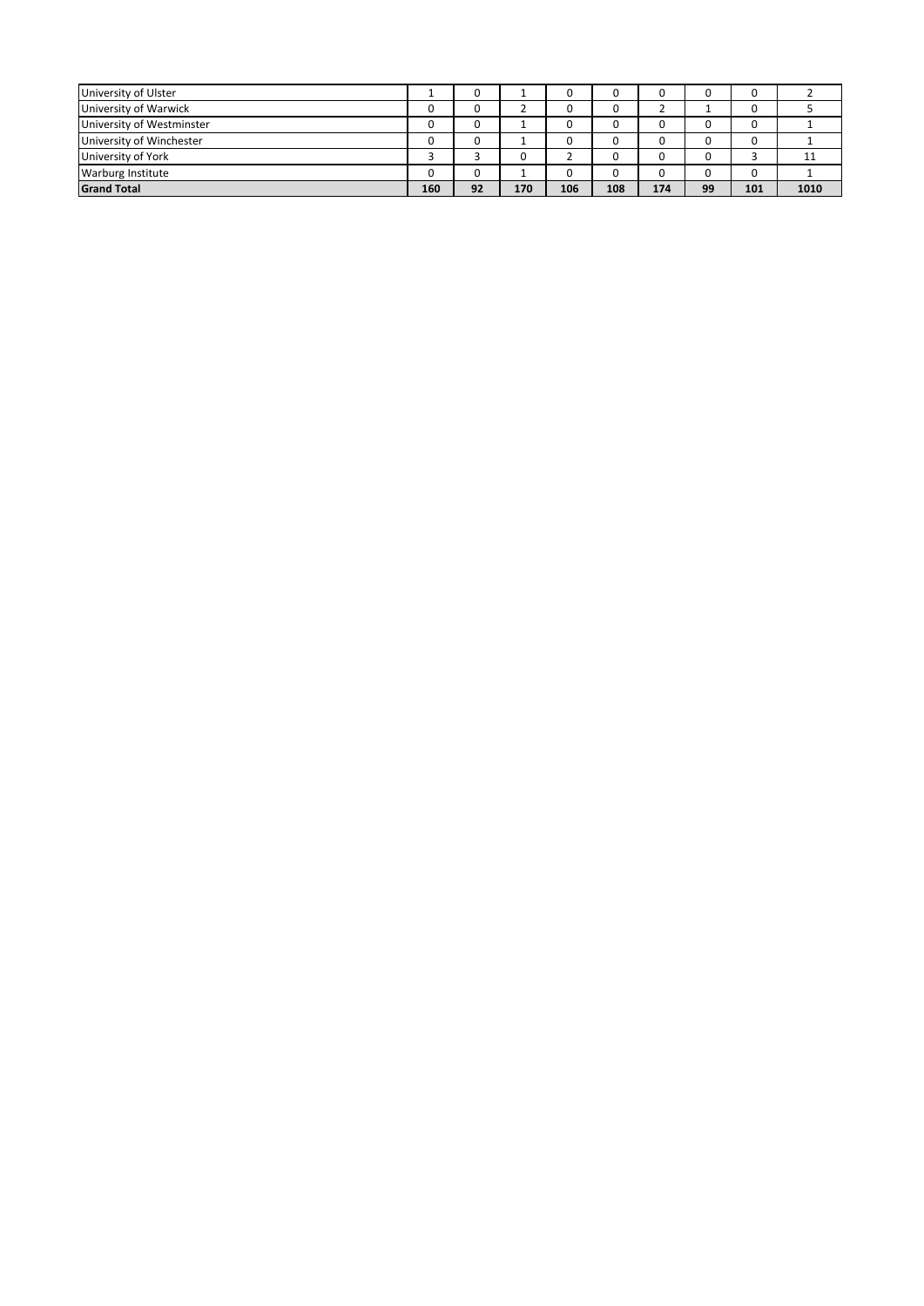| | | | | | | | | | |
|---|---|---|---|---|---|---|---|---|---|
| University of Ulster | 1 | 0 | 1 | 0 | 0 | 0 | 0 | 0 | 2 |
| University of Warwick | 0 | 0 | 2 | 0 | 0 | 2 | 1 | 0 | 5 |
| University of Westminster | 0 | 0 | 1 | 0 | 0 | 0 | 0 | 0 | 1 |
| University of Winchester | 0 | 0 | 1 | 0 | 0 | 0 | 0 | 0 | 1 |
| University of York | 3 | 3 | 0 | 2 | 0 | 0 | 0 | 3 | 11 |
| Warburg Institute | 0 | 0 | 1 | 0 | 0 | 0 | 0 | 0 | 1 |
| **Grand Total** | **160** | **92** | **170** | **106** | **108** | **174** | **99** | **101** | **1010** |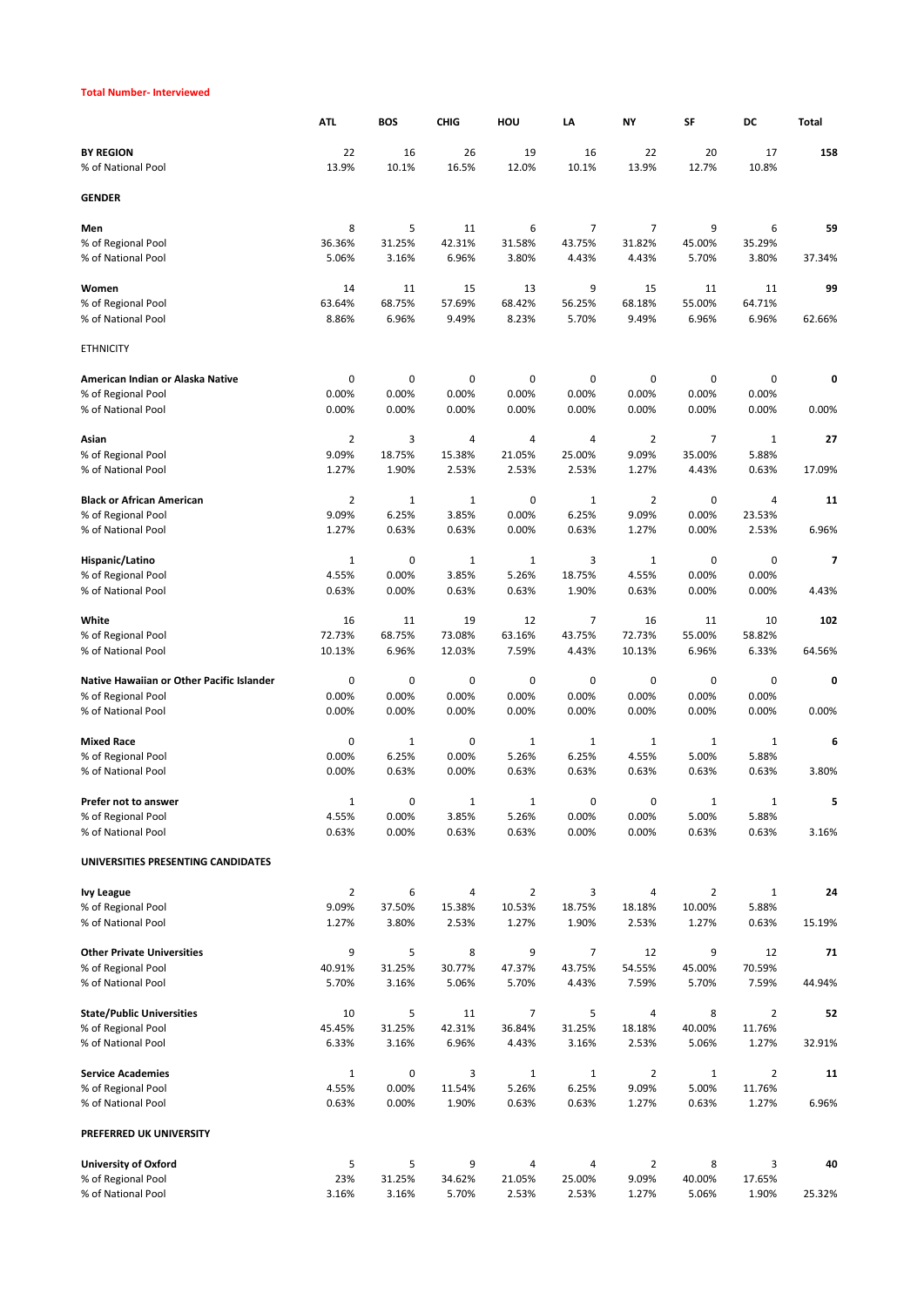**Total Number- Interviewed**

| | ATL | BOS | CHIG | HOU | LA | NY | SF | DC | Total |
|---|---|---|---|---|---|---|---|---|---|
| **BY REGION** | 22 | 16 | 26 | 19 | 16 | 22 | 20 | 17 | **158** |
| % of National Pool | 13.9% | 10.1% | 16.5% | 12.0% | 10.1% | 13.9% | 12.7% | 10.8% | |
| **GENDER** | | | | | | | | | |
| **Men** | 8 | 5 | 11 | 6 | 7 | 7 | 9 | 6 | **59** |
| % of Regional Pool | 36.36% | 31.25% | 42.31% | 31.58% | 43.75% | 31.82% | 45.00% | 35.29% | |
| % of National Pool | 5.06% | 3.16% | 6.96% | 3.80% | 4.43% | 4.43% | 5.70% | 3.80% | 37.34% |
| **Women** | 14 | 11 | 15 | 13 | 9 | 15 | 11 | 11 | **99** |
| % of Regional Pool | 63.64% | 68.75% | 57.69% | 68.42% | 56.25% | 68.18% | 55.00% | 64.71% | |
| % of National Pool | 8.86% | 6.96% | 9.49% | 8.23% | 5.70% | 9.49% | 6.96% | 6.96% | 62.66% |
| ETHNICITY | | | | | | | | | |
| **American Indian or Alaska Native** | 0 | 0 | 0 | 0 | 0 | 0 | 0 | 0 | **0** |
| % of Regional Pool | 0.00% | 0.00% | 0.00% | 0.00% | 0.00% | 0.00% | 0.00% | 0.00% | |
| % of National Pool | 0.00% | 0.00% | 0.00% | 0.00% | 0.00% | 0.00% | 0.00% | 0.00% | 0.00% |
| **Asian** | 2 | 3 | 4 | 4 | 4 | 2 | 7 | 1 | **27** |
| % of Regional Pool | 9.09% | 18.75% | 15.38% | 21.05% | 25.00% | 9.09% | 35.00% | 5.88% | |
| % of National Pool | 1.27% | 1.90% | 2.53% | 2.53% | 2.53% | 1.27% | 4.43% | 0.63% | 17.09% |
| **Black or African American** | 2 | 1 | 1 | 0 | 1 | 2 | 0 | 4 | **11** |
| % of Regional Pool | 9.09% | 6.25% | 3.85% | 0.00% | 6.25% | 9.09% | 0.00% | 23.53% | |
| % of National Pool | 1.27% | 0.63% | 0.63% | 0.00% | 0.63% | 1.27% | 0.00% | 2.53% | 6.96% |
| **Hispanic/Latino** | 1 | 0 | 1 | 1 | 3 | 1 | 0 | 0 | **7** |
| % of Regional Pool | 4.55% | 0.00% | 3.85% | 5.26% | 18.75% | 4.55% | 0.00% | 0.00% | |
| % of National Pool | 0.63% | 0.00% | 0.63% | 0.63% | 1.90% | 0.63% | 0.00% | 0.00% | 4.43% |
| **White** | 16 | 11 | 19 | 12 | 7 | 16 | 11 | 10 | **102** |
| % of Regional Pool | 72.73% | 68.75% | 73.08% | 63.16% | 43.75% | 72.73% | 55.00% | 58.82% | |
| % of National Pool | 10.13% | 6.96% | 12.03% | 7.59% | 4.43% | 10.13% | 6.96% | 6.33% | 64.56% |
| **Native Hawaiian or Other Pacific Islander** | 0 | 0 | 0 | 0 | 0 | 0 | 0 | 0 | **0** |
| % of Regional Pool | 0.00% | 0.00% | 0.00% | 0.00% | 0.00% | 0.00% | 0.00% | 0.00% | |
| % of National Pool | 0.00% | 0.00% | 0.00% | 0.00% | 0.00% | 0.00% | 0.00% | 0.00% | 0.00% |
| **Mixed Race** | 0 | 1 | 0 | 1 | 1 | 1 | 1 | 1 | **6** |
| % of Regional Pool | 0.00% | 6.25% | 0.00% | 5.26% | 6.25% | 4.55% | 5.00% | 5.88% | |
| % of National Pool | 0.00% | 0.63% | 0.00% | 0.63% | 0.63% | 0.63% | 0.63% | 0.63% | 3.80% |
| **Prefer not to answer** | 1 | 0 | 1 | 1 | 0 | 0 | 1 | 1 | **5** |
| % of Regional Pool | 4.55% | 0.00% | 3.85% | 5.26% | 0.00% | 0.00% | 5.00% | 5.88% | |
| % of National Pool | 0.63% | 0.00% | 0.63% | 0.63% | 0.00% | 0.00% | 0.63% | 0.63% | 3.16% |
| **UNIVERSITIES PRESENTING CANDIDATES** | | | | | | | | | |
| **Ivy League** | 2 | 6 | 4 | 2 | 3 | 4 | 2 | 1 | **24** |
| % of Regional Pool | 9.09% | 37.50% | 15.38% | 10.53% | 18.75% | 18.18% | 10.00% | 5.88% | |
| % of National Pool | 1.27% | 3.80% | 2.53% | 1.27% | 1.90% | 2.53% | 1.27% | 0.63% | 15.19% |
| **Other Private Universities** | 9 | 5 | 8 | 9 | 7 | 12 | 9 | 12 | **71** |
| % of Regional Pool | 40.91% | 31.25% | 30.77% | 47.37% | 43.75% | 54.55% | 45.00% | 70.59% | |
| % of National Pool | 5.70% | 3.16% | 5.06% | 5.70% | 4.43% | 7.59% | 5.70% | 7.59% | 44.94% |
| **State/Public Universities** | 10 | 5 | 11 | 7 | 5 | 4 | 8 | 2 | **52** |
| % of Regional Pool | 45.45% | 31.25% | 42.31% | 36.84% | 31.25% | 18.18% | 40.00% | 11.76% | |
| % of National Pool | 6.33% | 3.16% | 6.96% | 4.43% | 3.16% | 2.53% | 5.06% | 1.27% | 32.91% |
| **Service Academies** | 1 | 0 | 3 | 1 | 1 | 2 | 1 | 2 | **11** |
| % of Regional Pool | 4.55% | 0.00% | 11.54% | 5.26% | 6.25% | 9.09% | 5.00% | 11.76% | |
| % of National Pool | 0.63% | 0.00% | 1.90% | 0.63% | 0.63% | 1.27% | 0.63% | 1.27% | 6.96% |
| **PREFERRED UK UNIVERSITY** | | | | | | | | | |
| **University of Oxford** | 5 | 5 | 9 | 4 | 4 | 2 | 8 | 3 | **40** |
| % of Regional Pool | 23% | 31.25% | 34.62% | 21.05% | 25.00% | 9.09% | 40.00% | 17.65% | |
| % of National Pool | 3.16% | 3.16% | 5.70% | 2.53% | 2.53% | 1.27% | 5.06% | 1.90% | 25.32% |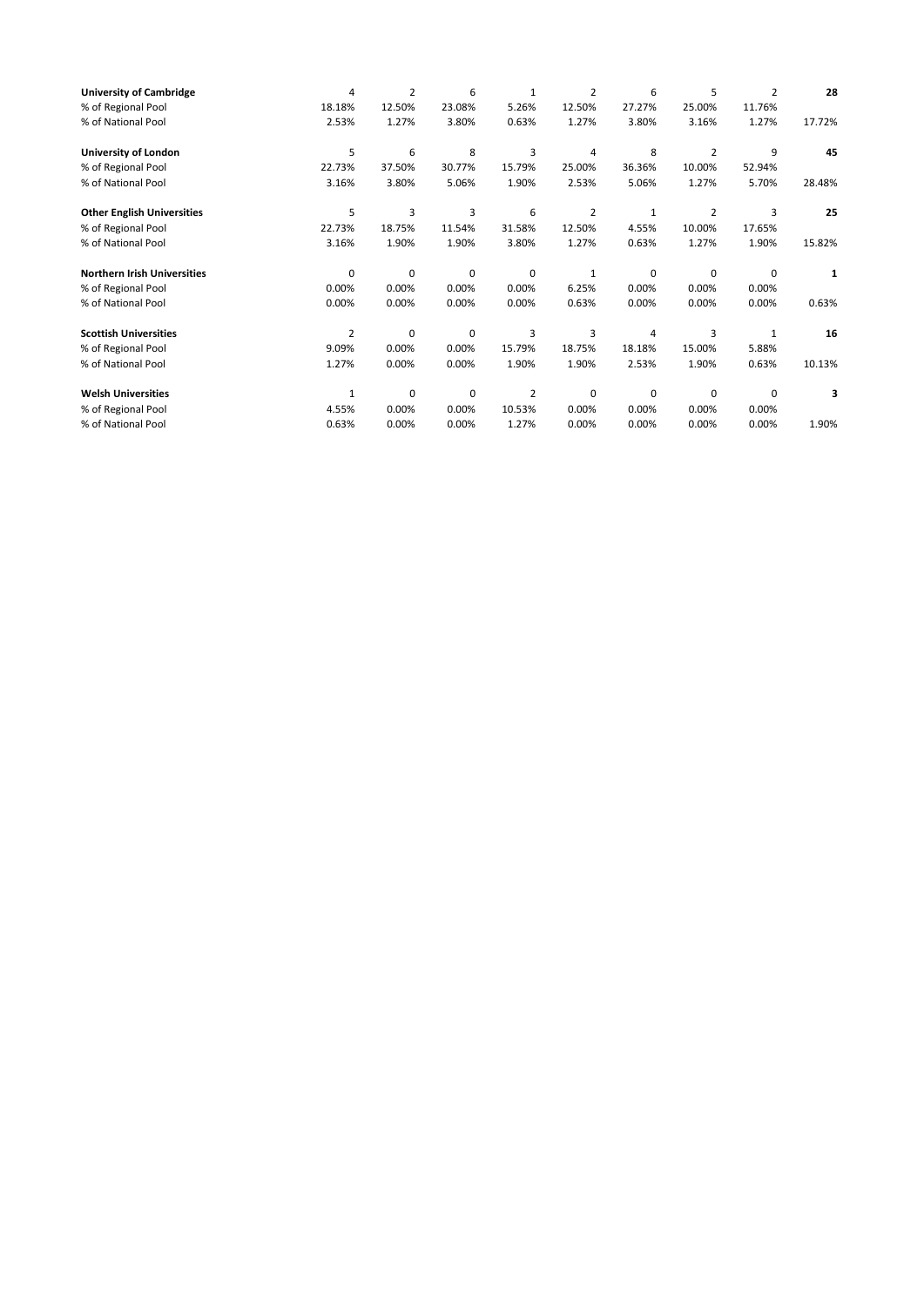| | | | | | | | | | |
|---|---|---|---|---|---|---|---|---|---|
| **University of Cambridge** | 4 | 2 | 6 | 1 | 2 | 6 | 5 | 2 | **28** |
| % of Regional Pool | 18.18% | 12.50% | 23.08% | 5.26% | 12.50% | 27.27% | 25.00% | 11.76% | |
| % of National Pool | 2.53% | 1.27% | 3.80% | 0.63% | 1.27% | 3.80% | 3.16% | 1.27% | 17.72% |
| | | | | | | | | | |
| **University of London** | 5 | 6 | 8 | 3 | 4 | 8 | 2 | 9 | **45** |
| % of Regional Pool | 22.73% | 37.50% | 30.77% | 15.79% | 25.00% | 36.36% | 10.00% | 52.94% | |
| % of National Pool | 3.16% | 3.80% | 5.06% | 1.90% | 2.53% | 5.06% | 1.27% | 5.70% | 28.48% |
| | | | | | | | | | |
| **Other English Universities** | 5 | 3 | 3 | 6 | 2 | 1 | 2 | 3 | **25** |
| % of Regional Pool | 22.73% | 18.75% | 11.54% | 31.58% | 12.50% | 4.55% | 10.00% | 17.65% | |
| % of National Pool | 3.16% | 1.90% | 1.90% | 3.80% | 1.27% | 0.63% | 1.27% | 1.90% | 15.82% |
| | | | | | | | | | |
| **Northern Irish Universities** | 0 | 0 | 0 | 0 | 1 | 0 | 0 | 0 | **1** |
| % of Regional Pool | 0.00% | 0.00% | 0.00% | 0.00% | 6.25% | 0.00% | 0.00% | 0.00% | |
| % of National Pool | 0.00% | 0.00% | 0.00% | 0.00% | 0.63% | 0.00% | 0.00% | 0.00% | 0.63% |
| | | | | | | | | | |
| **Scottish Universities** | 2 | 0 | 0 | 3 | 3 | 4 | 3 | 1 | **16** |
| % of Regional Pool | 9.09% | 0.00% | 0.00% | 15.79% | 18.75% | 18.18% | 15.00% | 5.88% | |
| % of National Pool | 1.27% | 0.00% | 0.00% | 1.90% | 1.90% | 2.53% | 1.90% | 0.63% | 10.13% |
| | | | | | | | | | |
| **Welsh Universities** | 1 | 0 | 0 | 2 | 0 | 0 | 0 | 0 | **3** |
| % of Regional Pool | 4.55% | 0.00% | 0.00% | 10.53% | 0.00% | 0.00% | 0.00% | 0.00% | |
| % of National Pool | 0.63% | 0.00% | 0.00% | 1.27% | 0.00% | 0.00% | 0.00% | 0.00% | 1.90% |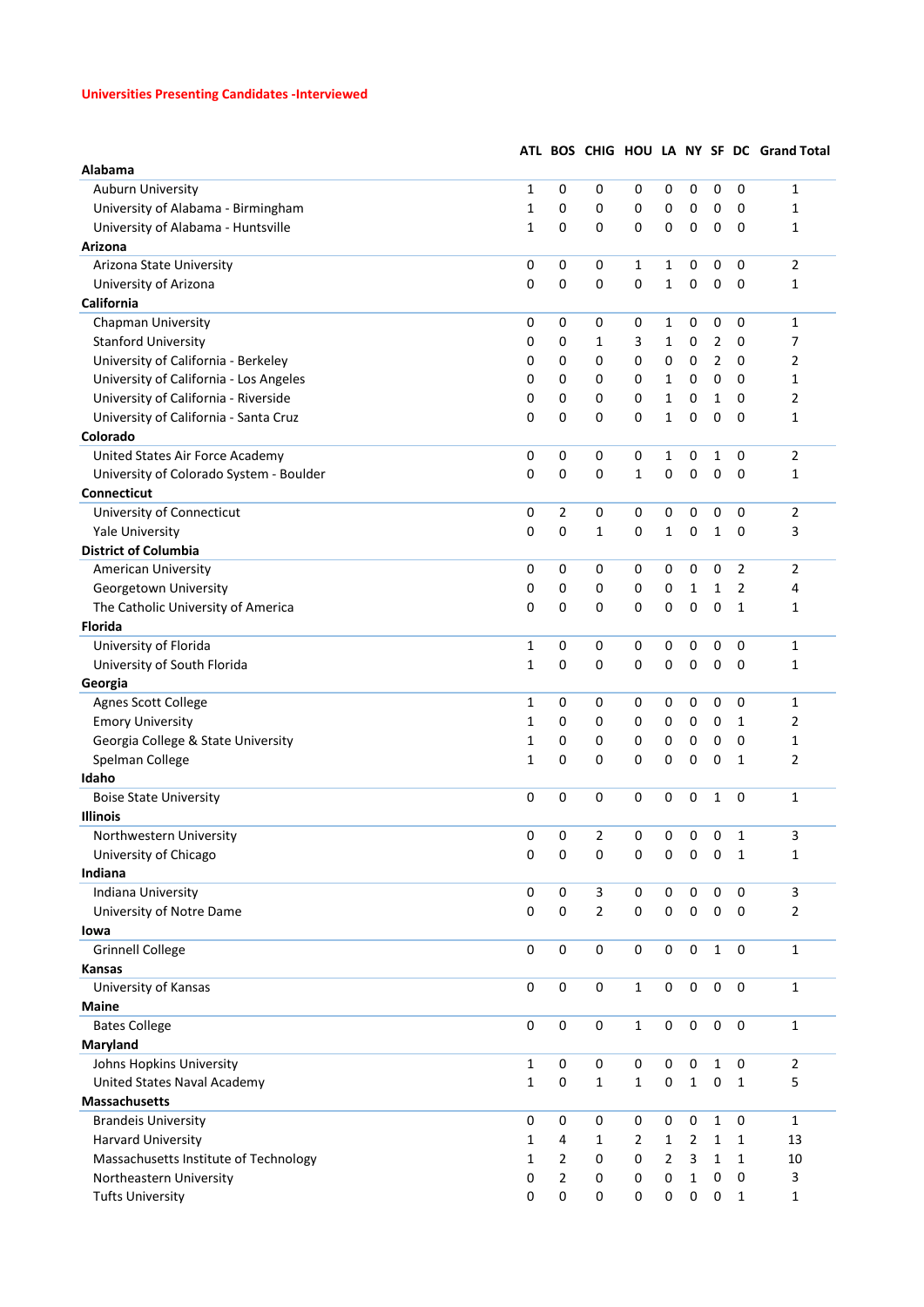**Universities Presenting Candidates -Interviewed**

| | ATL | BOS | CHIG | HOU | LA | NY | SF | DC | Grand Total |
|---|---|---|---|---|---|---|---|---|---|
| **Alabama** | | | | | | | | | |
| Auburn University | 1 | 0 | 0 | 0 | 0 | 0 | 0 | 0 | 1 |
| University of Alabama - Birmingham | 1 | 0 | 0 | 0 | 0 | 0 | 0 | 0 | 1 |
| University of Alabama - Huntsville | 1 | 0 | 0 | 0 | 0 | 0 | 0 | 0 | 1 |
| **Arizona** | | | | | | | | | |
| Arizona State University | 0 | 0 | 0 | 1 | 1 | 0 | 0 | 0 | 2 |
| University of Arizona | 0 | 0 | 0 | 0 | 1 | 0 | 0 | 0 | 1 |
| **California** | | | | | | | | | |
| Chapman University | 0 | 0 | 0 | 0 | 1 | 0 | 0 | 0 | 1 |
| Stanford University | 0 | 0 | 1 | 3 | 1 | 0 | 2 | 0 | 7 |
| University of California - Berkeley | 0 | 0 | 0 | 0 | 0 | 0 | 2 | 0 | 2 |
| University of California - Los Angeles | 0 | 0 | 0 | 0 | 1 | 0 | 0 | 0 | 1 |
| University of California - Riverside | 0 | 0 | 0 | 0 | 1 | 0 | 1 | 0 | 2 |
| University of California - Santa Cruz | 0 | 0 | 0 | 0 | 1 | 0 | 0 | 0 | 1 |
| **Colorado** | | | | | | | | | |
| United States Air Force Academy | 0 | 0 | 0 | 0 | 1 | 0 | 1 | 0 | 2 |
| University of Colorado System - Boulder | 0 | 0 | 0 | 1 | 0 | 0 | 0 | 0 | 1 |
| **Connecticut** | | | | | | | | | |
| University of Connecticut | 0 | 2 | 0 | 0 | 0 | 0 | 0 | 0 | 2 |
| Yale University | 0 | 0 | 1 | 0 | 1 | 0 | 1 | 0 | 3 |
| **District of Columbia** | | | | | | | | | |
| American University | 0 | 0 | 0 | 0 | 0 | 0 | 0 | 2 | 2 |
| Georgetown University | 0 | 0 | 0 | 0 | 0 | 1 | 1 | 2 | 4 |
| The Catholic University of America | 0 | 0 | 0 | 0 | 0 | 0 | 0 | 1 | 1 |
| **Florida** | | | | | | | | | |
| University of Florida | 1 | 0 | 0 | 0 | 0 | 0 | 0 | 0 | 1 |
| University of South Florida | 1 | 0 | 0 | 0 | 0 | 0 | 0 | 0 | 1 |
| **Georgia** | | | | | | | | | |
| Agnes Scott College | 1 | 0 | 0 | 0 | 0 | 0 | 0 | 0 | 1 |
| Emory University | 1 | 0 | 0 | 0 | 0 | 0 | 0 | 1 | 2 |
| Georgia College & State University | 1 | 0 | 0 | 0 | 0 | 0 | 0 | 0 | 1 |
| Spelman College | 1 | 0 | 0 | 0 | 0 | 0 | 0 | 1 | 2 |
| **Idaho** | | | | | | | | | |
| Boise State University | 0 | 0 | 0 | 0 | 0 | 0 | 1 | 0 | 1 |
| **Illinois** | | | | | | | | | |
| Northwestern University | 0 | 0 | 2 | 0 | 0 | 0 | 0 | 1 | 3 |
| University of Chicago | 0 | 0 | 0 | 0 | 0 | 0 | 0 | 1 | 1 |
| **Indiana** | | | | | | | | | |
| Indiana University | 0 | 0 | 3 | 0 | 0 | 0 | 0 | 0 | 3 |
| University of Notre Dame | 0 | 0 | 2 | 0 | 0 | 0 | 0 | 0 | 2 |
| **Iowa** | | | | | | | | | |
| Grinnell College | 0 | 0 | 0 | 0 | 0 | 0 | 1 | 0 | 1 |
| **Kansas** | | | | | | | | | |
| University of Kansas | 0 | 0 | 0 | 1 | 0 | 0 | 0 | 0 | 1 |
| **Maine** | | | | | | | | | |
| Bates College | 0 | 0 | 0 | 1 | 0 | 0 | 0 | 0 | 1 |
| **Maryland** | | | | | | | | | |
| Johns Hopkins University | 1 | 0 | 0 | 0 | 0 | 0 | 1 | 0 | 2 |
| United States Naval Academy | 1 | 0 | 1 | 1 | 0 | 1 | 0 | 1 | 5 |
| **Massachusetts** | | | | | | | | | |
| Brandeis University | 0 | 0 | 0 | 0 | 0 | 0 | 1 | 0 | 1 |
| Harvard University | 1 | 4 | 1 | 2 | 1 | 2 | 1 | 1 | 13 |
| Massachusetts Institute of Technology | 1 | 2 | 0 | 0 | 2 | 3 | 1 | 1 | 10 |
| Northeastern University | 0 | 2 | 0 | 0 | 0 | 1 | 0 | 0 | 3 |
| Tufts University | 0 | 0 | 0 | 0 | 0 | 0 | 0 | 1 | 1 |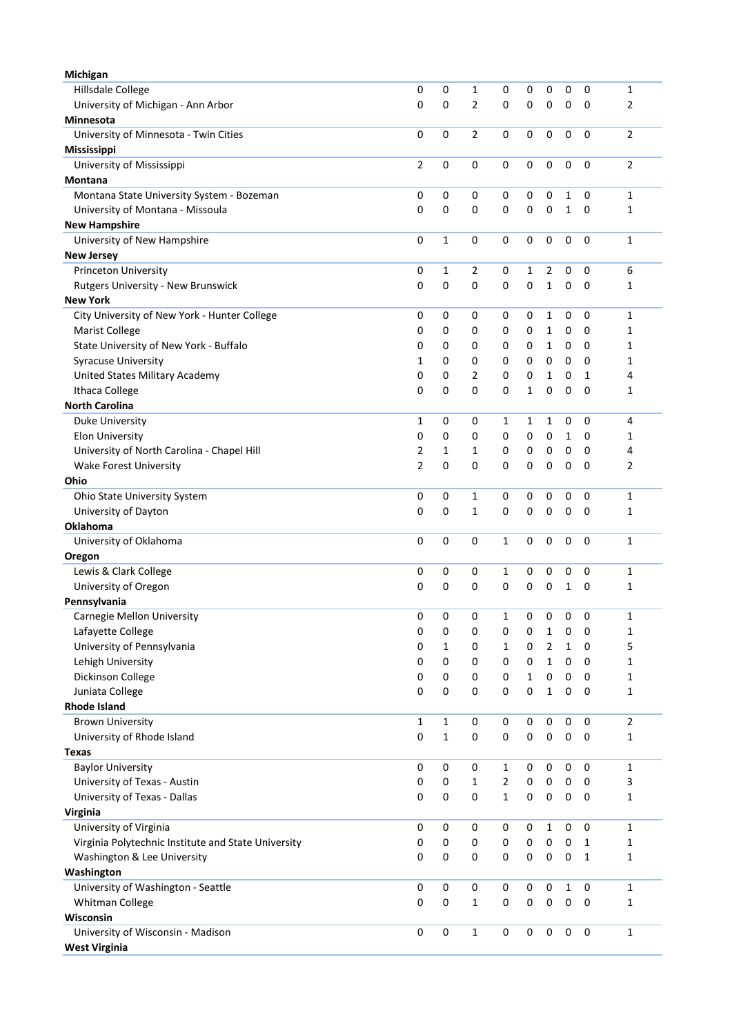| | | | | | | | | | |
|---|---|---|---|---|---|---|---|---|---|
| **Michigan** | | | | | | | | | |
| Hillsdale College | 0 | 0 | 1 | 0 | 0 | 0 | 0 | 0 | 1 |
| University of Michigan - Ann Arbor | 0 | 0 | 2 | 0 | 0 | 0 | 0 | 0 | 2 |
| **Minnesota** | | | | | | | | | |
| University of Minnesota - Twin Cities | 0 | 0 | 2 | 0 | 0 | 0 | 0 | 0 | 2 |
| **Mississippi** | | | | | | | | | |
| University of Mississippi | 2 | 0 | 0 | 0 | 0 | 0 | 0 | 0 | 2 |
| **Montana** | | | | | | | | | |
| Montana State University System - Bozeman | 0 | 0 | 0 | 0 | 0 | 0 | 1 | 0 | 1 |
| University of Montana - Missoula | 0 | 0 | 0 | 0 | 0 | 0 | 1 | 0 | 1 |
| **New Hampshire** | | | | | | | | | |
| University of New Hampshire | 0 | 1 | 0 | 0 | 0 | 0 | 0 | 0 | 1 |
| **New Jersey** | | | | | | | | | |
| Princeton University | 0 | 1 | 2 | 0 | 1 | 2 | 0 | 0 | 6 |
| Rutgers University - New Brunswick | 0 | 0 | 0 | 0 | 0 | 1 | 0 | 0 | 1 |
| **New York** | | | | | | | | | |
| City University of New York - Hunter College | 0 | 0 | 0 | 0 | 0 | 1 | 0 | 0 | 1 |
| Marist College | 0 | 0 | 0 | 0 | 0 | 1 | 0 | 0 | 1 |
| State University of New York - Buffalo | 0 | 0 | 0 | 0 | 0 | 1 | 0 | 0 | 1 |
| Syracuse University | 1 | 0 | 0 | 0 | 0 | 0 | 0 | 0 | 1 |
| United States Military Academy | 0 | 0 | 2 | 0 | 0 | 1 | 0 | 1 | 4 |
| Ithaca College | 0 | 0 | 0 | 0 | 1 | 0 | 0 | 0 | 1 |
| **North Carolina** | | | | | | | | | |
| Duke University | 1 | 0 | 0 | 1 | 1 | 1 | 0 | 0 | 4 |
| Elon University | 0 | 0 | 0 | 0 | 0 | 0 | 1 | 0 | 1 |
| University of North Carolina - Chapel Hill | 2 | 1 | 1 | 0 | 0 | 0 | 0 | 0 | 4 |
| Wake Forest University | 2 | 0 | 0 | 0 | 0 | 0 | 0 | 0 | 2 |
| **Ohio** | | | | | | | | | |
| Ohio State University System | 0 | 0 | 1 | 0 | 0 | 0 | 0 | 0 | 1 |
| University of Dayton | 0 | 0 | 1 | 0 | 0 | 0 | 0 | 0 | 1 |
| **Oklahoma** | | | | | | | | | |
| University of Oklahoma | 0 | 0 | 0 | 1 | 0 | 0 | 0 | 0 | 1 |
| **Oregon** | | | | | | | | | |
| Lewis & Clark College | 0 | 0 | 0 | 1 | 0 | 0 | 0 | 0 | 1 |
| University of Oregon | 0 | 0 | 0 | 0 | 0 | 0 | 1 | 0 | 1 |
| **Pennsylvania** | | | | | | | | | |
| Carnegie Mellon University | 0 | 0 | 0 | 1 | 0 | 0 | 0 | 0 | 1 |
| Lafayette College | 0 | 0 | 0 | 0 | 0 | 1 | 0 | 0 | 1 |
| University of Pennsylvania | 0 | 1 | 0 | 1 | 0 | 2 | 1 | 0 | 5 |
| Lehigh University | 0 | 0 | 0 | 0 | 0 | 1 | 0 | 0 | 1 |
| Dickinson College | 0 | 0 | 0 | 0 | 1 | 0 | 0 | 0 | 1 |
| Juniata College | 0 | 0 | 0 | 0 | 0 | 1 | 0 | 0 | 1 |
| **Rhode Island** | | | | | | | | | |
| Brown University | 1 | 1 | 0 | 0 | 0 | 0 | 0 | 0 | 2 |
| University of Rhode Island | 0 | 1 | 0 | 0 | 0 | 0 | 0 | 0 | 1 |
| **Texas** | | | | | | | | | |
| Baylor University | 0 | 0 | 0 | 1 | 0 | 0 | 0 | 0 | 1 |
| University of Texas - Austin | 0 | 0 | 1 | 2 | 0 | 0 | 0 | 0 | 3 |
| University of Texas - Dallas | 0 | 0 | 0 | 1 | 0 | 0 | 0 | 0 | 1 |
| **Virginia** | | | | | | | | | |
| University of Virginia | 0 | 0 | 0 | 0 | 0 | 1 | 0 | 0 | 1 |
| Virginia Polytechnic Institute and State University | 0 | 0 | 0 | 0 | 0 | 0 | 0 | 1 | 1 |
| Washington & Lee University | 0 | 0 | 0 | 0 | 0 | 0 | 0 | 1 | 1 |
| **Washington** | | | | | | | | | |
| University of Washington - Seattle | 0 | 0 | 0 | 0 | 0 | 0 | 1 | 0 | 1 |
| Whitman College | 0 | 0 | 1 | 0 | 0 | 0 | 0 | 0 | 1 |
| **Wisconsin** | | | | | | | | | |
| University of Wisconsin - Madison | 0 | 0 | 1 | 0 | 0 | 0 | 0 | 0 | 1 |
| **West Virginia** | | | | | | | | | |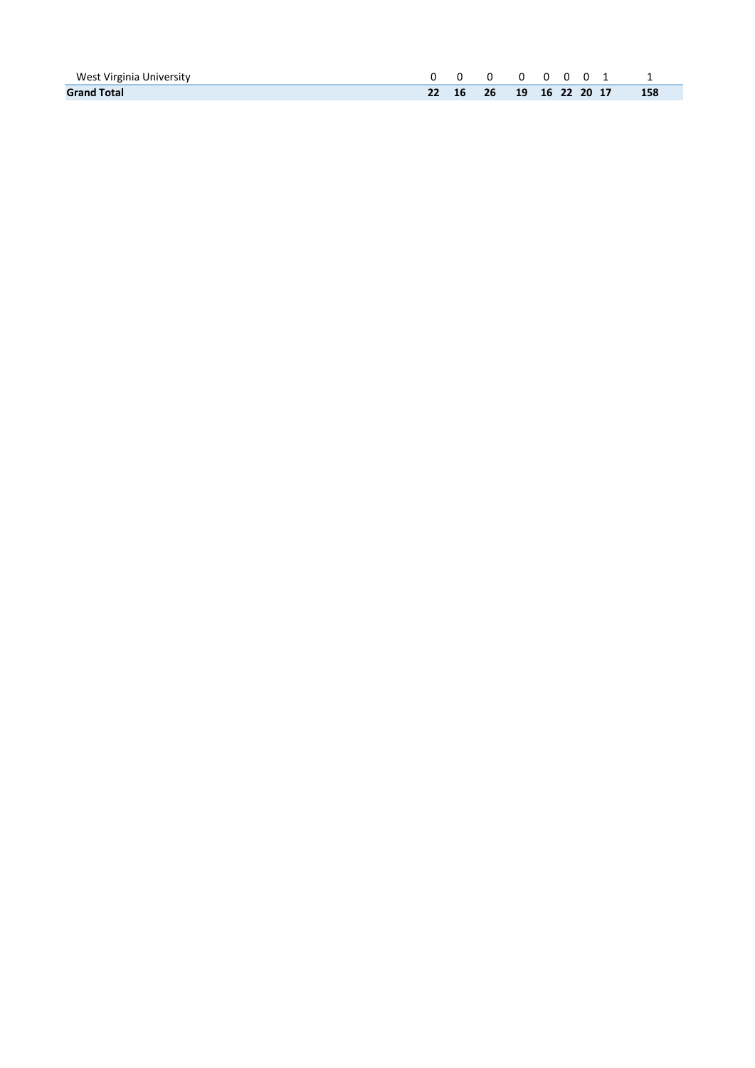| | | | | | | | | | |
|---|---|---|---|---|---|---|---|---|---|
| West Virginia University | 0 | 0 | 0 | 0 | 0 | 0 | 0 | 1 | 1 |
| **Grand Total** | **22** | **16** | **26** | **19** | **16** | **22** | **20** | **17** | **158** |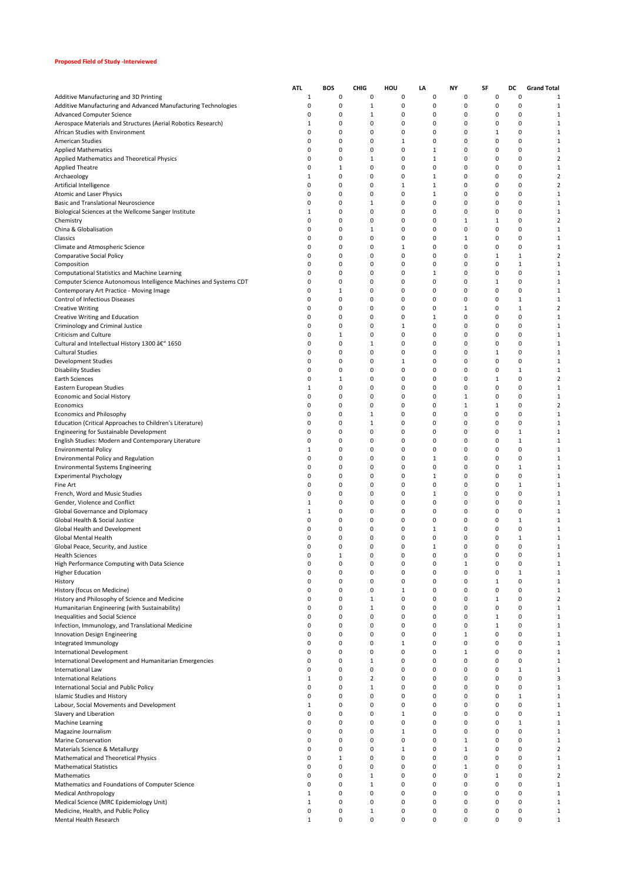**Proposed Field of Study -Interviewed**

| | ATL | BOS | CHIG | HOU | LA | NY | SF | DC | Grand Total |
|---|---|---|---|---|---|---|---|---|---|
| Additive Manufacturing and 3D Printing | 1 | 0 | 0 | 0 | 0 | 0 | 0 | 0 | 1 |
| Additive Manufacturing and Advanced Manufacturing Technologies | 0 | 0 | 1 | 0 | 0 | 0 | 0 | 0 | 1 |
| Advanced Computer Science | 0 | 0 | 1 | 0 | 0 | 0 | 0 | 0 | 1 |
| Aerospace Materials and Structures (Aerial Robotics Research) | 1 | 0 | 0 | 0 | 0 | 0 | 0 | 0 | 1 |
| African Studies with Environment | 0 | 0 | 0 | 0 | 0 | 0 | 1 | 0 | 1 |
| American Studies | 0 | 0 | 0 | 1 | 0 | 0 | 0 | 0 | 1 |
| Applied Mathematics | 0 | 0 | 0 | 0 | 1 | 0 | 0 | 0 | 1 |
| Applied Mathematics and Theoretical Physics | 0 | 0 | 1 | 0 | 1 | 0 | 0 | 0 | 2 |
| Applied Theatre | 0 | 1 | 0 | 0 | 0 | 0 | 0 | 0 | 1 |
| Archaeology | 1 | 0 | 0 | 0 | 1 | 0 | 0 | 0 | 2 |
| Artificial Intelligence | 0 | 0 | 0 | 1 | 1 | 0 | 0 | 0 | 2 |
| Atomic and Laser Physics | 0 | 0 | 0 | 0 | 1 | 0 | 0 | 0 | 1 |
| Basic and Translational Neuroscience | 0 | 0 | 1 | 0 | 0 | 0 | 0 | 0 | 1 |
| Biological Sciences at the Wellcome Sanger Institute | 1 | 0 | 0 | 0 | 0 | 0 | 0 | 0 | 1 |
| Chemistry | 0 | 0 | 0 | 0 | 0 | 1 | 1 | 0 | 2 |
| China & Globalisation | 0 | 0 | 1 | 0 | 0 | 0 | 0 | 0 | 1 |
| Classics | 0 | 0 | 0 | 0 | 0 | 1 | 0 | 0 | 1 |
| Climate and Atmospheric Science | 0 | 0 | 0 | 1 | 0 | 0 | 0 | 0 | 1 |
| Comparative Social Policy | 0 | 0 | 0 | 0 | 0 | 0 | 1 | 1 | 2 |
| Composition | 0 | 0 | 0 | 0 | 0 | 0 | 0 | 1 | 1 |
| Computational Statistics and Machine Learning | 0 | 0 | 0 | 0 | 1 | 0 | 0 | 0 | 1 |
| Computer Science Autonomous Intelligence Machines and Systems CDT | 0 | 0 | 0 | 0 | 0 | 0 | 1 | 0 | 1 |
| Contemporary Art Practice - Moving Image | 0 | 1 | 0 | 0 | 0 | 0 | 0 | 0 | 1 |
| Control of Infectious Diseases | 0 | 0 | 0 | 0 | 0 | 0 | 0 | 1 | 1 |
| Creative Writing | 0 | 0 | 0 | 0 | 0 | 1 | 0 | 1 | 2 |
| Creative Writing and Education | 0 | 0 | 0 | 0 | 1 | 0 | 0 | 0 | 1 |
| Criminology and Criminal Justice | 0 | 0 | 0 | 1 | 0 | 0 | 0 | 0 | 1 |
| Criticism and Culture | 0 | 1 | 0 | 0 | 0 | 0 | 0 | 0 | 1 |
| Cultural and Intellectual History 1300 â€“ 1650 | 0 | 0 | 1 | 0 | 0 | 0 | 0 | 0 | 1 |
| Cultural Studies | 0 | 0 | 0 | 0 | 0 | 0 | 1 | 0 | 1 |
| Development Studies | 0 | 0 | 0 | 1 | 0 | 0 | 0 | 0 | 1 |
| Disability Studies | 0 | 0 | 0 | 0 | 0 | 0 | 0 | 1 | 1 |
| Earth Sciences | 0 | 1 | 0 | 0 | 0 | 0 | 1 | 0 | 2 |
| Eastern European Studies | 1 | 0 | 0 | 0 | 0 | 0 | 0 | 0 | 1 |
| Economic and Social History | 0 | 0 | 0 | 0 | 0 | 1 | 0 | 0 | 1 |
| Economics | 0 | 0 | 0 | 0 | 0 | 1 | 1 | 0 | 2 |
| Economics and Philosophy | 0 | 0 | 1 | 0 | 0 | 0 | 0 | 0 | 1 |
| Education (Critical Approaches to Children's Literature) | 0 | 0 | 1 | 0 | 0 | 0 | 0 | 0 | 1 |
| Engineering for Sustainable Development | 0 | 0 | 0 | 0 | 0 | 0 | 0 | 1 | 1 |
| English Studies: Modern and Contemporary Literature | 0 | 0 | 0 | 0 | 0 | 0 | 0 | 1 | 1 |
| Environmental Policy | 1 | 0 | 0 | 0 | 0 | 0 | 0 | 0 | 1 |
| Environmental Policy and Regulation | 0 | 0 | 0 | 0 | 1 | 0 | 0 | 0 | 1 |
| Environmental Systems Engineering | 0 | 0 | 0 | 0 | 0 | 0 | 0 | 1 | 1 |
| Experimental Psychology | 0 | 0 | 0 | 0 | 1 | 0 | 0 | 0 | 1 |
| Fine Art | 0 | 0 | 0 | 0 | 0 | 0 | 0 | 1 | 1 |
| French, Word and Music Studies | 0 | 0 | 0 | 0 | 1 | 0 | 0 | 0 | 1 |
| Gender, Violence and Conflict | 1 | 0 | 0 | 0 | 0 | 0 | 0 | 0 | 1 |
| Global Governance and Diplomacy | 1 | 0 | 0 | 0 | 0 | 0 | 0 | 0 | 1 |
| Global Health & Social Justice | 0 | 0 | 0 | 0 | 0 | 0 | 0 | 1 | 1 |
| Global Health and Development | 0 | 0 | 0 | 0 | 1 | 0 | 0 | 0 | 1 |
| Global Mental Health | 0 | 0 | 0 | 0 | 0 | 0 | 0 | 1 | 1 |
| Global Peace, Security, and Justice | 0 | 0 | 0 | 0 | 1 | 0 | 0 | 0 | 1 |
| Health Sciences | 0 | 1 | 0 | 0 | 0 | 0 | 0 | 0 | 1 |
| High Performance Computing with Data Science | 0 | 0 | 0 | 0 | 0 | 1 | 0 | 0 | 1 |
| Higher Education | 0 | 0 | 0 | 0 | 0 | 0 | 0 | 1 | 1 |
| History | 0 | 0 | 0 | 0 | 0 | 0 | 1 | 0 | 1 |
| History (focus on Medicine) | 0 | 0 | 0 | 1 | 0 | 0 | 0 | 0 | 1 |
| History and Philosophy of Science and Medicine | 0 | 0 | 1 | 0 | 0 | 0 | 1 | 0 | 2 |
| Humanitarian Engineering (with Sustainability) | 0 | 0 | 1 | 0 | 0 | 0 | 0 | 0 | 1 |
| Inequalities and Social Science | 0 | 0 | 0 | 0 | 0 | 0 | 1 | 0 | 1 |
| Infection, Immunology, and Translational Medicine | 0 | 0 | 0 | 0 | 0 | 0 | 1 | 0 | 1 |
| Innovation Design Engineering | 0 | 0 | 0 | 0 | 0 | 1 | 0 | 0 | 1 |
| Integrated Immunology | 0 | 0 | 0 | 1 | 0 | 0 | 0 | 0 | 1 |
| International Development | 0 | 0 | 0 | 0 | 0 | 1 | 0 | 0 | 1 |
| International Development and Humanitarian Emergencies | 0 | 0 | 1 | 0 | 0 | 0 | 0 | 0 | 1 |
| International Law | 0 | 0 | 0 | 0 | 0 | 0 | 0 | 1 | 1 |
| International Relations | 1 | 0 | 2 | 0 | 0 | 0 | 0 | 0 | 3 |
| International Social and Public Policy | 0 | 0 | 1 | 0 | 0 | 0 | 0 | 0 | 1 |
| Islamic Studies and History | 0 | 0 | 0 | 0 | 0 | 0 | 0 | 1 | 1 |
| Labour, Social Movements and Development | 1 | 0 | 0 | 0 | 0 | 0 | 0 | 0 | 1 |
| Slavery and Liberation | 0 | 0 | 0 | 1 | 0 | 0 | 0 | 0 | 1 |
| Machine Learning | 0 | 0 | 0 | 0 | 0 | 0 | 0 | 1 | 1 |
| Magazine Journalism | 0 | 0 | 0 | 1 | 0 | 0 | 0 | 0 | 1 |
| Marine Conservation | 0 | 0 | 0 | 0 | 0 | 1 | 0 | 0 | 1 |
| Materials Science & Metallurgy | 0 | 0 | 0 | 1 | 0 | 1 | 0 | 0 | 2 |
| Mathematical and Theoretical Physics | 0 | 1 | 0 | 0 | 0 | 0 | 0 | 0 | 1 |
| Mathematical Statistics | 0 | 0 | 0 | 0 | 0 | 1 | 0 | 0 | 1 |
| Mathematics | 0 | 0 | 1 | 0 | 0 | 0 | 1 | 0 | 2 |
| Mathematics and Foundations of Computer Science | 0 | 0 | 1 | 0 | 0 | 0 | 0 | 0 | 1 |
| Medical Anthropology | 1 | 0 | 0 | 0 | 0 | 0 | 0 | 0 | 1 |
| Medical Science (MRC Epidemiology Unit) | 1 | 0 | 0 | 0 | 0 | 0 | 0 | 0 | 1 |
| Medicine, Health, and Public Policy | 0 | 0 | 1 | 0 | 0 | 0 | 0 | 0 | 1 |
| Mental Health Research | 1 | 0 | 0 | 0 | 0 | 0 | 0 | 0 | 1 |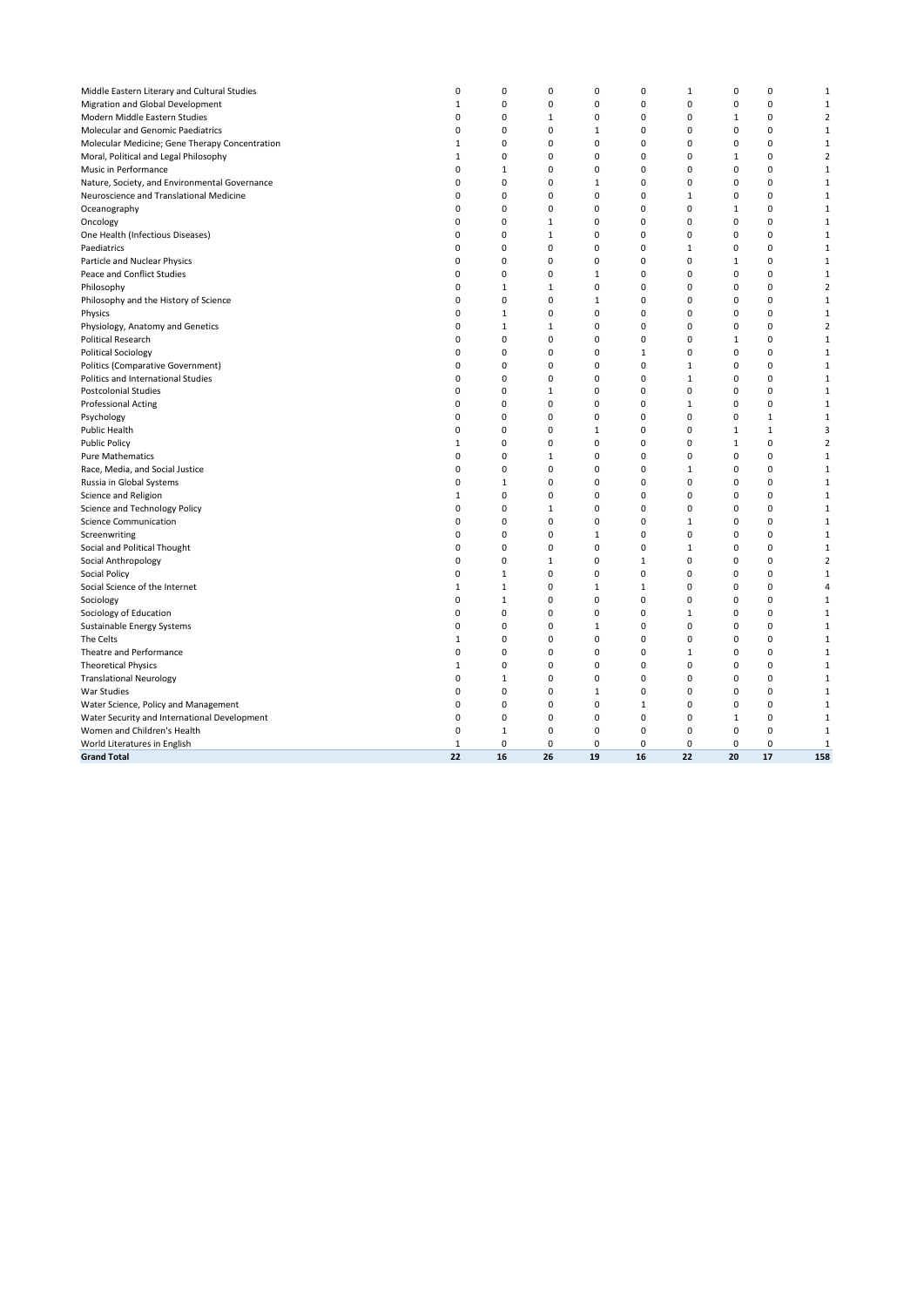| | | | | | | | | | |
|---|---|---|---|---|---|---|---|---|---|
| Middle Eastern Literary and Cultural Studies | 0 | 0 | 0 | 0 | 0 | 1 | 0 | 0 | 1 |
| Migration and Global Development | 1 | 0 | 0 | 0 | 0 | 0 | 0 | 0 | 1 |
| Modern Middle Eastern Studies | 0 | 0 | 1 | 0 | 0 | 0 | 1 | 0 | 2 |
| Molecular and Genomic Paediatrics | 0 | 0 | 0 | 1 | 0 | 0 | 0 | 0 | 1 |
| Molecular Medicine; Gene Therapy Concentration | 1 | 0 | 0 | 0 | 0 | 0 | 0 | 0 | 1 |
| Moral, Political and Legal Philosophy | 1 | 0 | 0 | 0 | 0 | 0 | 1 | 0 | 2 |
| Music in Performance | 0 | 1 | 0 | 0 | 0 | 0 | 0 | 0 | 1 |
| Nature, Society, and Environmental Governance | 0 | 0 | 0 | 1 | 0 | 0 | 0 | 0 | 1 |
| Neuroscience and Translational Medicine | 0 | 0 | 0 | 0 | 0 | 1 | 0 | 0 | 1 |
| Oceanography | 0 | 0 | 0 | 0 | 0 | 0 | 1 | 0 | 1 |
| Oncology | 0 | 0 | 1 | 0 | 0 | 0 | 0 | 0 | 1 |
| One Health (Infectious Diseases) | 0 | 0 | 1 | 0 | 0 | 0 | 0 | 0 | 1 |
| Paediatrics | 0 | 0 | 0 | 0 | 0 | 1 | 0 | 0 | 1 |
| Particle and Nuclear Physics | 0 | 0 | 0 | 0 | 0 | 0 | 1 | 0 | 1 |
| Peace and Conflict Studies | 0 | 0 | 0 | 1 | 0 | 0 | 0 | 0 | 1 |
| Philosophy | 0 | 1 | 1 | 0 | 0 | 0 | 0 | 0 | 2 |
| Philosophy and the History of Science | 0 | 0 | 0 | 1 | 0 | 0 | 0 | 0 | 1 |
| Physics | 0 | 1 | 0 | 0 | 0 | 0 | 0 | 0 | 1 |
| Physiology, Anatomy and Genetics | 0 | 1 | 1 | 0 | 0 | 0 | 0 | 0 | 2 |
| Political Research | 0 | 0 | 0 | 0 | 0 | 0 | 1 | 0 | 1 |
| Political Sociology | 0 | 0 | 0 | 0 | 1 | 0 | 0 | 0 | 1 |
| Politics (Comparative Government) | 0 | 0 | 0 | 0 | 0 | 1 | 0 | 0 | 1 |
| Politics and International Studies | 0 | 0 | 0 | 0 | 0 | 1 | 0 | 0 | 1 |
| Postcolonial Studies | 0 | 0 | 1 | 0 | 0 | 0 | 0 | 0 | 1 |
| Professional Acting | 0 | 0 | 0 | 0 | 0 | 1 | 0 | 0 | 1 |
| Psychology | 0 | 0 | 0 | 0 | 0 | 0 | 0 | 1 | 1 |
| Public Health | 0 | 0 | 0 | 1 | 0 | 0 | 1 | 1 | 3 |
| Public Policy | 1 | 0 | 0 | 0 | 0 | 0 | 1 | 0 | 2 |
| Pure Mathematics | 0 | 0 | 1 | 0 | 0 | 0 | 0 | 0 | 1 |
| Race, Media, and Social Justice | 0 | 0 | 0 | 0 | 0 | 1 | 0 | 0 | 1 |
| Russia in Global Systems | 0 | 1 | 0 | 0 | 0 | 0 | 0 | 0 | 1 |
| Science and Religion | 1 | 0 | 0 | 0 | 0 | 0 | 0 | 0 | 1 |
| Science and Technology Policy | 0 | 0 | 1 | 0 | 0 | 0 | 0 | 0 | 1 |
| Science Communication | 0 | 0 | 0 | 0 | 0 | 1 | 0 | 0 | 1 |
| Screenwriting | 0 | 0 | 0 | 1 | 0 | 0 | 0 | 0 | 1 |
| Social and Political Thought | 0 | 0 | 0 | 0 | 0 | 1 | 0 | 0 | 1 |
| Social Anthropology | 0 | 0 | 1 | 0 | 1 | 0 | 0 | 0 | 2 |
| Social Policy | 0 | 1 | 0 | 0 | 0 | 0 | 0 | 0 | 1 |
| Social Science of the Internet | 1 | 1 | 0 | 1 | 1 | 0 | 0 | 0 | 4 |
| Sociology | 0 | 1 | 0 | 0 | 0 | 0 | 0 | 0 | 1 |
| Sociology of Education | 0 | 0 | 0 | 0 | 0 | 1 | 0 | 0 | 1 |
| Sustainable Energy Systems | 0 | 0 | 0 | 1 | 0 | 0 | 0 | 0 | 1 |
| The Celts | 1 | 0 | 0 | 0 | 0 | 0 | 0 | 0 | 1 |
| Theatre and Performance | 0 | 0 | 0 | 0 | 0 | 1 | 0 | 0 | 1 |
| Theoretical Physics | 1 | 0 | 0 | 0 | 0 | 0 | 0 | 0 | 1 |
| Translational Neurology | 0 | 1 | 0 | 0 | 0 | 0 | 0 | 0 | 1 |
| War Studies | 0 | 0 | 0 | 1 | 0 | 0 | 0 | 0 | 1 |
| Water Science, Policy and Management | 0 | 0 | 0 | 0 | 1 | 0 | 0 | 0 | 1 |
| Water Security and International Development | 0 | 0 | 0 | 0 | 0 | 0 | 1 | 0 | 1 |
| Women and Children's Health | 0 | 1 | 0 | 0 | 0 | 0 | 0 | 0 | 1 |
| World Literatures in English | 1 | 0 | 0 | 0 | 0 | 0 | 0 | 0 | 1 |
| **Grand Total** | **22** | **16** | **26** | **19** | **16** | **22** | **20** | **17** | **158** |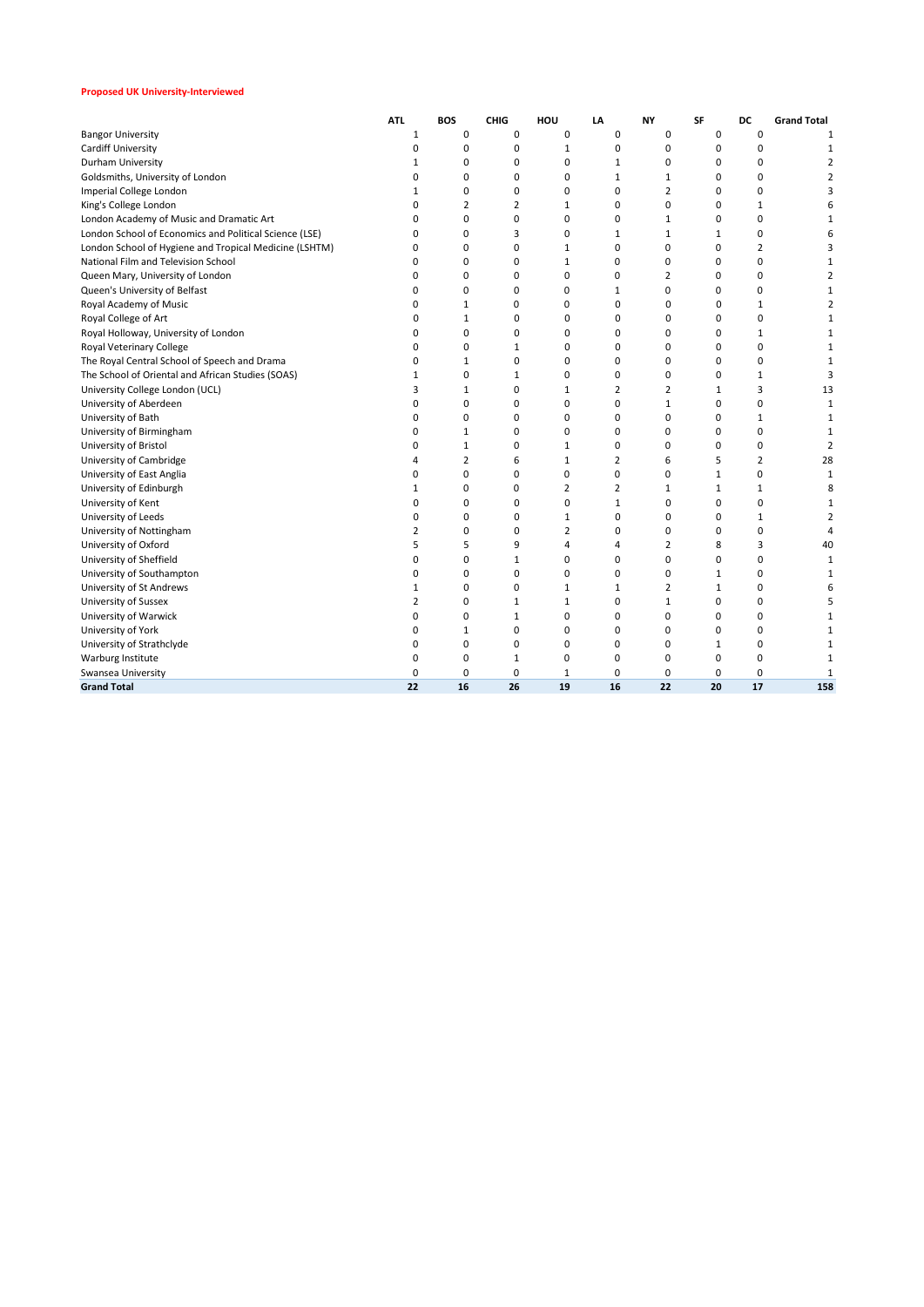**Proposed UK University-Interviewed**

| | ATL | BOS | CHIG | HOU | LA | NY | SF | DC | Grand Total |
|---|---|---|---|---|---|---|---|---|---|
| Bangor University | 1 | 0 | 0 | 0 | 0 | 0 | 0 | 0 | 1 |
| Cardiff University | 0 | 0 | 0 | 1 | 0 | 0 | 0 | 0 | 1 |
| Durham University | 1 | 0 | 0 | 0 | 1 | 0 | 0 | 0 | 2 |
| Goldsmiths, University of London | 0 | 0 | 0 | 0 | 1 | 1 | 0 | 0 | 2 |
| Imperial College London | 1 | 0 | 0 | 0 | 0 | 2 | 0 | 0 | 3 |
| King's College London | 0 | 2 | 2 | 1 | 0 | 0 | 0 | 1 | 6 |
| London Academy of Music and Dramatic Art | 0 | 0 | 0 | 0 | 0 | 1 | 0 | 0 | 1 |
| London School of Economics and Political Science (LSE) | 0 | 0 | 3 | 0 | 1 | 1 | 1 | 0 | 6 |
| London School of Hygiene and Tropical Medicine (LSHTM) | 0 | 0 | 0 | 1 | 0 | 0 | 0 | 2 | 3 |
| National Film and Television School | 0 | 0 | 0 | 1 | 0 | 0 | 0 | 0 | 1 |
| Queen Mary, University of London | 0 | 0 | 0 | 0 | 0 | 2 | 0 | 0 | 2 |
| Queen's University of Belfast | 0 | 0 | 0 | 0 | 1 | 0 | 0 | 0 | 1 |
| Royal Academy of Music | 0 | 1 | 0 | 0 | 0 | 0 | 0 | 1 | 2 |
| Royal College of Art | 0 | 1 | 0 | 0 | 0 | 0 | 0 | 0 | 1 |
| Royal Holloway, University of London | 0 | 0 | 0 | 0 | 0 | 0 | 0 | 1 | 1 |
| Royal Veterinary College | 0 | 0 | 1 | 0 | 0 | 0 | 0 | 0 | 1 |
| The Royal Central School of Speech and Drama | 0 | 1 | 0 | 0 | 0 | 0 | 0 | 0 | 1 |
| The School of Oriental and African Studies (SOAS) | 1 | 0 | 1 | 0 | 0 | 0 | 0 | 1 | 3 |
| University College London (UCL) | 3 | 1 | 0 | 1 | 2 | 2 | 1 | 3 | 13 |
| University of Aberdeen | 0 | 0 | 0 | 0 | 0 | 1 | 0 | 0 | 1 |
| University of Bath | 0 | 0 | 0 | 0 | 0 | 0 | 0 | 1 | 1 |
| University of Birmingham | 0 | 1 | 0 | 0 | 0 | 0 | 0 | 0 | 1 |
| University of Bristol | 0 | 1 | 0 | 1 | 0 | 0 | 0 | 0 | 2 |
| University of Cambridge | 4 | 2 | 6 | 1 | 2 | 6 | 5 | 2 | 28 |
| University of East Anglia | 0 | 0 | 0 | 0 | 0 | 0 | 1 | 0 | 1 |
| University of Edinburgh | 1 | 0 | 0 | 2 | 2 | 1 | 1 | 1 | 8 |
| University of Kent | 0 | 0 | 0 | 0 | 1 | 0 | 0 | 0 | 1 |
| University of Leeds | 0 | 0 | 0 | 1 | 0 | 0 | 0 | 1 | 2 |
| University of Nottingham | 2 | 0 | 0 | 2 | 0 | 0 | 0 | 0 | 4 |
| University of Oxford | 5 | 5 | 9 | 4 | 4 | 2 | 8 | 3 | 40 |
| University of Sheffield | 0 | 0 | 1 | 0 | 0 | 0 | 0 | 0 | 1 |
| University of Southampton | 0 | 0 | 0 | 0 | 0 | 0 | 1 | 0 | 1 |
| University of St Andrews | 1 | 0 | 0 | 1 | 1 | 2 | 1 | 0 | 6 |
| University of Sussex | 2 | 0 | 1 | 1 | 0 | 1 | 0 | 0 | 5 |
| University of Warwick | 0 | 0 | 1 | 0 | 0 | 0 | 0 | 0 | 1 |
| University of York | 0 | 1 | 0 | 0 | 0 | 0 | 0 | 0 | 1 |
| University of Strathclyde | 0 | 0 | 0 | 0 | 0 | 0 | 1 | 0 | 1 |
| Warburg Institute | 0 | 0 | 1 | 0 | 0 | 0 | 0 | 0 | 1 |
| Swansea University | 0 | 0 | 0 | 1 | 0 | 0 | 0 | 0 | 1 |
| **Grand Total** | **22** | **16** | **26** | **19** | **16** | **22** | **20** | **17** | **158** |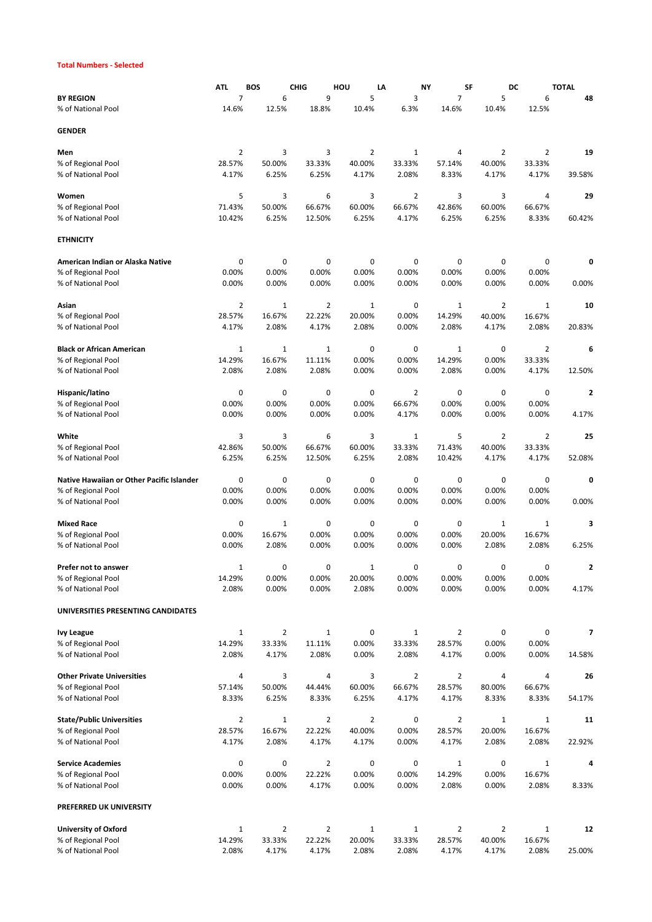**Total Numbers - Selected**

| | ATL | BOS | CHIG | HOU | LA | NY | SF | DC | TOTAL |
|---|---|---|---|---|---|---|---|---|---|
| **BY REGION** | 7 | 6 | 9 | 5 | 3 | 7 | 5 | 6 | **48** |
| % of National Pool | 14.6% | 12.5% | 18.8% | 10.4% | 6.3% | 14.6% | 10.4% | 12.5% | |
| **GENDER** | | | | | | | | | |
| **Men** | 2 | 3 | 3 | 2 | 1 | 4 | 2 | 2 | **19** |
| % of Regional Pool | 28.57% | 50.00% | 33.33% | 40.00% | 33.33% | 57.14% | 40.00% | 33.33% | |
| % of National Pool | 4.17% | 6.25% | 6.25% | 4.17% | 2.08% | 8.33% | 4.17% | 4.17% | 39.58% |
| **Women** | 5 | 3 | 6 | 3 | 2 | 3 | 3 | 4 | **29** |
| % of Regional Pool | 71.43% | 50.00% | 66.67% | 60.00% | 66.67% | 42.86% | 60.00% | 66.67% | |
| % of National Pool | 10.42% | 6.25% | 12.50% | 6.25% | 4.17% | 6.25% | 6.25% | 8.33% | 60.42% |
| **ETHNICITY** | | | | | | | | | |
| **American Indian or Alaska Native** | 0 | 0 | 0 | 0 | 0 | 0 | 0 | 0 | **0** |
| % of Regional Pool | 0.00% | 0.00% | 0.00% | 0.00% | 0.00% | 0.00% | 0.00% | 0.00% | |
| % of National Pool | 0.00% | 0.00% | 0.00% | 0.00% | 0.00% | 0.00% | 0.00% | 0.00% | 0.00% |
| **Asian** | 2 | 1 | 2 | 1 | 0 | 1 | 2 | 1 | **10** |
| % of Regional Pool | 28.57% | 16.67% | 22.22% | 20.00% | 0.00% | 14.29% | 40.00% | 16.67% | |
| % of National Pool | 4.17% | 2.08% | 4.17% | 2.08% | 0.00% | 2.08% | 4.17% | 2.08% | 20.83% |
| **Black or African American** | 1 | 1 | 1 | 0 | 0 | 1 | 0 | 2 | **6** |
| % of Regional Pool | 14.29% | 16.67% | 11.11% | 0.00% | 0.00% | 14.29% | 0.00% | 33.33% | |
| % of National Pool | 2.08% | 2.08% | 2.08% | 0.00% | 0.00% | 2.08% | 0.00% | 4.17% | 12.50% |
| **Hispanic/latino** | 0 | 0 | 0 | 0 | 2 | 0 | 0 | 0 | **2** |
| % of Regional Pool | 0.00% | 0.00% | 0.00% | 0.00% | 66.67% | 0.00% | 0.00% | 0.00% | |
| % of National Pool | 0.00% | 0.00% | 0.00% | 0.00% | 4.17% | 0.00% | 0.00% | 0.00% | 4.17% |
| **White** | 3 | 3 | 6 | 3 | 1 | 5 | 2 | 2 | **25** |
| % of Regional Pool | 42.86% | 50.00% | 66.67% | 60.00% | 33.33% | 71.43% | 40.00% | 33.33% | |
| % of National Pool | 6.25% | 6.25% | 12.50% | 6.25% | 2.08% | 10.42% | 4.17% | 4.17% | 52.08% |
| **Native Hawaiian or Other Pacific Islander** | 0 | 0 | 0 | 0 | 0 | 0 | 0 | 0 | **0** |
| % of Regional Pool | 0.00% | 0.00% | 0.00% | 0.00% | 0.00% | 0.00% | 0.00% | 0.00% | |
| % of National Pool | 0.00% | 0.00% | 0.00% | 0.00% | 0.00% | 0.00% | 0.00% | 0.00% | 0.00% |
| **Mixed Race** | 0 | 1 | 0 | 0 | 0 | 0 | 1 | 1 | **3** |
| % of Regional Pool | 0.00% | 16.67% | 0.00% | 0.00% | 0.00% | 0.00% | 20.00% | 16.67% | |
| % of National Pool | 0.00% | 2.08% | 0.00% | 0.00% | 0.00% | 0.00% | 2.08% | 2.08% | 6.25% |
| **Prefer not to answer** | 1 | 0 | 0 | 1 | 0 | 0 | 0 | 0 | **2** |
| % of Regional Pool | 14.29% | 0.00% | 0.00% | 20.00% | 0.00% | 0.00% | 0.00% | 0.00% | |
| % of National Pool | 2.08% | 0.00% | 0.00% | 2.08% | 0.00% | 0.00% | 0.00% | 0.00% | 4.17% |
| **UNIVERSITIES PRESENTING CANDIDATES** | | | | | | | | | |
| **Ivy League** | 1 | 2 | 1 | 0 | 1 | 2 | 0 | 0 | **7** |
| % of Regional Pool | 14.29% | 33.33% | 11.11% | 0.00% | 33.33% | 28.57% | 0.00% | 0.00% | |
| % of National Pool | 2.08% | 4.17% | 2.08% | 0.00% | 2.08% | 4.17% | 0.00% | 0.00% | 14.58% |
| **Other Private Universities** | 4 | 3 | 4 | 3 | 2 | 2 | 4 | 4 | **26** |
| % of Regional Pool | 57.14% | 50.00% | 44.44% | 60.00% | 66.67% | 28.57% | 80.00% | 66.67% | |
| % of National Pool | 8.33% | 6.25% | 8.33% | 6.25% | 4.17% | 4.17% | 8.33% | 8.33% | 54.17% |
| **State/Public Universities** | 2 | 1 | 2 | 2 | 0 | 2 | 1 | 1 | **11** |
| % of Regional Pool | 28.57% | 16.67% | 22.22% | 40.00% | 0.00% | 28.57% | 20.00% | 16.67% | |
| % of National Pool | 4.17% | 2.08% | 4.17% | 4.17% | 0.00% | 4.17% | 2.08% | 2.08% | 22.92% |
| **Service Academies** | 0 | 0 | 2 | 0 | 0 | 1 | 0 | 1 | **4** |
| % of Regional Pool | 0.00% | 0.00% | 22.22% | 0.00% | 0.00% | 14.29% | 0.00% | 16.67% | |
| % of National Pool | 0.00% | 0.00% | 4.17% | 0.00% | 0.00% | 2.08% | 0.00% | 2.08% | 8.33% |
| **PREFERRED UK UNIVERSITY** | | | | | | | | | |
| **University of Oxford** | 1 | 2 | 2 | 1 | 1 | 2 | 2 | 1 | **12** |
| % of Regional Pool | 14.29% | 33.33% | 22.22% | 20.00% | 33.33% | 28.57% | 40.00% | 16.67% | |
| % of National Pool | 2.08% | 4.17% | 4.17% | 2.08% | 2.08% | 4.17% | 4.17% | 2.08% | 25.00% |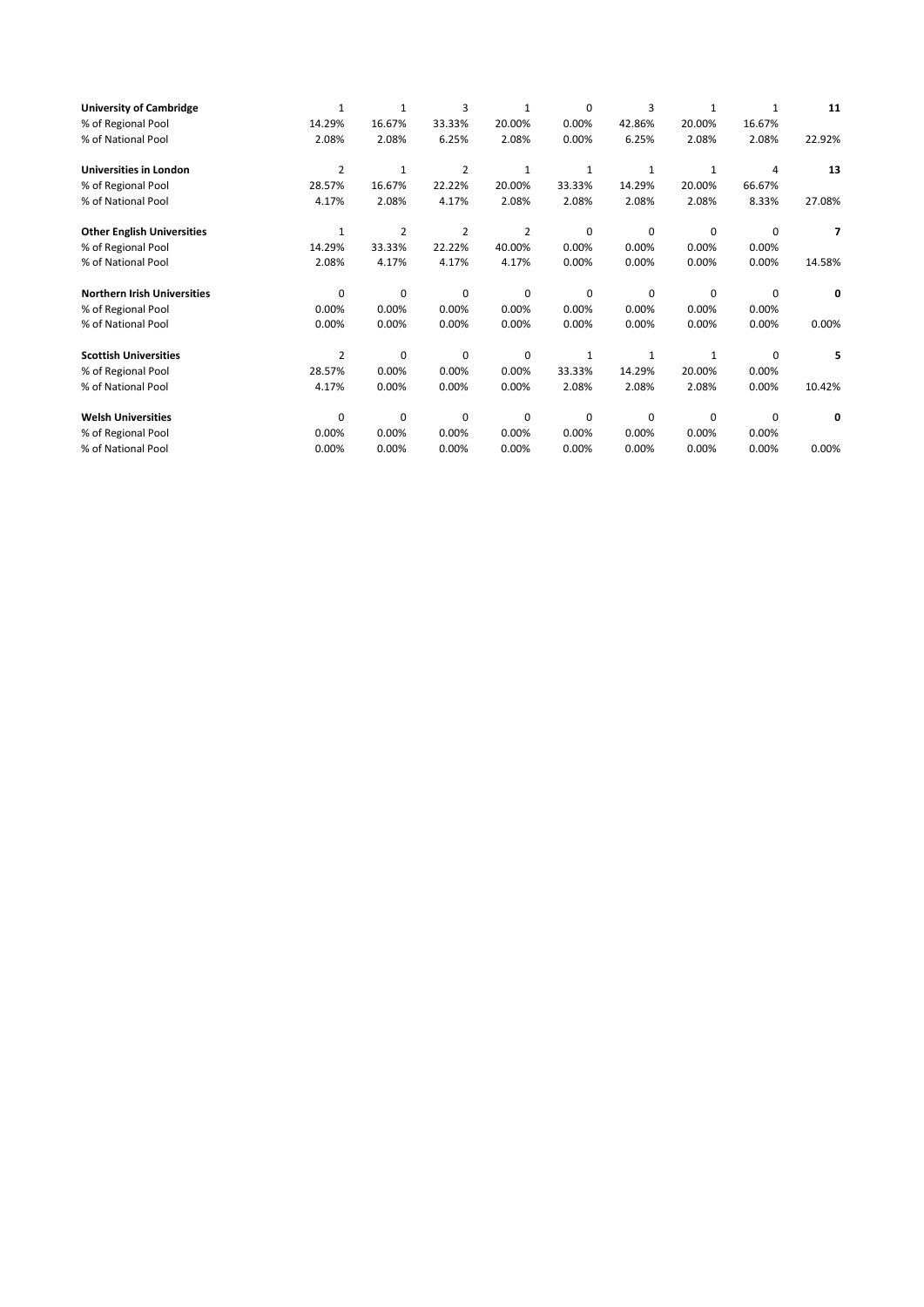| | | | | | | | | | |
|---|---|---|---|---|---|---|---|---|---|
| **University of Cambridge** | 1 | 1 | 3 | 1 | 0 | 3 | 1 | 1 | **11** |
| % of Regional Pool | 14.29% | 16.67% | 33.33% | 20.00% | 0.00% | 42.86% | 20.00% | 16.67% | |
| % of National Pool | 2.08% | 2.08% | 6.25% | 2.08% | 0.00% | 6.25% | 2.08% | 2.08% | 22.92% |
| | | | | | | | | | |
| **Universities in London** | 2 | 1 | 2 | 1 | 1 | 1 | 1 | 4 | **13** |
| % of Regional Pool | 28.57% | 16.67% | 22.22% | 20.00% | 33.33% | 14.29% | 20.00% | 66.67% | |
| % of National Pool | 4.17% | 2.08% | 4.17% | 2.08% | 2.08% | 2.08% | 2.08% | 8.33% | 27.08% |
| | | | | | | | | | |
| **Other English Universities** | 1 | 2 | 2 | 2 | 0 | 0 | 0 | 0 | **7** |
| % of Regional Pool | 14.29% | 33.33% | 22.22% | 40.00% | 0.00% | 0.00% | 0.00% | 0.00% | |
| % of National Pool | 2.08% | 4.17% | 4.17% | 4.17% | 0.00% | 0.00% | 0.00% | 0.00% | 14.58% |
| | | | | | | | | | |
| **Northern Irish Universities** | 0 | 0 | 0 | 0 | 0 | 0 | 0 | 0 | **0** |
| % of Regional Pool | 0.00% | 0.00% | 0.00% | 0.00% | 0.00% | 0.00% | 0.00% | 0.00% | |
| % of National Pool | 0.00% | 0.00% | 0.00% | 0.00% | 0.00% | 0.00% | 0.00% | 0.00% | 0.00% |
| | | | | | | | | | |
| **Scottish Universities** | 2 | 0 | 0 | 0 | 1 | 1 | 1 | 0 | **5** |
| % of Regional Pool | 28.57% | 0.00% | 0.00% | 0.00% | 33.33% | 14.29% | 20.00% | 0.00% | |
| % of National Pool | 4.17% | 0.00% | 0.00% | 0.00% | 2.08% | 2.08% | 2.08% | 0.00% | 10.42% |
| | | | | | | | | | |
| **Welsh Universities** | 0 | 0 | 0 | 0 | 0 | 0 | 0 | 0 | **0** |
| % of Regional Pool | 0.00% | 0.00% | 0.00% | 0.00% | 0.00% | 0.00% | 0.00% | 0.00% | |
| % of National Pool | 0.00% | 0.00% | 0.00% | 0.00% | 0.00% | 0.00% | 0.00% | 0.00% | 0.00% |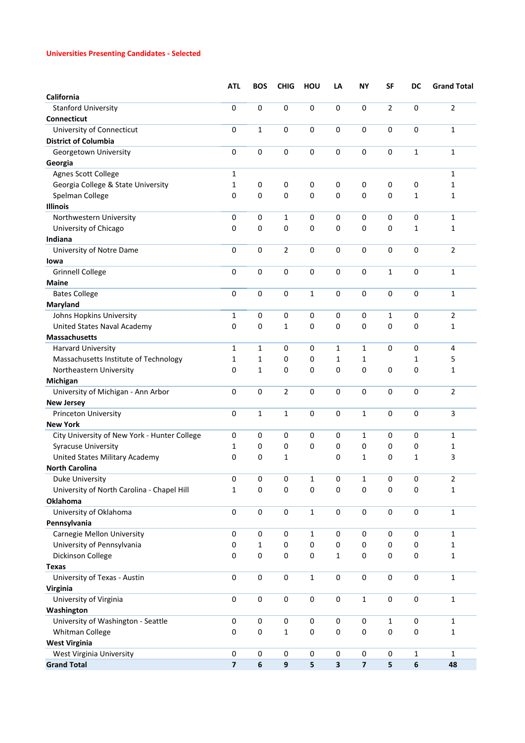**Universities Presenting Candidates - Selected**

| | ATL | BOS | CHIG | HOU | LA | NY | SF | DC | Grand Total |
|---|---|---|---|---|---|---|---|---|---|
| **California** | | | | | | | | | |
| Stanford University | 0 | 0 | 0 | 0 | 0 | 0 | 2 | 0 | 2 |
| **Connecticut** | | | | | | | | | |
| University of Connecticut | 0 | 1 | 0 | 0 | 0 | 0 | 0 | 0 | 1 |
| **District of Columbia** | | | | | | | | | |
| Georgetown University | 0 | 0 | 0 | 0 | 0 | 0 | 0 | 1 | 1 |
| **Georgia** | | | | | | | | | |
| Agnes Scott College | 1 | | | | | | | | 1 |
| Georgia College & State University | 1 | 0 | 0 | 0 | 0 | 0 | 0 | 0 | 1 |
| Spelman College | 0 | 0 | 0 | 0 | 0 | 0 | 0 | 1 | 1 |
| **Illinois** | | | | | | | | | |
| Northwestern University | 0 | 0 | 1 | 0 | 0 | 0 | 0 | 0 | 1 |
| University of Chicago | 0 | 0 | 0 | 0 | 0 | 0 | 0 | 1 | 1 |
| **Indiana** | | | | | | | | | |
| University of Notre Dame | 0 | 0 | 2 | 0 | 0 | 0 | 0 | 0 | 2 |
| **Iowa** | | | | | | | | | |
| Grinnell College | 0 | 0 | 0 | 0 | 0 | 0 | 1 | 0 | 1 |
| **Maine** | | | | | | | | | |
| Bates College | 0 | 0 | 0 | 1 | 0 | 0 | 0 | 0 | 1 |
| **Maryland** | | | | | | | | | |
| Johns Hopkins University | 1 | 0 | 0 | 0 | 0 | 0 | 1 | 0 | 2 |
| United States Naval Academy | 0 | 0 | 1 | 0 | 0 | 0 | 0 | 0 | 1 |
| **Massachusetts** | | | | | | | | | |
| Harvard University | 1 | 1 | 0 | 0 | 1 | 1 | 0 | 0 | 4 |
| Massachusetts Institute of Technology | 1 | 1 | 0 | 0 | 1 | 1 | | 1 | 5 |
| Northeastern University | 0 | 1 | 0 | 0 | 0 | 0 | 0 | 0 | 1 |
| **Michigan** | | | | | | | | | |
| University of Michigan - Ann Arbor | 0 | 0 | 2 | 0 | 0 | 0 | 0 | 0 | 2 |
| **New Jersey** | | | | | | | | | |
| Princeton University | 0 | 1 | 1 | 0 | 0 | 1 | 0 | 0 | 3 |
| **New York** | | | | | | | | | |
| City University of New York - Hunter College | 0 | 0 | 0 | 0 | 0 | 1 | 0 | 0 | 1 |
| Syracuse University | 1 | 0 | 0 | 0 | 0 | 0 | 0 | 0 | 1 |
| United States Military Academy | 0 | 0 | 1 | | 0 | 1 | 0 | 1 | 3 |
| **North Carolina** | | | | | | | | | |
| Duke University | 0 | 0 | 0 | 1 | 0 | 1 | 0 | 0 | 2 |
| University of North Carolina - Chapel Hill | 1 | 0 | 0 | 0 | 0 | 0 | 0 | 0 | 1 |
| **Oklahoma** | | | | | | | | | |
| University of Oklahoma | 0 | 0 | 0 | 1 | 0 | 0 | 0 | 0 | 1 |
| **Pennsylvania** | | | | | | | | | |
| Carnegie Mellon University | 0 | 0 | 0 | 1 | 0 | 0 | 0 | 0 | 1 |
| University of Pennsylvania | 0 | 1 | 0 | 0 | 0 | 0 | 0 | 0 | 1 |
| Dickinson College | 0 | 0 | 0 | 0 | 1 | 0 | 0 | 0 | 1 |
| **Texas** | | | | | | | | | |
| University of Texas - Austin | 0 | 0 | 0 | 1 | 0 | 0 | 0 | 0 | 1 |
| **Virginia** | | | | | | | | | |
| University of Virginia | 0 | 0 | 0 | 0 | 0 | 1 | 0 | 0 | 1 |
| **Washington** | | | | | | | | | |
| University of Washington - Seattle | 0 | 0 | 0 | 0 | 0 | 0 | 1 | 0 | 1 |
| Whitman College | 0 | 0 | 1 | 0 | 0 | 0 | 0 | 0 | 1 |
| **West Virginia** | | | | | | | | | |
| West Virginia University | 0 | 0 | 0 | 0 | 0 | 0 | 0 | 1 | 1 |
| **Grand Total** | **7** | **6** | **9** | **5** | **3** | **7** | **5** | **6** | **48** |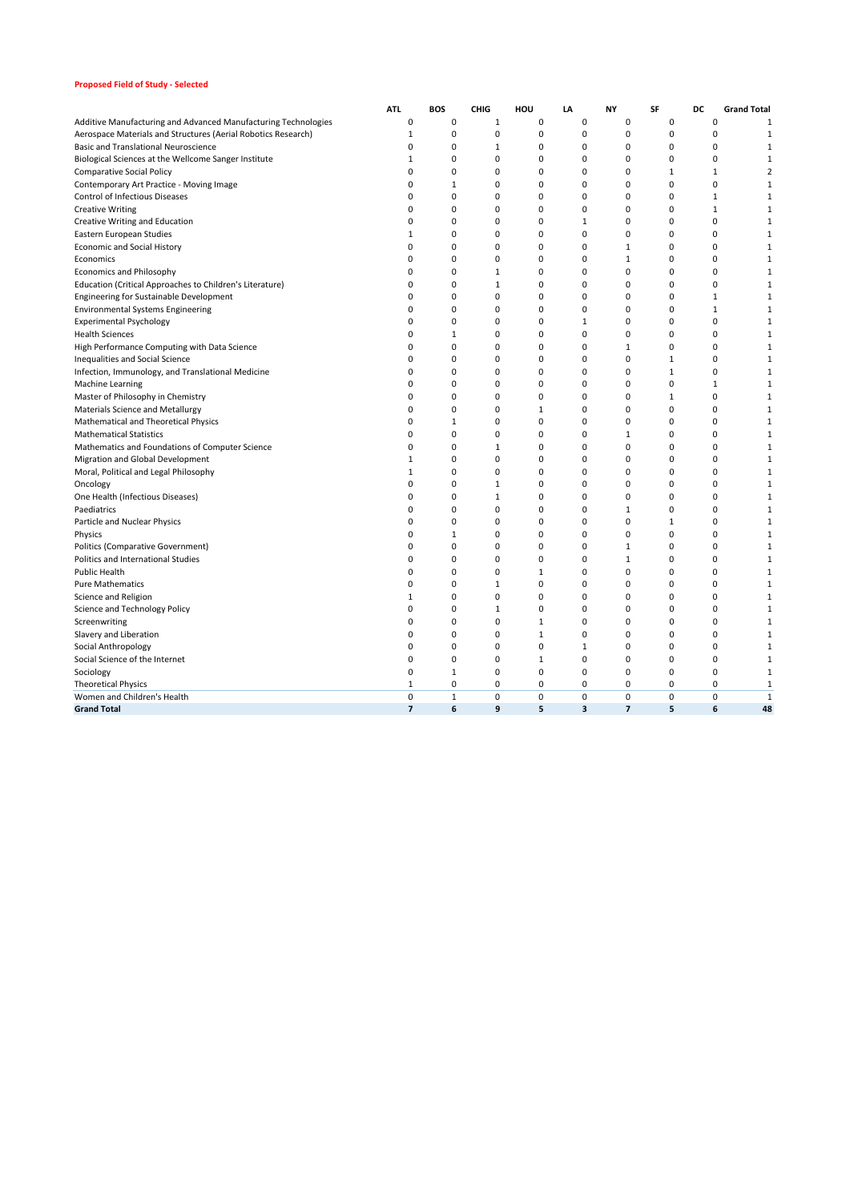**Proposed Field of Study - Selected**

| | ATL | BOS | CHIG | HOU | LA | NY | SF | DC | Grand Total |
|---|---|---|---|---|---|---|---|---|---|
| Additive Manufacturing and Advanced Manufacturing Technologies | 0 | 0 | 1 | 0 | 0 | 0 | 0 | 0 | 1 |
| Aerospace Materials and Structures (Aerial Robotics Research) | 1 | 0 | 0 | 0 | 0 | 0 | 0 | 0 | 1 |
| Basic and Translational Neuroscience | 0 | 0 | 1 | 0 | 0 | 0 | 0 | 0 | 1 |
| Biological Sciences at the Wellcome Sanger Institute | 1 | 0 | 0 | 0 | 0 | 0 | 0 | 0 | 1 |
| Comparative Social Policy | 0 | 0 | 0 | 0 | 0 | 0 | 1 | 1 | 2 |
| Contemporary Art Practice - Moving Image | 0 | 1 | 0 | 0 | 0 | 0 | 0 | 0 | 1 |
| Control of Infectious Diseases | 0 | 0 | 0 | 0 | 0 | 0 | 0 | 1 | 1 |
| Creative Writing | 0 | 0 | 0 | 0 | 0 | 0 | 0 | 1 | 1 |
| Creative Writing and Education | 0 | 0 | 0 | 0 | 1 | 0 | 0 | 0 | 1 |
| Eastern European Studies | 1 | 0 | 0 | 0 | 0 | 0 | 0 | 0 | 1 |
| Economic and Social History | 0 | 0 | 0 | 0 | 0 | 1 | 0 | 0 | 1 |
| Economics | 0 | 0 | 0 | 0 | 0 | 1 | 0 | 0 | 1 |
| Economics and Philosophy | 0 | 0 | 1 | 0 | 0 | 0 | 0 | 0 | 1 |
| Education (Critical Approaches to Children's Literature) | 0 | 0 | 1 | 0 | 0 | 0 | 0 | 0 | 1 |
| Engineering for Sustainable Development | 0 | 0 | 0 | 0 | 0 | 0 | 0 | 1 | 1 |
| Environmental Systems Engineering | 0 | 0 | 0 | 0 | 0 | 0 | 0 | 1 | 1 |
| Experimental Psychology | 0 | 0 | 0 | 0 | 1 | 0 | 0 | 0 | 1 |
| Health Sciences | 0 | 1 | 0 | 0 | 0 | 0 | 0 | 0 | 1 |
| High Performance Computing with Data Science | 0 | 0 | 0 | 0 | 0 | 1 | 0 | 0 | 1 |
| Inequalities and Social Science | 0 | 0 | 0 | 0 | 0 | 0 | 1 | 0 | 1 |
| Infection, Immunology, and Translational Medicine | 0 | 0 | 0 | 0 | 0 | 0 | 1 | 0 | 1 |
| Machine Learning | 0 | 0 | 0 | 0 | 0 | 0 | 0 | 1 | 1 |
| Master of Philosophy in Chemistry | 0 | 0 | 0 | 0 | 0 | 0 | 1 | 0 | 1 |
| Materials Science and Metallurgy | 0 | 0 | 0 | 1 | 0 | 0 | 0 | 0 | 1 |
| Mathematical and Theoretical Physics | 0 | 1 | 0 | 0 | 0 | 0 | 0 | 0 | 1 |
| Mathematical Statistics | 0 | 0 | 0 | 0 | 0 | 1 | 0 | 0 | 1 |
| Mathematics and Foundations of Computer Science | 0 | 0 | 1 | 0 | 0 | 0 | 0 | 0 | 1 |
| Migration and Global Development | 1 | 0 | 0 | 0 | 0 | 0 | 0 | 0 | 1 |
| Moral, Political and Legal Philosophy | 1 | 0 | 0 | 0 | 0 | 0 | 0 | 0 | 1 |
| Oncology | 0 | 0 | 1 | 0 | 0 | 0 | 0 | 0 | 1 |
| One Health (Infectious Diseases) | 0 | 0 | 1 | 0 | 0 | 0 | 0 | 0 | 1 |
| Paediatrics | 0 | 0 | 0 | 0 | 0 | 1 | 0 | 0 | 1 |
| Particle and Nuclear Physics | 0 | 0 | 0 | 0 | 0 | 0 | 1 | 0 | 1 |
| Physics | 0 | 1 | 0 | 0 | 0 | 0 | 0 | 0 | 1 |
| Politics (Comparative Government) | 0 | 0 | 0 | 0 | 0 | 1 | 0 | 0 | 1 |
| Politics and International Studies | 0 | 0 | 0 | 0 | 0 | 1 | 0 | 0 | 1 |
| Public Health | 0 | 0 | 0 | 1 | 0 | 0 | 0 | 0 | 1 |
| Pure Mathematics | 0 | 0 | 1 | 0 | 0 | 0 | 0 | 0 | 1 |
| Science and Religion | 1 | 0 | 0 | 0 | 0 | 0 | 0 | 0 | 1 |
| Science and Technology Policy | 0 | 0 | 1 | 0 | 0 | 0 | 0 | 0 | 1 |
| Screenwriting | 0 | 0 | 0 | 1 | 0 | 0 | 0 | 0 | 1 |
| Slavery and Liberation | 0 | 0 | 0 | 1 | 0 | 0 | 0 | 0 | 1 |
| Social Anthropology | 0 | 0 | 0 | 0 | 1 | 0 | 0 | 0 | 1 |
| Social Science of the Internet | 0 | 0 | 0 | 1 | 0 | 0 | 0 | 0 | 1 |
| Sociology | 0 | 1 | 0 | 0 | 0 | 0 | 0 | 0 | 1 |
| Theoretical Physics | 1 | 0 | 0 | 0 | 0 | 0 | 0 | 0 | 1 |
| Women and Children's Health | 0 | 1 | 0 | 0 | 0 | 0 | 0 | 0 | 1 |
| **Grand Total** | **7** | **6** | **9** | **5** | **3** | **7** | **5** | **6** | **48** |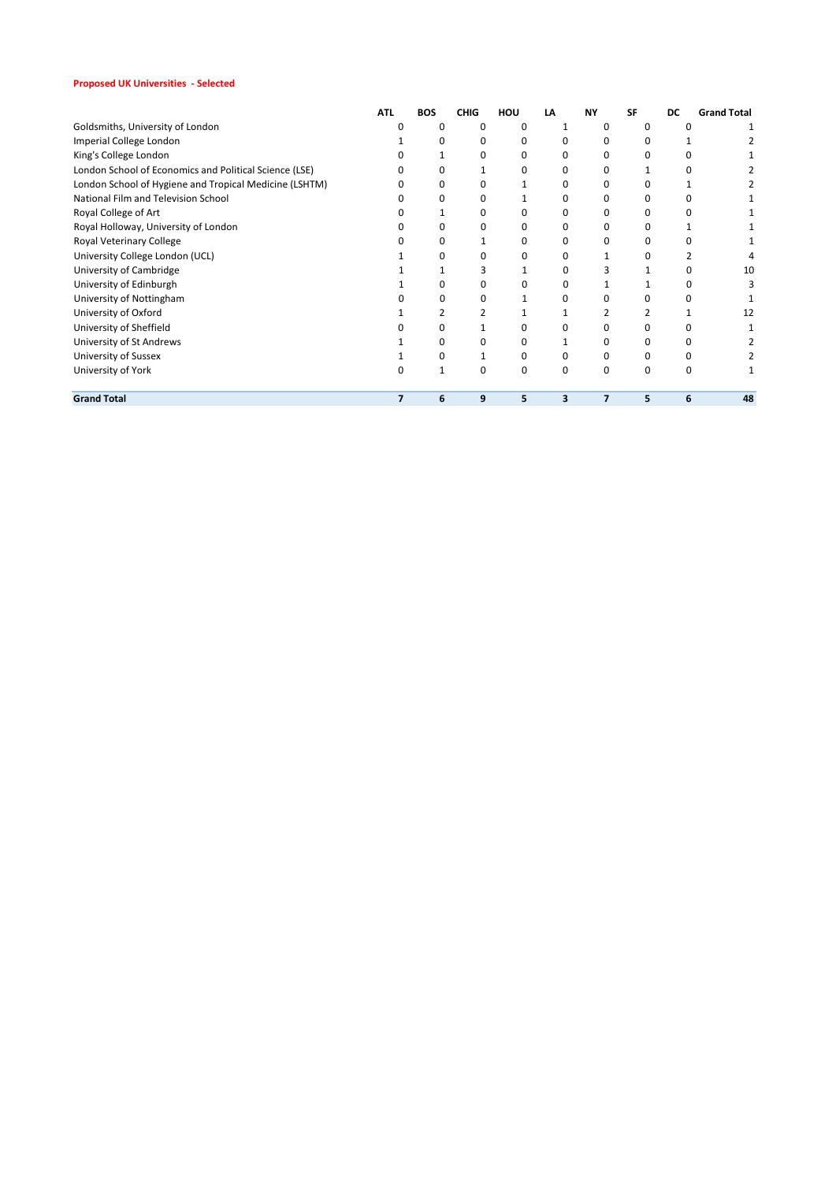**Proposed UK Universities - Selected**

| | ATL | BOS | CHIG | HOU | LA | NY | SF | DC | Grand Total |
|---|---|---|---|---|---|---|---|---|---|
| Goldsmiths, University of London | 0 | 0 | 0 | 0 | 1 | 0 | 0 | 0 | 1 |
| Imperial College London | 1 | 0 | 0 | 0 | 0 | 0 | 0 | 1 | 2 |
| King's College London | 0 | 1 | 0 | 0 | 0 | 0 | 0 | 0 | 1 |
| London School of Economics and Political Science (LSE) | 0 | 0 | 1 | 0 | 0 | 0 | 1 | 0 | 2 |
| London School of Hygiene and Tropical Medicine (LSHTM) | 0 | 0 | 0 | 1 | 0 | 0 | 0 | 1 | 2 |
| National Film and Television School | 0 | 0 | 0 | 1 | 0 | 0 | 0 | 0 | 1 |
| Royal College of Art | 0 | 1 | 0 | 0 | 0 | 0 | 0 | 0 | 1 |
| Royal Holloway, University of London | 0 | 0 | 0 | 0 | 0 | 0 | 0 | 1 | 1 |
| Royal Veterinary College | 0 | 0 | 1 | 0 | 0 | 0 | 0 | 0 | 1 |
| University College London (UCL) | 1 | 0 | 0 | 0 | 0 | 1 | 0 | 2 | 4 |
| University of Cambridge | 1 | 1 | 3 | 1 | 0 | 3 | 1 | 0 | 10 |
| University of Edinburgh | 1 | 0 | 0 | 0 | 0 | 1 | 1 | 0 | 3 |
| University of Nottingham | 0 | 0 | 0 | 1 | 0 | 0 | 0 | 0 | 1 |
| University of Oxford | 1 | 2 | 2 | 1 | 1 | 2 | 2 | 1 | 12 |
| University of Sheffield | 0 | 0 | 1 | 0 | 0 | 0 | 0 | 0 | 1 |
| University of St Andrews | 1 | 0 | 0 | 0 | 1 | 0 | 0 | 0 | 2 |
| University of Sussex | 1 | 0 | 1 | 0 | 0 | 0 | 0 | 0 | 2 |
| University of York | 0 | 1 | 0 | 0 | 0 | 0 | 0 | 0 | 1 |
| **Grand Total** | **7** | **6** | **9** | **5** | **3** | **7** | **5** | **6** | **48** |